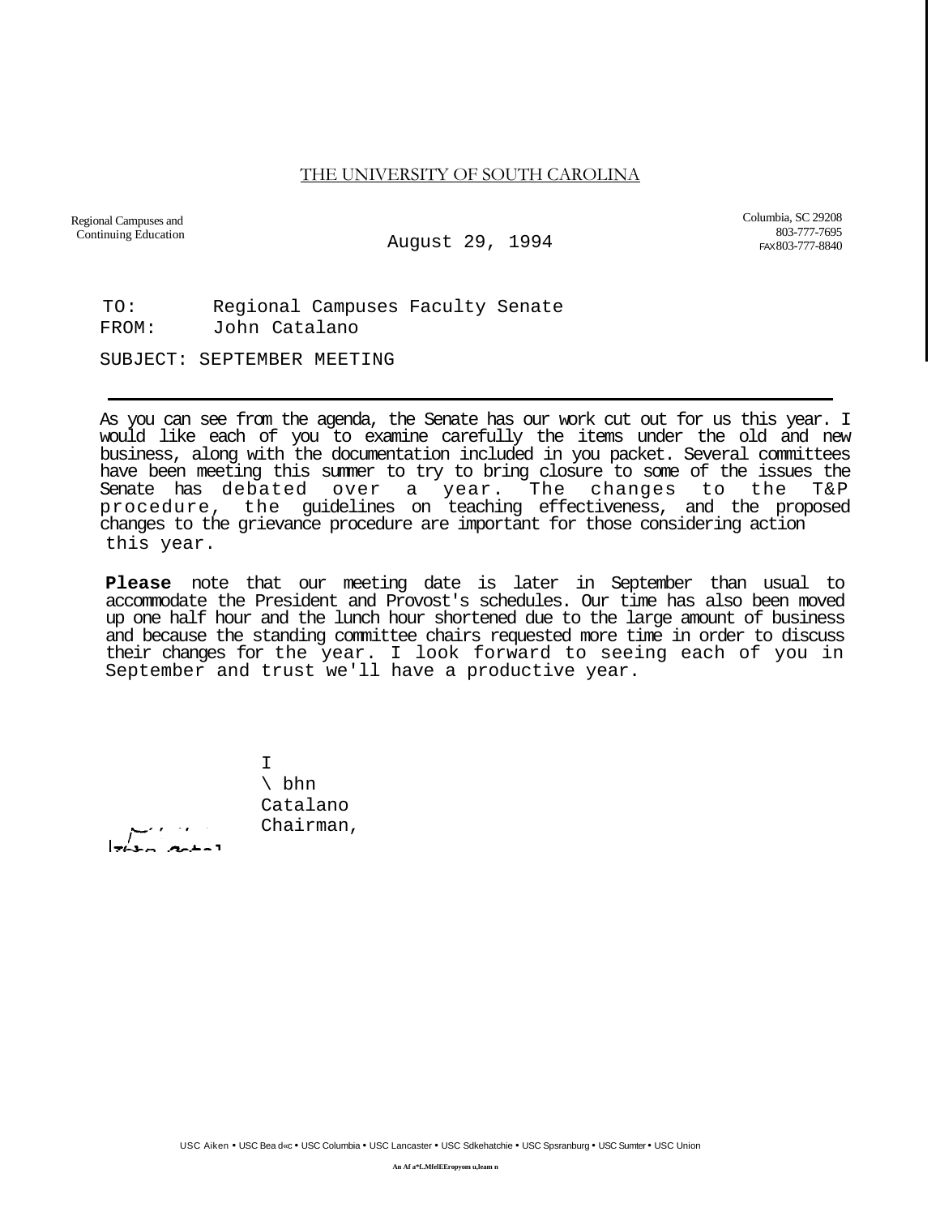THE UNIVERSITY OF SOUTH CAROLINA

Regional Campuses and
Continuing Education

Columbia, SC 29208
803-777-7695
FAX 803-777-8840

August 29, 1994

TO: Regional Campuses Faculty Senate
FROM: John Catalano

SUBJECT: SEPTEMBER MEETING

---

As you can see from the agenda, the Senate has our work cut out for us this year. I would like each of you to examine carefully the items under the old and new business, along with the documentation included in you packet. Several committees have been meeting this summer to try to bring closure to some of the issues the Senate has debated over a year. The changes to the T&P procedure, the guidelines on teaching effectiveness, and the proposed changes to the grievance procedure are important for those considering action this year.

**Please** note that our meeting date is later in September than usual to accommodate the President and Provost's schedules. Our time has also been moved up one half hour and the lunch hour shortened due to the large amount of business and because the standing committee chairs requested more time in order to discuss their changes for the year. I look forward to seeing each of you in September and trust we'll have a productive year.

I
\ bhn
Catalano
Chairman,

USC Aiken • USC Bea d«c • USC Columbia • USC Lancaster • USC Sdkehatchie • USC Spsranburg • USC Sumter • USC Union

An Af a*f..MfelEEropyom u,leam n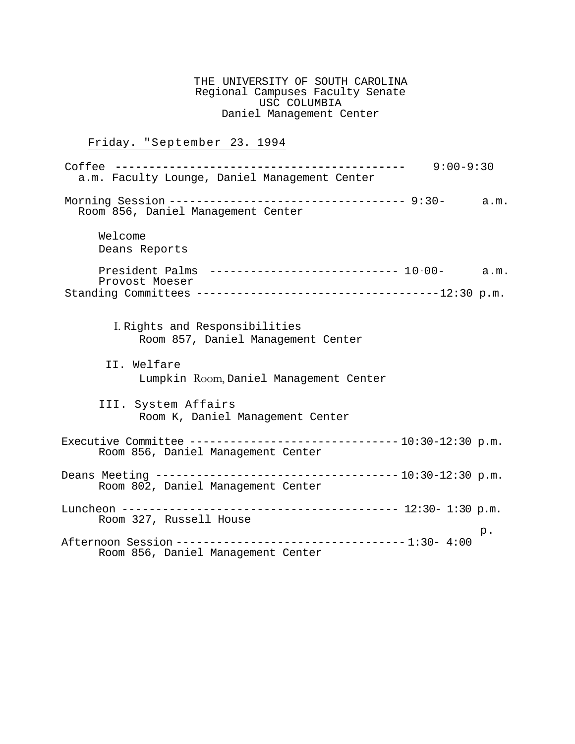THE UNIVERSITY OF SOUTH CAROLINA
Regional Campuses Faculty Senate
USC COLUMBIA
Daniel Management Center

Friday. "September 23. 1994

Coffee -------------------------------------------- 9:00-9:30 a.m. Faculty Lounge, Daniel Management Center

Morning Session ------------------------------------ 9:30- a.m.
Room 856, Daniel Management Center

Welcome
Deans Reports

President Palms ---------------------------- 10·00- a.m.
Provost Moeser
Standing Committees ------------------------------------12:30 p.m.

I. Rights and Responsibilities
Room 857, Daniel Management Center

II. Welfare
Lumpkin Room, Daniel Management Center

III. System Affairs
Room K, Daniel Management Center

Executive Committee --------------------------------10:30-12:30 p.m.
Room 856, Daniel Management Center

Deans Meeting --------------------------------------10:30-12:30 p.m.
Room 802, Daniel Management Center

Luncheon ---------------------------------------- 12:30- 1:30 p.m.
Room 327, Russell House

Afternoon Session ---------------------------------1:30- 4:00 p.
Room 856, Daniel Management Center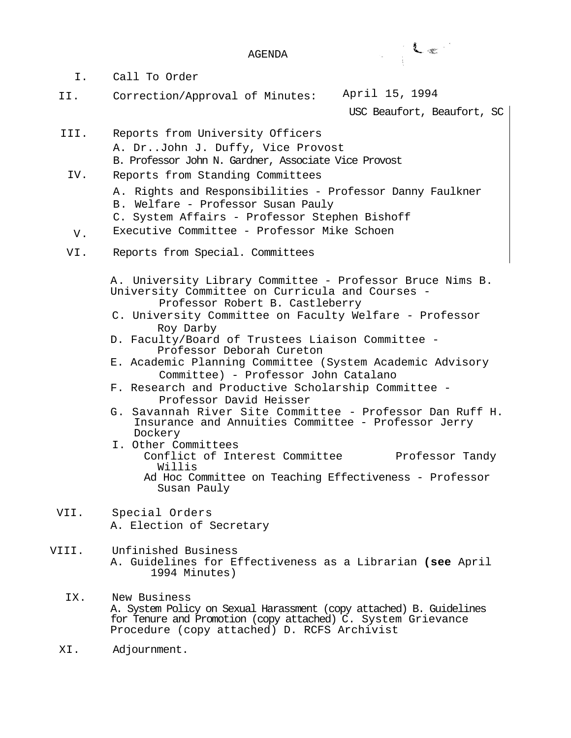# AGENDA

I. Call To Order

II. Correction/Approval of Minutes: April 15, 1994
USC Beaufort, Beaufort, SC

III. Reports from University Officers
   A. Dr..John J. Duffy, Vice Provost
   B. Professor John N. Gardner, Associate Vice Provost

IV. Reports from Standing Committees
   A. Rights and Responsibilities - Professor Danny Faulkner
   B. Welfare - Professor Susan Pauly
   C. System Affairs - Professor Stephen Bishoff

V. Executive Committee - Professor Mike Schoen

VI. Reports from Special. Committees
   A. University Library Committee - Professor Bruce Nims
   B. University Committee on Curricula and Courses - Professor Robert B. Castleberry
   C. University Committee on Faculty Welfare - Professor Roy Darby
   D. Faculty/Board of Trustees Liaison Committee - Professor Deborah Cureton
   E. Academic Planning Committee (System Academic Advisory Committee) - Professor John Catalano
   F. Research and Productive Scholarship Committee - Professor David Heisser
   G. Savannah River Site Committee - Professor Dan Ruff
   H. Insurance and Annuities Committee - Professor Jerry Dockery
   I. Other Committees
      Conflict of Interest Committee  Professor Tandy Willis
      Ad Hoc Committee on Teaching Effectiveness - Professor Susan Pauly

VII. Special Orders
   A. Election of Secretary

VIII. Unfinished Business
   A. Guidelines for Effectiveness as a Librarian **(see** April 1994 Minutes)

IX. New Business
   A. System Policy on Sexual Harassment (copy attached)
   B. Guidelines for Tenure and Promotion (copy attached)
   C. System Grievance Procedure (copy attached)
   D. RCFS Archivist

XI. Adjournment.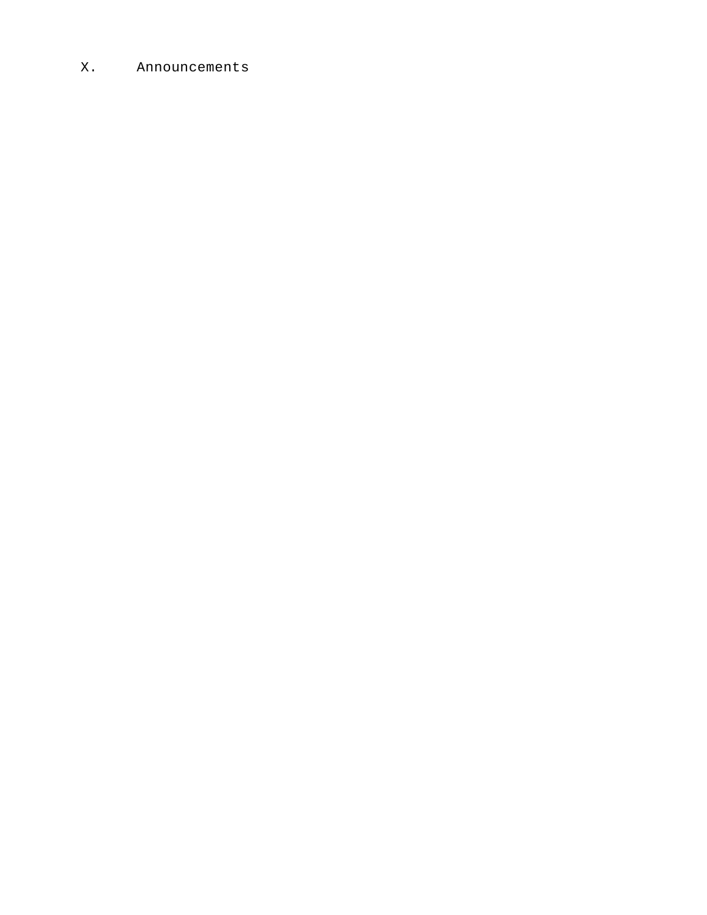X. Announcements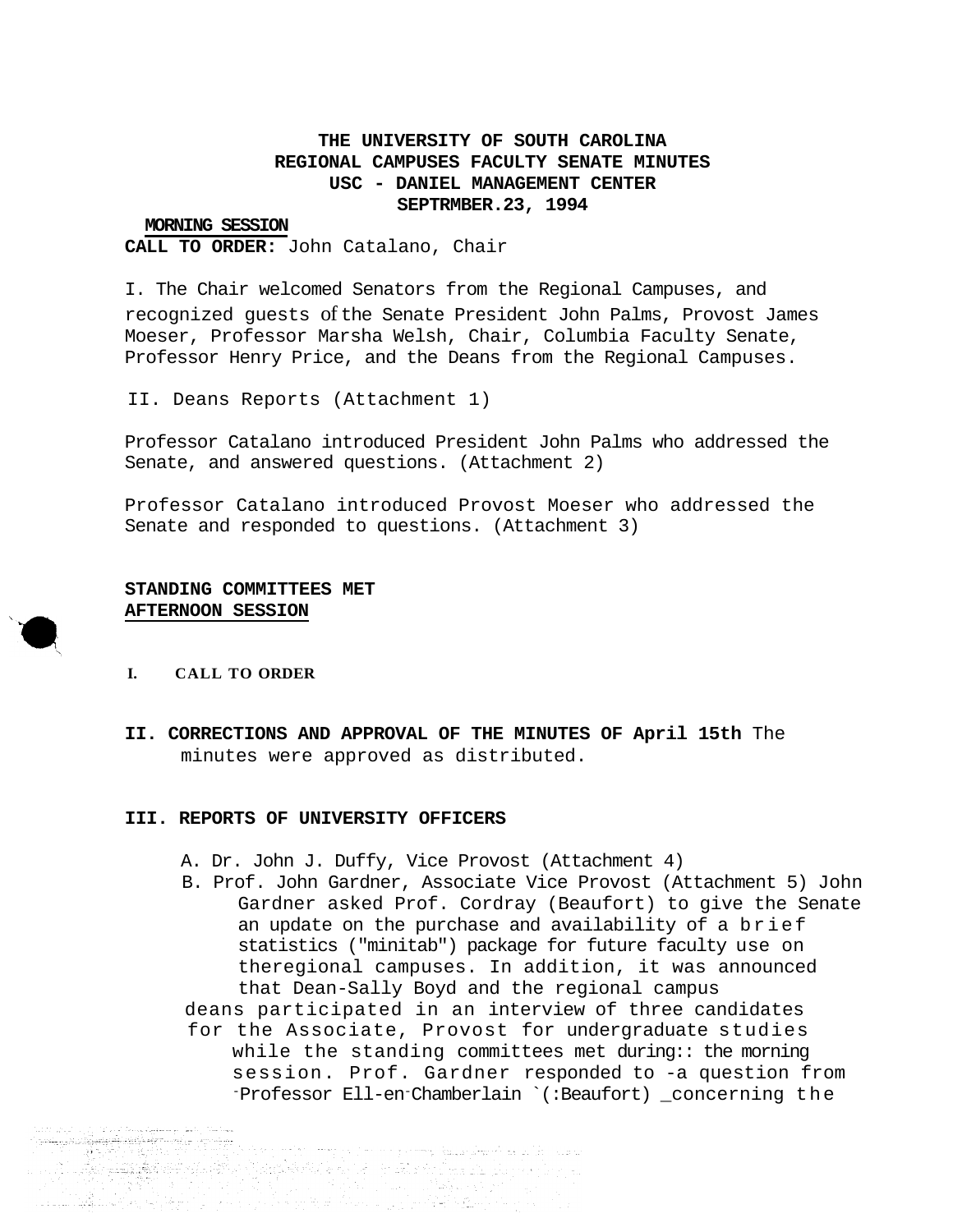**THE UNIVERSITY OF SOUTH CAROLINA**
**REGIONAL CAMPUSES FACULTY SENATE MINUTES**
**USC - DANIEL MANAGEMENT CENTER**
**SEPTRMBER.23, 1994**

**MORNING SESSION**

**CALL TO ORDER:** John Catalano, Chair

I. The Chair welcomed Senators from the Regional Campuses, and recognized guests of the Senate President John Palms, Provost James Moeser, Professor Marsha Welsh, Chair, Columbia Faculty Senate, Professor Henry Price, and the Deans from the Regional Campuses.

II. Deans Reports (Attachment 1)

Professor Catalano introduced President John Palms who addressed the Senate, and answered questions. (Attachment 2)

Professor Catalano introduced Provost Moeser who addressed the Senate and responded to questions. (Attachment 3)

**STANDING COMMITTEES MET**

**AFTERNOON SESSION**

**I. CALL TO ORDER**

**II. CORRECTIONS AND APPROVAL OF THE MINUTES OF April 15th** The minutes were approved as distributed.

**III. REPORTS OF UNIVERSITY OFFICERS**

A. Dr. John J. Duffy, Vice Provost (Attachment 4)

B. Prof. John Gardner, Associate Vice Provost (Attachment 5) John Gardner asked Prof. Cordray (Beaufort) to give the Senate an update on the purchase and availability of a brief statistics ("minitab") package for future faculty use on theregional campuses. In addition, it was announced that Dean-Sally Boyd and the regional campus deans participated in an interview of three candidates for the Associate, Provost for undergraduate studies while the standing committees met during:: the morning session. Prof. Gardner responded to -a question from -Professor Ell-en-Chamberlain `(:Beaufort) _concerning the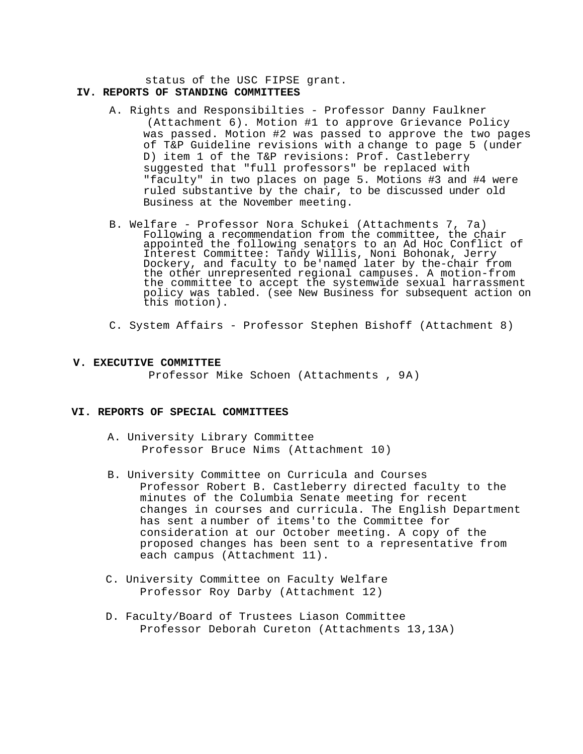status of the USC FIPSE grant.

## IV. REPORTS OF STANDING COMMITTEES

A. Rights and Responsibilties - Professor Danny Faulkner (Attachment 6). Motion #1 to approve Grievance Policy was passed. Motion #2 was passed to approve the two pages of T&P Guideline revisions with a change to page 5 (under D) item 1 of the T&P revisions: Prof. Castleberry suggested that "full professors" be replaced with "faculty" in two places on page 5. Motions #3 and #4 were ruled substantive by the chair, to be discussed under old Business at the November meeting.

B. Welfare - Professor Nora Schukei (Attachments 7, 7a) Following a recommendation from the committee, the chair appointed the following senators to an Ad Hoc Conflict of Interest Committee: Tandy Willis, Noni Bohonak, Jerry Dockery, and faculty to be'named later by the-chair from the other unrepresented regional campuses. A motion-from the committee to accept the systemwide sexual harrassment policy was tabled. (see New Business for subsequent action on this motion).

C. System Affairs - Professor Stephen Bishoff (Attachment 8)

## V. EXECUTIVE COMMITTEE

Professor Mike Schoen (Attachments , 9A)

## VI. REPORTS OF SPECIAL COMMITTEES

A. University Library Committee
Professor Bruce Nims (Attachment 10)

B. University Committee on Curricula and Courses
Professor Robert B. Castleberry directed faculty to the minutes of the Columbia Senate meeting for recent changes in courses and curricula. The English Department has sent a number of items'to the Committee for consideration at our October meeting. A copy of the proposed changes has been sent to a representative from each campus (Attachment 11).

C. University Committee on Faculty Welfare
Professor Roy Darby (Attachment 12)

D. Faculty/Board of Trustees Liason Committee
Professor Deborah Cureton (Attachments 13,13A)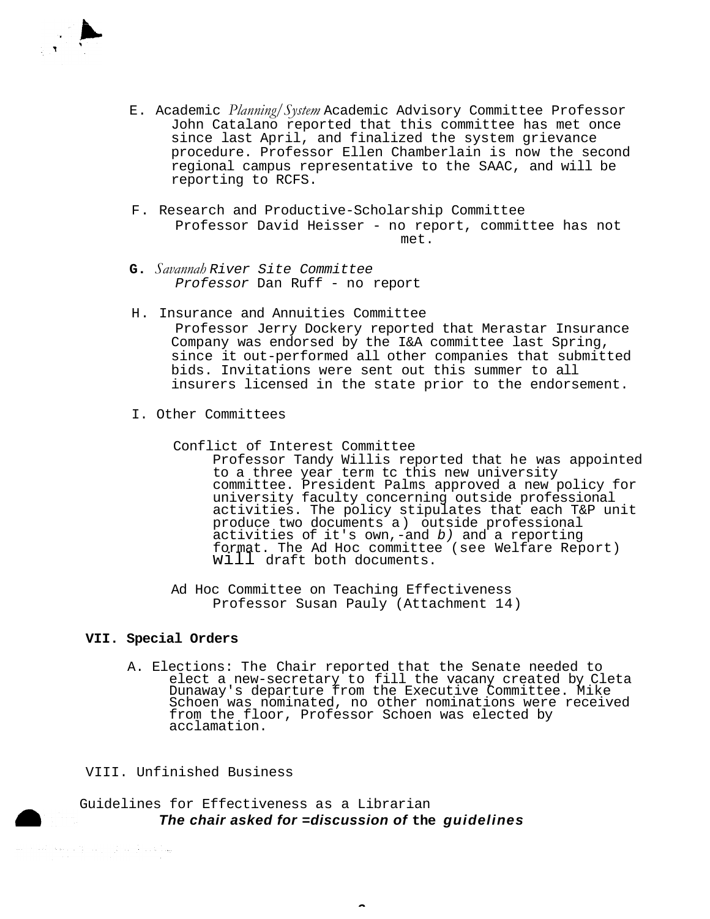E. Academic *Planning/System* Academic Advisory Committee Professor John Catalano reported that this committee has met once since last April, and finalized the system grievance procedure. Professor Ellen Chamberlain is now the second regional campus representative to the SAAC, and will be reporting to RCFS.

F. Research and Productive-Scholarship Committee
Professor David Heisser - no report, committee has not met.

**G.** *Savannah River Site Committee*
*Professor* Dan Ruff - no report

H. Insurance and Annuities Committee
Professor Jerry Dockery reported that Merastar Insurance Company was endorsed by the I&A committee last Spring, since it out-performed all other companies that submitted bids. Invitations were sent out this summer to all insurers licensed in the state prior to the endorsement.

I. Other Committees

Conflict of Interest Committee
Professor Tandy Willis reported that he was appointed to a three year term tc this new university committee. President Palms approved a new policy for university faculty concerning outside professional activities. The policy stipulates that each T&P unit produce two documents a) outside professional activities of it's own,-and *b)* and a reporting format. The Ad Hoc committee (see Welfare Report) will draft both documents.

Ad Hoc Committee on Teaching Effectiveness
Professor Susan Pauly (Attachment 14)

## VII. Special Orders

A. Elections: The Chair reported that the Senate needed to elect a new-secretary to fill the vacany created by Cleta Dunaway's departure from the Executive Committee. Mike Schoen was nominated, no other nominations were received from the floor, Professor Schoen was elected by acclamation.

## VIII. Unfinished Business

Guidelines for Effectiveness as a Librarian
***The chair asked for =discussion of* the *guidelines***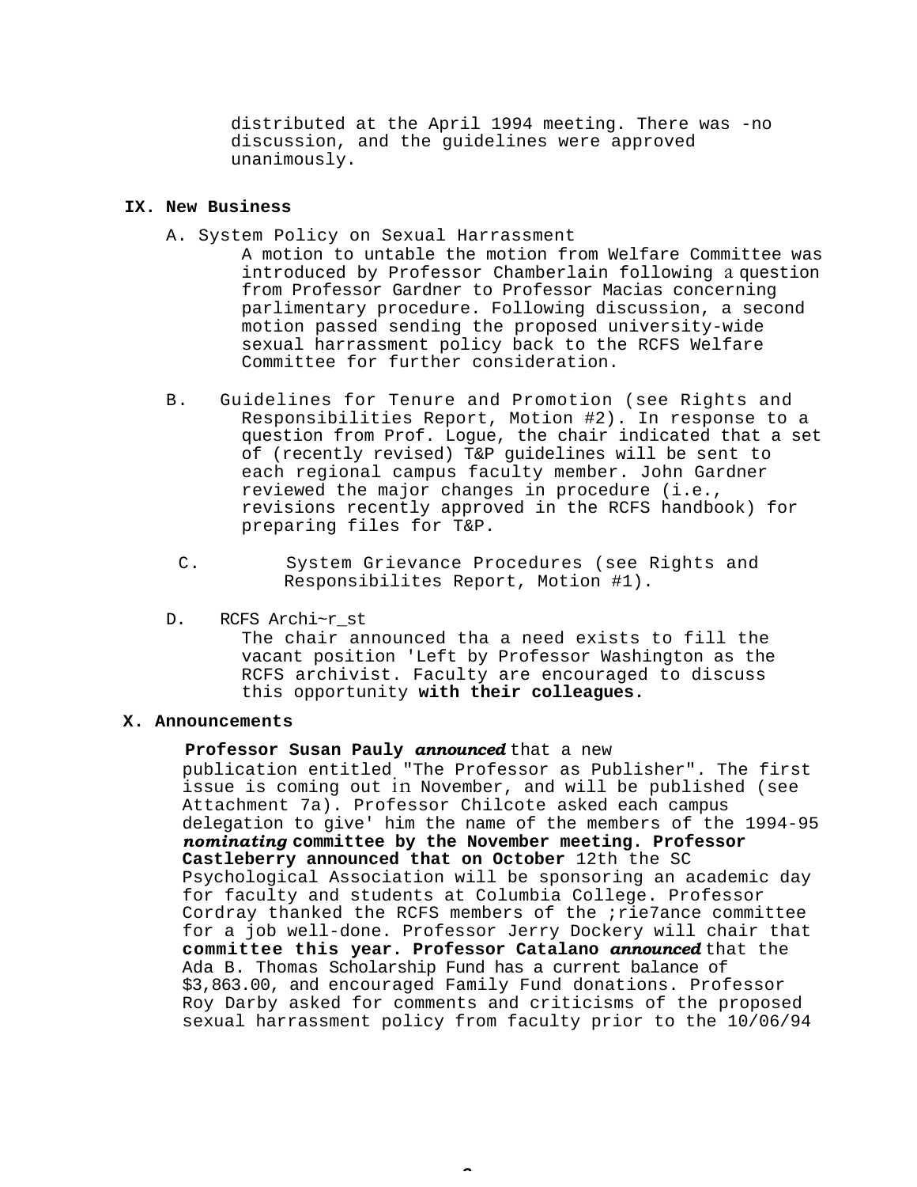distributed at the April 1994 meeting. There was -no discussion, and the guidelines were approved unanimously.

**IX. New Business**

A. System Policy on Sexual Harrassment

A motion to untable the motion from Welfare Committee was introduced by Professor Chamberlain following a question from Professor Gardner to Professor Macias concerning parlimentary procedure. Following discussion, a second motion passed sending the proposed university-wide sexual harrassment policy back to the RCFS Welfare Committee for further consideration.

B. Guidelines for Tenure and Promotion (see Rights and Responsibilities Report, Motion #2). In response to a question from Prof. Logue, the chair indicated that a set of (recently revised) T&P guidelines will be sent to each regional campus faculty member. John Gardner reviewed the major changes in procedure (i.e., revisions recently approved in the RCFS handbook) for preparing files for T&P.

C. System Grievance Procedures (see Rights and Responsibilites Report, Motion #1).

D. RCFS Archi~r_st

The chair announced tha a need exists to fill the vacant position 'Left by Professor Washington as the RCFS archivist. Faculty are encouraged to discuss this opportunity **with their colleagues.**

**X. Announcements**

**Professor Susan Pauly** ***announced*** that a new publication entitled "The Professor as Publisher". The first issue is coming out in November, and will be published (see Attachment 7a). Professor Chilcote asked each campus delegation to give' him the name of the members of the 1994-95 ***nominating*** **committee by the November meeting. Professor Castleberry announced that on October** 12th the SC Psychological Association will be sponsoring an academic day for faculty and students at Columbia College. Professor Cordray thanked the RCFS members of the ;rie7ance committee for a job well-done. Professor Jerry Dockery will chair that **committee this year. Professor Catalano** ***announced*** that the Ada B. Thomas Scholarship Fund has a current balance of $3,863.00, and encouraged Family Fund donations. Professor Roy Darby asked for comments and criticisms of the proposed sexual harrassment policy from faculty prior to the 10/06/94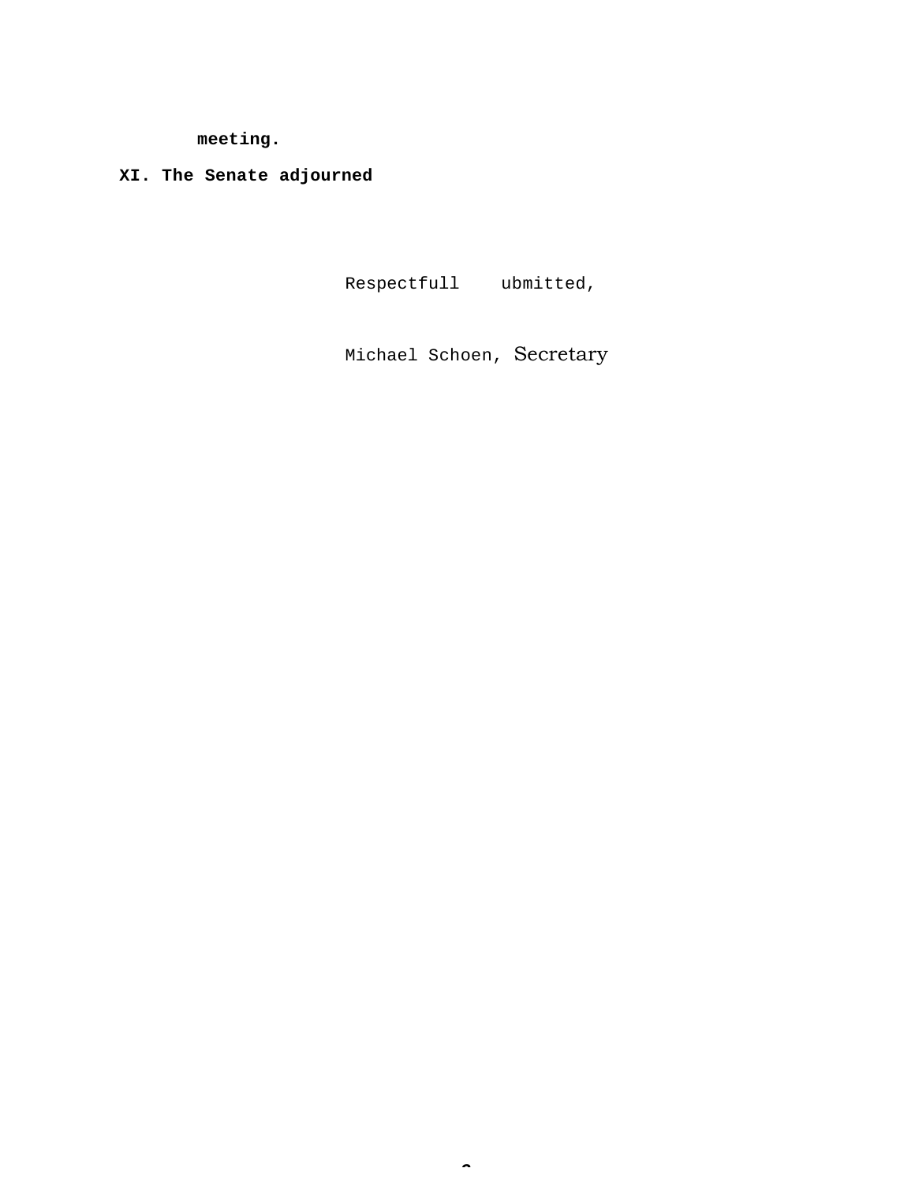**meeting.**

**XI. The Senate adjourned**

Respectfull ubmitted,

Michael Schoen, Secretary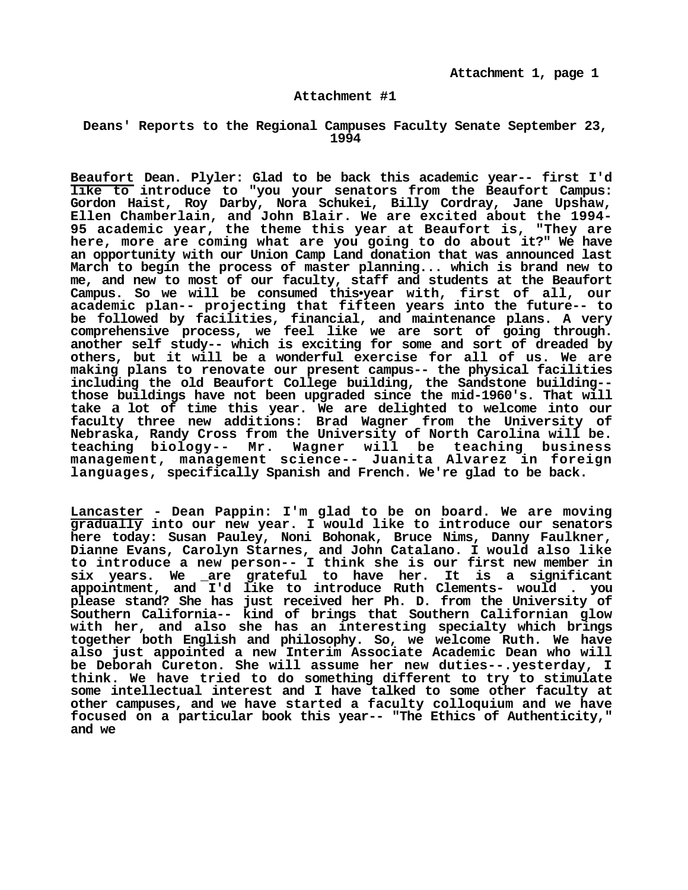**Attachment 1, page 1**

**Attachment #1**

**Deans' Reports to the Regional Campuses Faculty Senate September 23, 1994**

**Beaufort Dean. Plyler: Glad to be back this academic year-- first I'd like to introduce to "you your senators from the Beaufort Campus: Gordon Haist, Roy Darby, Nora Schukei, Billy Cordray, Jane Upshaw, Ellen Chamberlain, and John Blair. We are excited about the 1994-95 academic year, the theme this year at Beaufort is, "They are here, more are coming what are you going to do about it?" We have an opportunity with our Union Camp Land donation that was announced last March to begin the process of master planning... which is brand new to me, and new to most of our faculty, staff and students at the Beaufort Campus. So we will be consumed this•year with, first of all, our academic plan-- projecting that fifteen years into the future-- to be followed by facilities, financial, and maintenance plans. A very comprehensive process, we feel like we are sort of going through. another self study-- which is exciting for some and sort of dreaded by others, but it will be a wonderful exercise for all of us. We are making plans to renovate our present campus-- the physical facilities including the old Beaufort College building, the Sandstone building-- those buildings have not been upgraded since the mid-1960's. That will take a lot of time this year. We are delighted to welcome into our faculty three new additions: Brad Wagner from the University of Nebraska, Randy Cross from the University of North Carolina will be. teaching biology-- Mr. Wagner will be teaching business management, management science-- Juanita Alvarez in foreign languages, specifically Spanish and French. We're glad to be back.**

**Lancaster - Dean Pappin: I'm glad to be on board. We are moving gradually into our new year. I would like to introduce our senators here today: Susan Pauley, Noni Bohonak, Bruce Nims, Danny Faulkner, Dianne Evans, Carolyn Starnes, and John Catalano. I would also like to introduce a new person-- I think she is our first new member in six years. We _are grateful to have her. It is a significant appointment, and I'd like to introduce Ruth Clements- would . you please stand? She has just received her Ph. D. from the University of Southern California-- kind of brings that Southern Californian glow with her, and also she has an interesting specialty which brings together both English and philosophy. So, we welcome Ruth. We have also just appointed a new Interim Associate Academic Dean who will be Deborah Cureton. She will assume her new duties--.yesterday, I think. We have tried to do something different to try to stimulate some intellectual interest and I have talked to some other faculty at other campuses, and we have started a faculty colloquium and we have focused on a particular book this year-- "The Ethics of Authenticity," and we**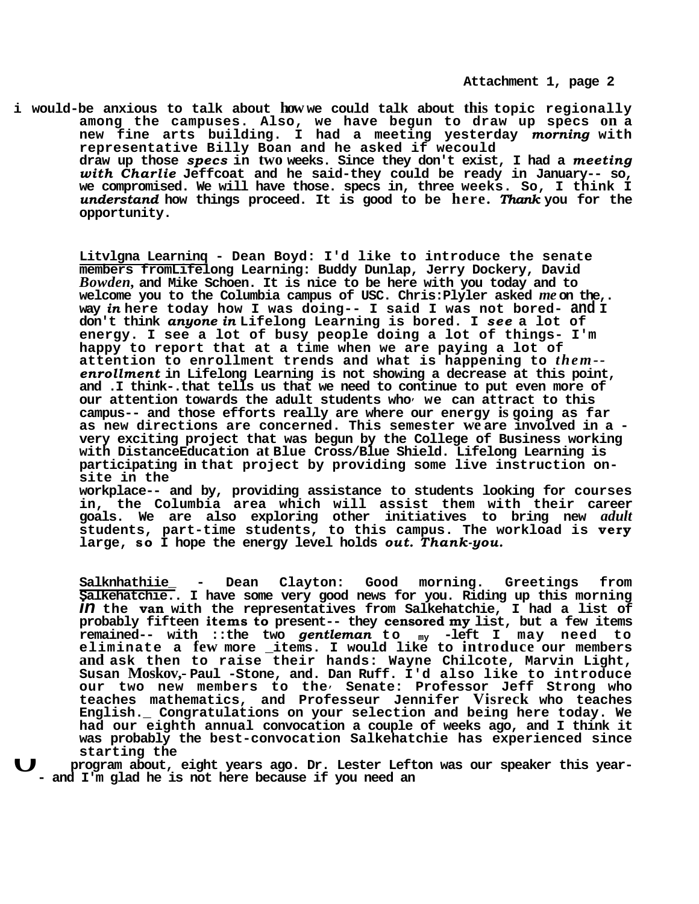Attachment 1, page 2

i would-be anxious to talk about how we could talk about this topic regionally among the campuses. Also, we have begun to draw up specs on a new fine arts building. I had a meeting yesterday *morning* with representative Billy Boan and he asked if wecould draw up those *specs* in two weeks. Since they don't exist, I had a *meeting with Charlie* Jeffcoat and he said-they could be ready in January-- so, we compromised. We will have those. specs in, three weeks. So, I think I *understand* how things proceed. It is good to be here. *Thank* you for the opportunity.

Litvlgna Learninq - Dean Boyd: I'd like to introduce the senate members fromLifelong Learning: Buddy Dunlap, Jerry Dockery, David *Bowden*, and Mike Schoen. It is nice to be here with you today and to welcome you to the Columbia campus of USC. Chris:Plyler asked *me* on the,. way *in* here today how I was doing-- I said I was not bored- and I don't think *anyone in* Lifelong Learning is bored. I *see* a lot of energy. I see a lot of busy people doing a lot of things- I'm happy to report that at a time when we are paying a lot of attention to enrollment trends and what is happening to *them--enrollment* in Lifelong Learning is not showing a decrease at this point, and .I think-.that tells us that we need to continue to put even more of our attention towards the adult students who, we can attract to this campus-- and those efforts really are where our energy is going as far as new directions are concerned. This semester we are involved in a - very exciting project that was begun by the College of Business working with DistanceEducation at Blue Cross/Blue Shield. Lifelong Learning is participating in that project by providing some live instruction on-site in the workplace-- and by, providing assistance to students looking for courses in, the Columbia area which will assist them with their career goals. We are also exploring other initiatives to bring new *adult* students, part-time students, to this campus. The workload is very large, so I hope the energy level holds *out. Thank-you.*

Salknhathiie_ - Dean Clayton: Good morning. Greetings from Salkehatchie.. I have some very good news for you. Riding up this morning *in* the van with the representatives from Salkehatchie, I had a list of probably fifteen items to present-- they censored my list, but a few items remained-- with ::the two *gentleman* to my -left I may need to eliminate a few more _items. I would like to introduce our members and ask then to raise their hands: Wayne Chilcote, Marvin Light, Susan Moskov,- Paul -Stone, and. Dan Ruff. I'd also like to introduce our two new members to the, Senate: Professor Jeff Strong who teaches mathematics, and Professeur Jennifer Visreck who teaches English._ Congratulations on your selection and being here today. We had our eighth annual convocation a couple of weeks ago, and I think it was probably the best-convocation Salkehatchie has experienced since starting the program about, eight years ago. Dr. Lester Lefton was our speaker this year- - and I'm glad he is not here because if you need an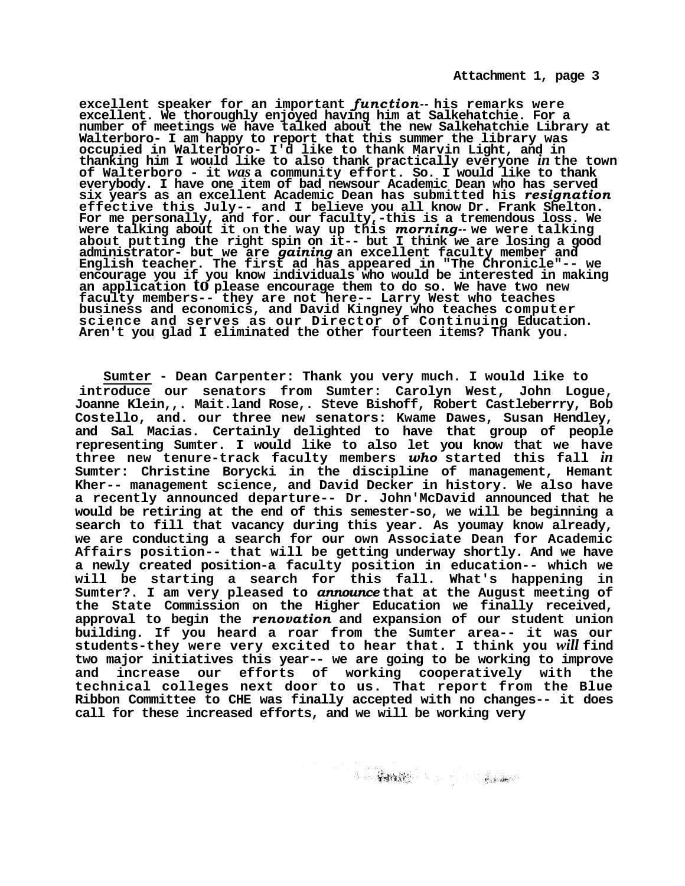excellent speaker for an important *function*-- his remarks were excellent. We thoroughly enjoyed having him at Salkehatchie. For a number of meetings we have talked about the new Salkehatchie Library at Walterboro- I am happy to report that this summer the library was occupied in Walterboro- I'd like to thank Marvin Light, and in thanking him I would like to also thank practically everyone *in* the town of Walterboro - it *was* a community effort. So. I would like to thank everybody. I have one item of bad newsour Academic Dean who has served six years as an excellent Academic Dean has submitted his *resignation* effective this July-- and I believe you all know Dr. Frank Shelton. For me personally, and for. our faculty,-this is a tremendous loss. We were talking about it on the way up this *morning*-- we were talking about putting the right spin on it-- but I think we are losing a good administrator- but we are *gaining* an excellent faculty member and English teacher. The first ad has appeared in "The Chronicle"-- we encourage you if you know individuals who would be interested in making an application to please encourage them to do so. We have two new faculty members-- they are not here-- Larry West who teaches business and economics, and David Kingney who teaches computer science and serves as our Director of Continuing Education. Aren't you glad I eliminated the other fourteen items? Thank you.

<u>Sumter</u> - Dean Carpenter: Thank you very much. I would like to introduce our senators from Sumter: Carolyn West, John Logue, Joanne Klein,,. Mait.land Rose,. Steve Bishoff, Robert Castleberrry, Bob Costello, and. our three new senators: Kwame Dawes, Susan Hendley, and Sal Macias. Certainly delighted to have that group of people representing Sumter. I would like to also let you know that we have three new tenure-track faculty members *who* started this fall *in* Sumter: Christine Borycki in the discipline of management, Hemant Kher-- management science, and David Decker in history. We also have a recently announced departure-- Dr. John'McDavid announced that he would be retiring at the end of this semester-so, we will be beginning a search to fill that vacancy during this year. As youmay know already, we are conducting a search for our own Associate Dean for Academic Affairs position-- that will be getting underway shortly. And we have a newly created position-a faculty position in education-- which we will be starting a search for this fall. What's happening in Sumter?. I am very pleased to *announce* that at the August meeting of the State Commission on the Higher Education we finally received, approval to begin the *renovation* and expansion of our student union building. If you heard a roar from the Sumter area-- it was our students-they were very excited to hear that. I think you *will* find two major initiatives this year-- we are going to be working to improve and increase our efforts of working cooperatively with the technical colleges next door to us. That report from the Blue Ribbon Committee to CHE was finally accepted with no changes-- it does call for these increased efforts, and we will be working very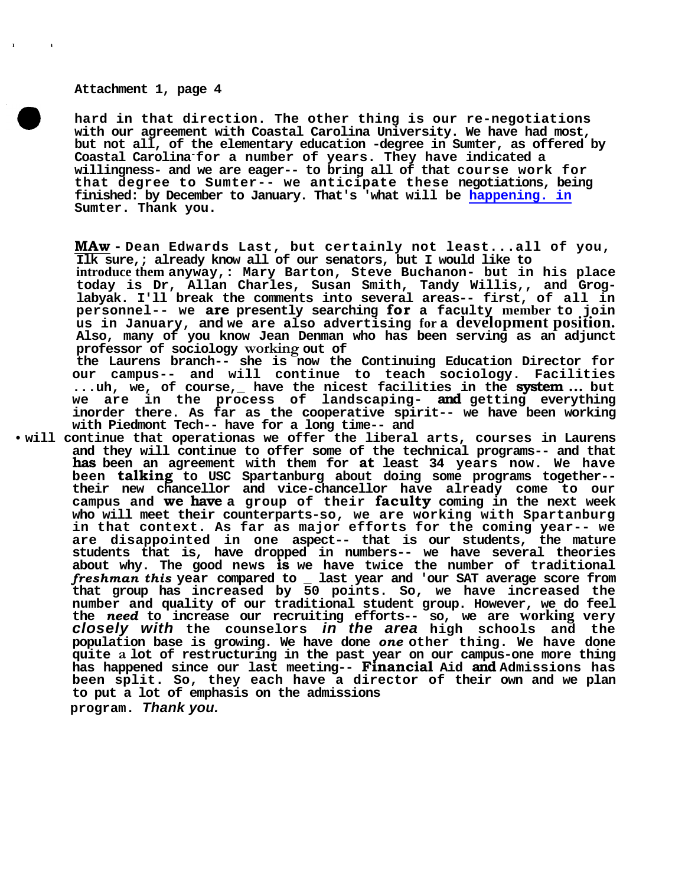Attachment 1, page 4

hard in that direction. The other thing is our re-negotiations with our agreement with Coastal Carolina University. We have had most, but not all, of the elementary education -degree in Sumter, as offered by Coastal Carolina for a number of years. They have indicated a willingness- and we are eager-- to bring all of that course work for that degree to Sumter-- we anticipate these negotiations, being finished: by December to January. That's 'what will be happening. in Sumter. Thank you.

MAw - Dean Edwards Last, but certainly not least...all of you, Ilk sure,; already know all of our senators, but I would like to introduce them anyway,: Mary Barton, Steve Buchanon- but in his place today is Dr, Allan Charles, Susan Smith, Tandy Willis,, and Groglabyak. I'll break the comments into several areas-- first, of all in personnel-- we are presently searching for a faculty member to join us in January, and we are also advertising for a development position. Also, many of you know Jean Denman who has been serving as an adjunct professor of sociology working out of the Laurens branch-- she is now the Continuing Education Director for our campus-- and will continue to teach sociology. Facilities ...uh, we, of course,_ have the nicest facilities in the system ... but we are in the process of landscaping- and getting everything inorder there. As far as the cooperative spirit-- we have been working with Piedmont Tech-- have for a long time-- and will continue that operationas we offer the liberal arts, courses in Laurens and they will continue to offer some of the technical programs-- and that has been an agreement with them for at least 34 years now. We have been talking to USC Spartanburg about doing some programs together-- their new chancellor and vice-chancellor have already come to our campus and we have a group of their faculty coming in the next week who will meet their counterparts-so, we are working with Spartanburg in that context. As far as major efforts for the coming year-- we are disappointed in one aspect-- that is our students, the mature students that is, have dropped in numbers-- we have several theories about why. The good news is we have twice the number of traditional *freshman this* year compared to _ last year and 'our SAT average score from that group has increased by 50 points. So, we have increased the number and quality of our traditional student group. However, we do feel the *need* to increase our recruiting efforts-- so, we are working very *closely with* the counselors *in the area* high schools and the population base is growing. We have done *one* other thing. We have done quite a lot of restructuring in the past year on our campus-one more thing has happened since our last meeting-- Financial Aid and Admissions has been split. So, they each have a director of their own and we plan to put a lot of emphasis on the admissions program. *Thank you.*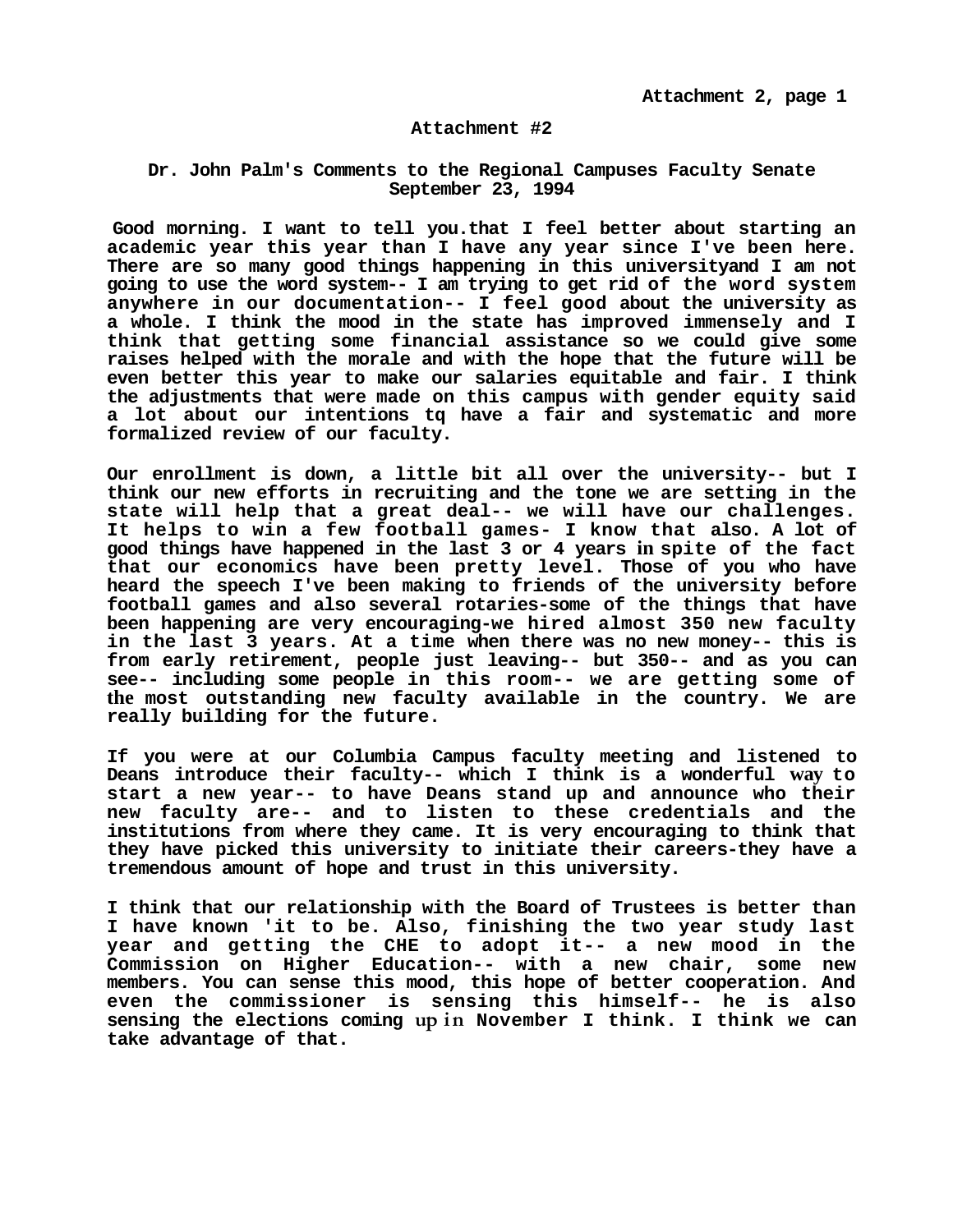## Attachment #2

### Dr. John Palm's Comments to the Regional Campuses Faculty Senate September 23, 1994

Good morning. I want to tell you.that I feel better about starting an academic year this year than I have any year since I've been here. There are so many good things happening in this universityand I am not going to use the word system-- I am trying to get rid of the word system anywhere in our documentation-- I feel good about the university as a whole. I think the mood in the state has improved immensely and I think that getting some financial assistance so we could give some raises helped with the morale and with the hope that the future will be even better this year to make our salaries equitable and fair. I think the adjustments that were made on this campus with gender equity said a lot about our intentions tq have a fair and systematic and more formalized review of our faculty.

Our enrollment is down, a little bit all over the university-- but I think our new efforts in recruiting and the tone we are setting in the state will help that a great deal-- we will have our challenges. It helps to win a few football games- I know that also. A lot of good things have happened in the last 3 or 4 years in spite of the fact that our economics have been pretty level. Those of you who have heard the speech I've been making to friends of the university before football games and also several rotaries-some of the things that have been happening are very encouraging-we hired almost 350 new faculty in the last 3 years. At a time when there was no new money-- this is from early retirement, people just leaving-- but 350-- and as you can see-- including some people in this room-- we are getting some of the most outstanding new faculty available in the country. We are really building for the future.

If you were at our Columbia Campus faculty meeting and listened to Deans introduce their faculty-- which I think is a wonderful way to start a new year-- to have Deans stand up and announce who their new faculty are-- and to listen to these credentials and the institutions from where they came. It is very encouraging to think that they have picked this university to initiate their careers-they have a tremendous amount of hope and trust in this university.

I think that our relationship with the Board of Trustees is better than I have known 'it to be. Also, finishing the two year study last year and getting the CHE to adopt it-- a new mood in the Commission on Higher Education-- with a new chair, some new members. You can sense this mood, this hope of better cooperation. And even the commissioner is sensing this himself-- he is also sensing the elections coming up in November I think. I think we can take advantage of that.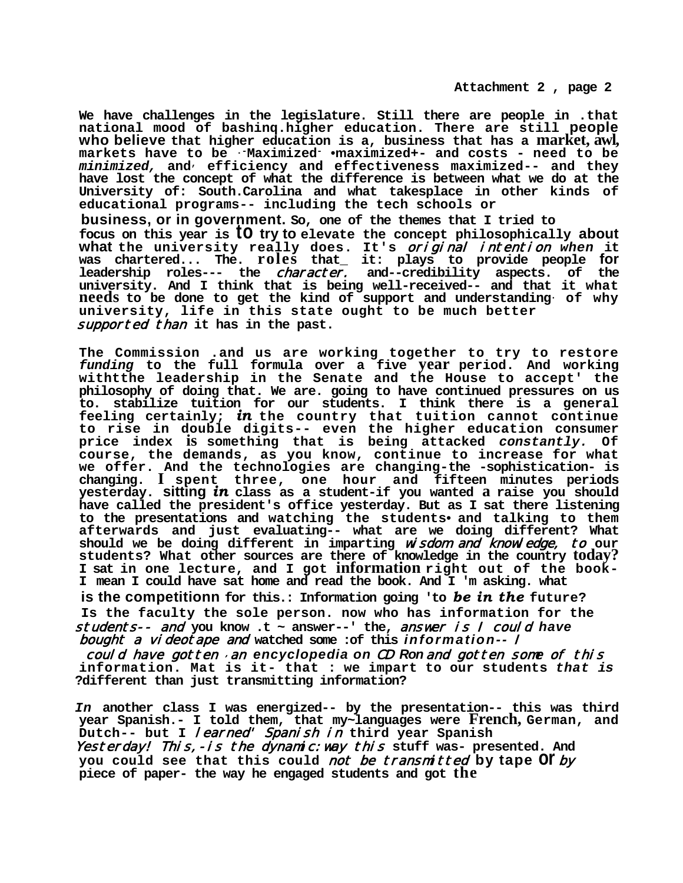Attachment 2 , page 2

We have challenges in the legislature. Still there are people in .that national mood of bashinq.higher education. There are still people who believe that higher education is a, business that has a market, awl, markets have to be .-Maximized- •maximized+- and costs - need to be *minimized,* and, efficiency and effectiveness maximized-- and they have lost the concept of what the difference is between what we do at the University of: South.Carolina and what takesplace in other kinds of educational programs-- including the tech schools or business, or in government. So, one of the themes that I tried to focus on this year is to try to elevate the concept philosophically about what the university really does. It's *original intention when* it was chartered... The. roles that_ it: plays to provide people for leadership roles--- the *character.* and--credibility aspects. of the university. And I think that is being well-received-- and that it what needs to be done to get the kind of support and understanding. of why university, life in this state ought to be much better *supported than* it has in the past.

The Commission .and us are working together to try to restore *funding* to the full formula over a five year period. And working withtthe leadership in the Senate and the House to accept' the philosophy of doing that. We are. going to have continued pressures on us to. stabilize tuition for our students. I think there is a general feeling certainly; *in* the country that tuition cannot continue to rise in double digits-- even the higher education consumer price index is something that is being attacked *constantly.* Of course, the demands, as you know, continue to increase for what we offer. And the technologies are changing-the -sophistication- is changing. I spent three, one hour and fifteen minutes periods yesterday. sitting *in* class as a student-if you wanted a raise you should have called the president's office yesterday. But as I sat there listening to the presentations and watching the students• and talking to them afterwards and just evaluating-- what are we doing different? What should we be doing different in imparting *wisdom and knowledge, to* our students? What other sources are there of knowledge in the country today? I sat in one lecture, and I got information right out of the book- I mean I could have sat home and read the book. And I 'm asking. what is the competitionn for this.: Information going 'to *be in the* future? Is the faculty the sole person. now who has information for the *students-- and* you know .t ~ answer--' the, *answer is I could have bought a videotape and* watched some :of this *information-- I could have gotten ,an encyclopedia on CD Ron and gotten some of this* information. Mat is it- that : we impart to our students *that is* ?different than just transmitting information?

*In* another class I was energized-- by the presentation-- this was third year Spanish.- I told them, that my~languages were French, German, and Dutch-- but I *learned' Spanish in* third year Spanish *Yesterday! This,-is the dynamic:way this* stuff was- presented. And you could see that this could *not be transmitted* by tape or *by* piece of paper- the way he engaged students and got the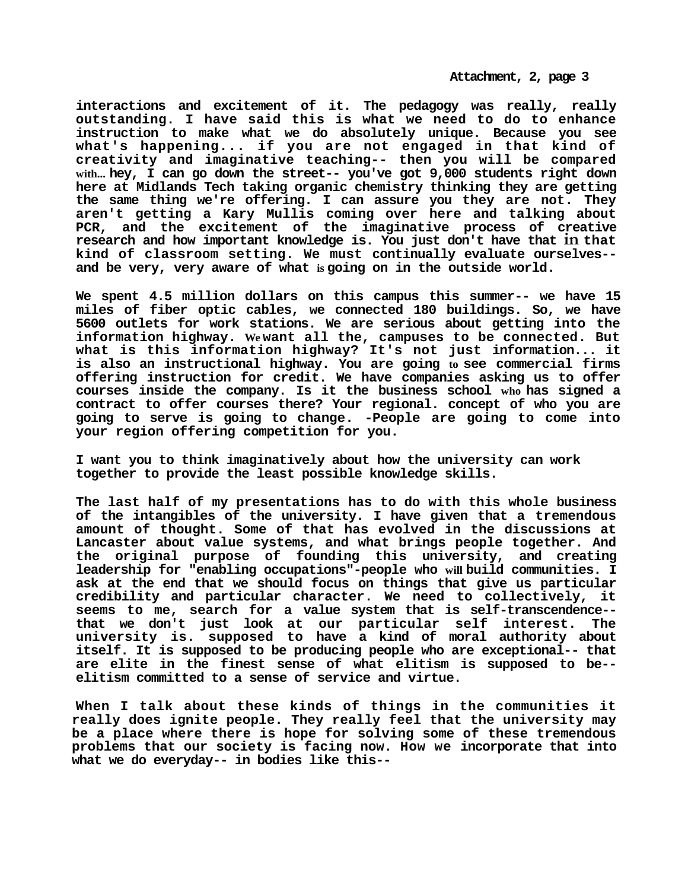interactions and excitement of it. The pedagogy was really, really outstanding. I have said this is what we need to do to enhance instruction to make what we do absolutely unique. Because you see what's happening... if you are not engaged in that kind of creativity and imaginative teaching-- then you will be compared with... hey, I can go down the street-- you've got 9,000 students right down here at Midlands Tech taking organic chemistry thinking they are getting the same thing we're offering. I can assure you they are not. They aren't getting a Kary Mullis coming over here and talking about PCR, and the excitement of the imaginative process of creative research and how important knowledge is. You just don't have that in that kind of classroom setting. We must continually evaluate ourselves-- and be very, very aware of what is going on in the outside world.

We spent 4.5 million dollars on this campus this summer-- we have 15 miles of fiber optic cables, we connected 180 buildings. So, we have 5600 outlets for work stations. We are serious about getting into the information highway. We want all the, campuses to be connected. But what is this information highway? It's not just information... it is also an instructional highway. You are going to see commercial firms offering instruction for credit. We have companies asking us to offer courses inside the company. Is it the business school who has signed a contract to offer courses there? Your regional. concept of who you are going to serve is going to change. -People are going to come into your region offering competition for you.

I want you to think imaginatively about how the university can work together to provide the least possible knowledge skills.

The last half of my presentations has to do with this whole business of the intangibles of the university. I have given that a tremendous amount of thought. Some of that has evolved in the discussions at Lancaster about value systems, and what brings people together. And the original purpose of founding this university, and creating leadership for "enabling occupations"-people who will build communities. I ask at the end that we should focus on things that give us particular credibility and particular character. We need to collectively, it seems to me, search for a value system that is self-transcendence-- that we don't just look at our particular self interest. The university is. supposed to have a kind of moral authority about itself. It is supposed to be producing people who are exceptional-- that are elite in the finest sense of what elitism is supposed to be-- elitism committed to a sense of service and virtue.

When I talk about these kinds of things in the communities it really does ignite people. They really feel that the university may be a place where there is hope for solving some of these tremendous problems that our society is facing now. How we incorporate that into what we do everyday-- in bodies like this--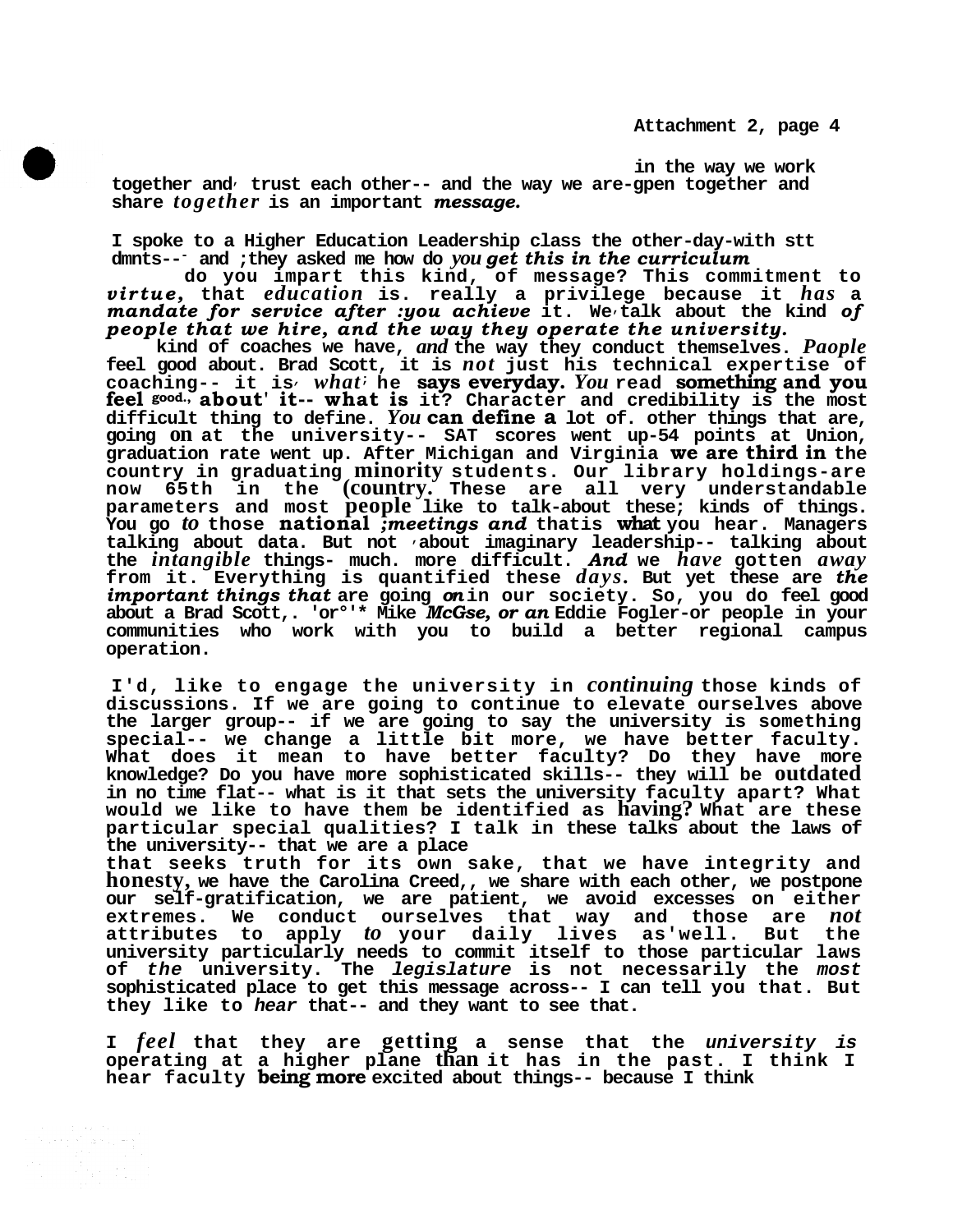Attachment 2, page 4

in the way we work together and trust each other-- and the way we are-gpen together and share *together* is an important *message.*

I spoke to a Higher Education Leadership class the other-day-with stt dmnts-- and ;they asked me how do *you get this in the curriculum* do you impart this kind, of message? This commitment to *virtue,* that *education* is. really a privilege because it *has* a *mandate for service after :you achieve* it. We talk about the kind *of people that we hire, and the way they operate the university.* kind of coaches we have, *and* the way they conduct themselves. *Paople* feel good about. Brad Scott, it is *not* just his technical expertise of coaching-- it is *what* he says everyday. *You* read something and you feel good., about' it-- what is it? Character and credibility is the most difficult thing to define. *You* can define a lot of. other things that are, going on at the university-- SAT scores went up-54 points at Union, graduation rate went up. After Michigan and Virginia we are third in the country in graduating minority students. Our library holdings-are now 65th in the (country. These are all very understandable parameters and most people like to talk-about these; kinds of things. You go *to* those national *;meetings and* thatis what you hear. Managers talking about data. But not about imaginary leadership-- talking about the *intangible* things- much. more difficult. *And* we *have* gotten *away* from it. Everything is quantified these *days.* But yet these are *the important things that* are going *on* in our society. So, you do feel good about a Brad Scott,. 'or°'* Mike *McGse, or an* Eddie Fogler-or people in your communities who work with you to build a better regional campus operation.

I'd, like to engage the university in *continuing* those kinds of discussions. If we are going to continue to elevate ourselves above the larger group-- if we are going to say the university is something special-- we change a little bit more, we have better faculty. What does it mean to have better faculty? Do they have more knowledge? Do you have more sophisticated skills-- they will be outdated in no time flat-- what is it that sets the university faculty apart? What would we like to have them be identified as having? What are these particular special qualities? I talk in these talks about the laws of the university-- that we are a place that seeks truth for its own sake, that we have integrity and honesty, we have the Carolina Creed,, we share with each other, we postpone our self-gratification, we are patient, we avoid excesses on either extremes. We conduct ourselves that way and those are *not* attributes to apply *to* your daily lives as'well. But the university particularly needs to commit itself to those particular laws of *the* university. The *legislature* is not necessarily the *most* sophisticated place to get this message across-- I can tell you that. But they like to *hear* that-- and they want to see that.

I *feel* that they are getting a sense that the *university is* operating at a higher plane than it has in the past. I think I hear faculty being more excited about things-- because I think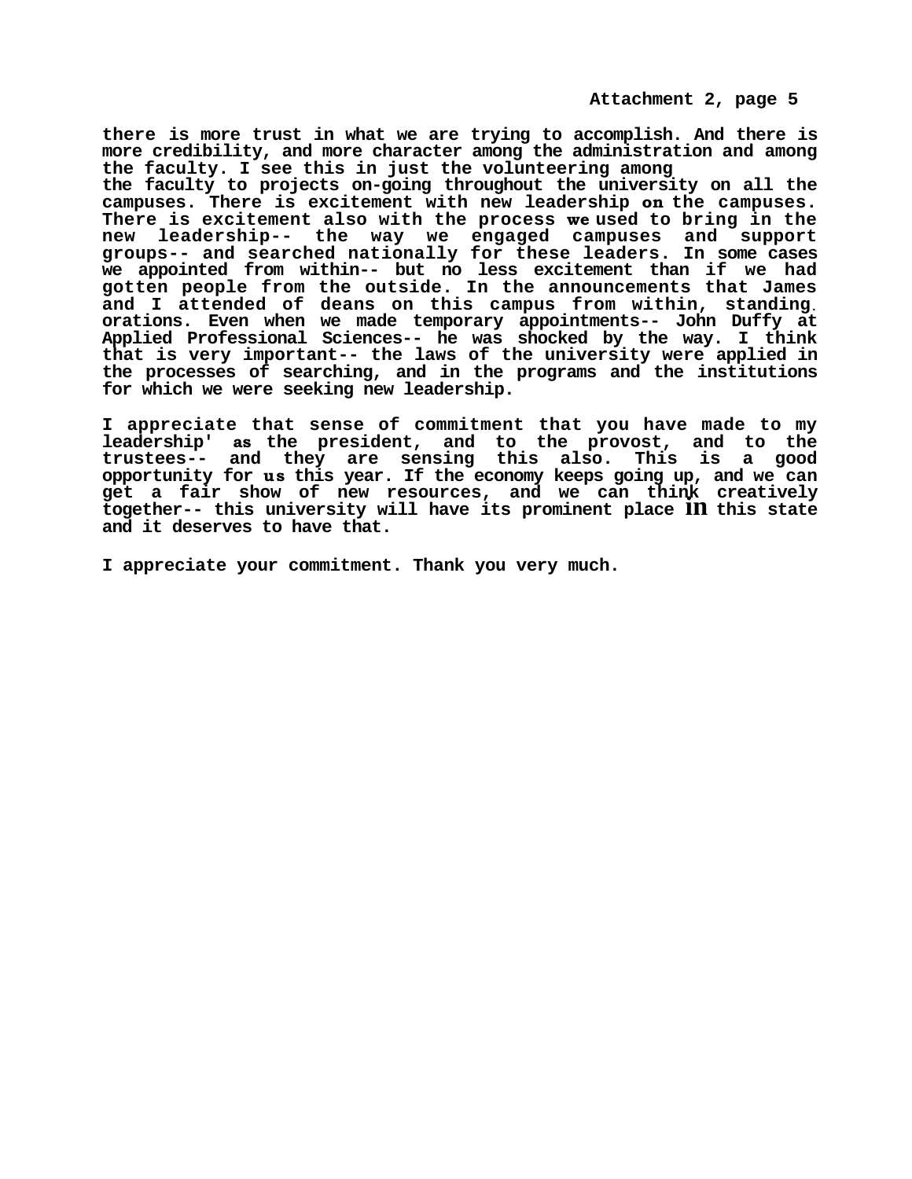Attachment 2, page 5

there is more trust in what we are trying to accomplish. And there is more credibility, and more character among the administration and among the faculty. I see this in just the volunteering among the faculty to projects on-going throughout the university on all the campuses. There is excitement with new leadership on the campuses. There is excitement also with the process we used to bring in the new leadership-- the way we engaged campuses and support groups-- and searched nationally for these leaders. In some cases we appointed from within-- but no less excitement than if we had gotten people from the outside. In the announcements that James and I attended of deans on this campus from within, standing orations. Even when we made temporary appointments-- John Duffy at Applied Professional Sciences-- he was shocked by the way. I think that is very important-- the laws of the university were applied in the processes of searching, and in the programs and the institutions for which we were seeking new leadership.

I appreciate that sense of commitment that you have made to my leadership' as the president, and to the provost, and to the trustees-- and they are sensing this also. This is a good opportunity for us this year. If the economy keeps going up, and we can get a fair show of new resources, and we can think creatively together-- this university will have its prominent place in this state and it deserves to have that.

I appreciate your commitment. Thank you very much.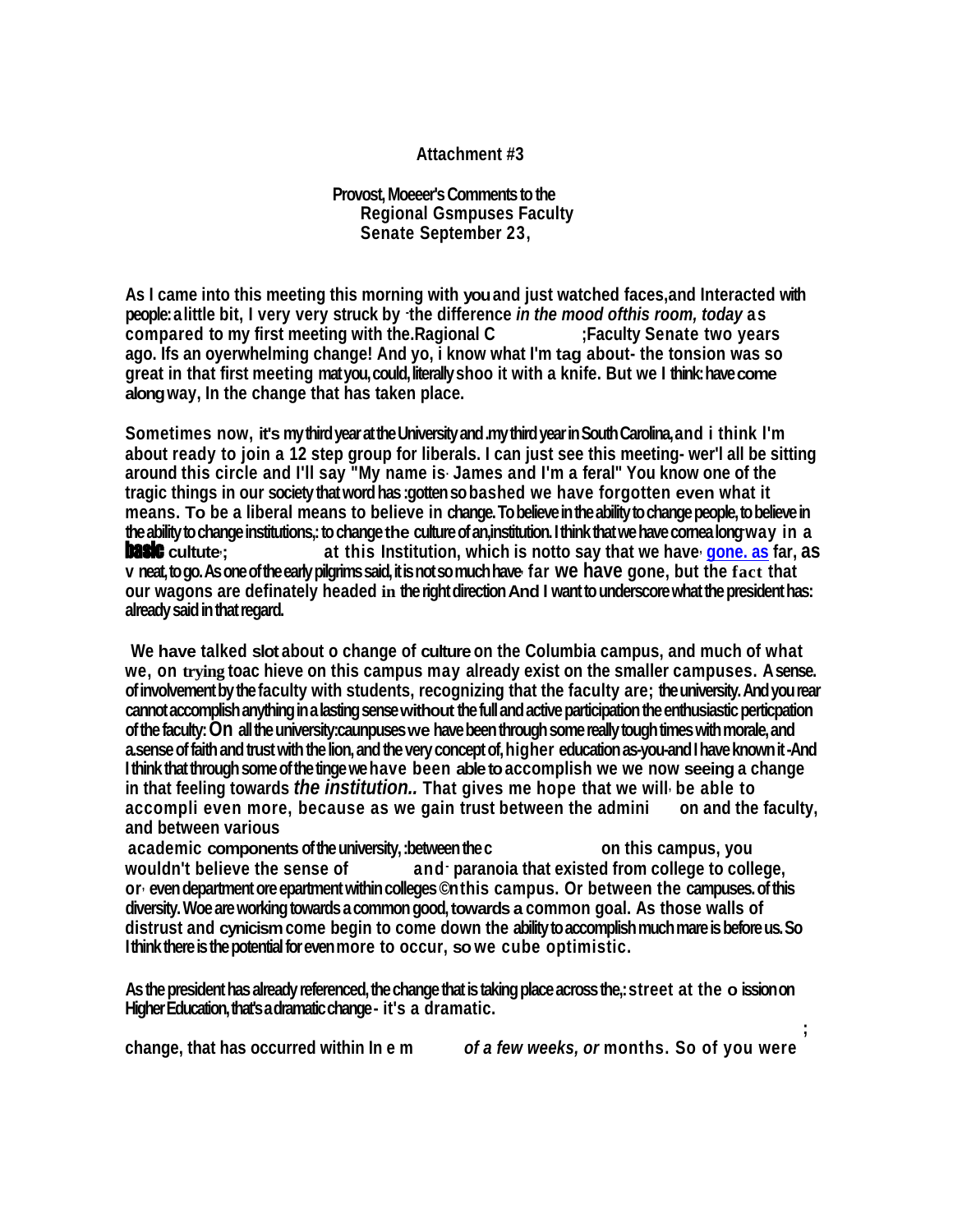**Attachment #3**

**Provost, Moeeer's Comments to the Regional Gsmpuses Faculty Senate September 23,**

As I came into this meeting this morning with you and just watched faces, and Interacted with people: a little bit, I very very struck by the difference *in the mood of this room, today* as compared to my first meeting with the.Ragional C ;Faculty Senate two years ago. Ifs an oyerwhelming change! And yo, i know what I'm tag about- the tonsion was so great in that first meeting mat you, could, literally shoo it with a knife. But we I think: have come along way, In the change that has taken place.

Sometimes now, it's my third year at the University and .my third year in South Carolina, and i think I'm about ready to join a 12 step group for liberals. I can just see this meeting- wer'l all be sitting around this circle and I'll say "My name is James and I'm a feral" You know one of the tragic things in our society that word has :gotten so bashed we have forgotten even what it means. To be a liberal means to believe in change. To believe in the ability to change people, to believe in the ability to change institutions,: to change the culture of an,institution. I think that we have cornea long way in a basic cultute; at this Institution, which is notto say that we have gone. as far, as v neat, to go. As one of the early pilgrims said, it is not so much have far we have gone, but the fact that our wagons are definately headed in the right direction And I want to underscore what the president has: already said in that regard.

We have talked slot about o change of culture on the Columbia campus, and much of what we, on trying toac hieve on this campus may already exist on the smaller campuses. A sense. of involvement by the faculty with students, recognizing that the faculty are; the university. And you rear cannot accomplish anything in a lasting sense without the full and active participation the enthusiastic perticpation of the faculty: On all the university:caunpuses we have been through some really tough times with morale, and a.sense of faith and trust with the lion, and the very concept of, higher education as-you-and I have known it -And I think that through some of the tinge we have been able to accomplish we we now seeing a change in that feeling towards *the institution..* That gives me hope that we will be able to accompli even more, because as we gain trust between the admini on and the faculty, and between various academic components of the university, :between the c on this campus, you wouldn't believe the sense of and paranoia that existed from college to college, or even department ore epartment within colleges ©n this campus. Or between the campuses. of this diversity. Woe are working towards a common good, towards a common goal. As those walls of distrust and cynicism come begin to come down the ability to accomplish much mare is before us. So I think there is the potential for even more to occur, so we cube optimistic.

As the president has already referenced, the change that is taking place across the,: street at the o ission on Higher Education, that's a dramatic change - it's a dramatic.

change, that has occurred within In e m *of a few weeks, or* months. So of you were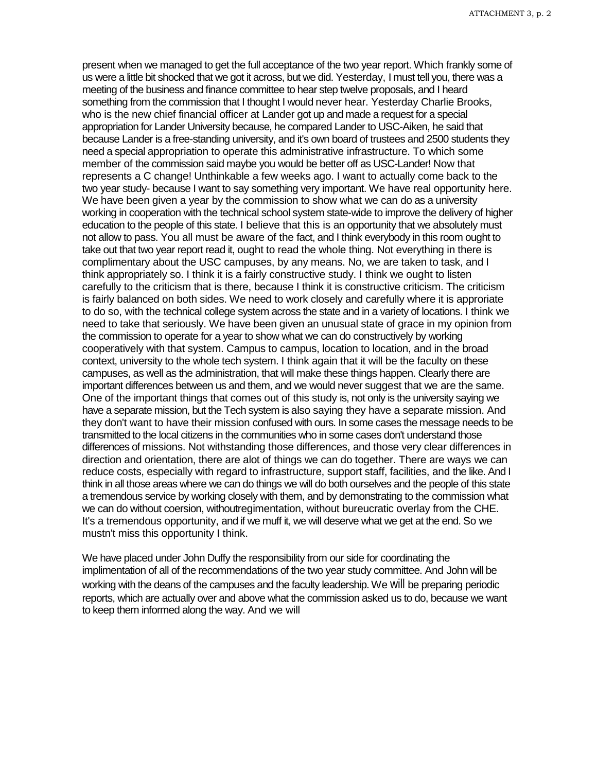present when we managed to get the full acceptance of the two year report. Which frankly some of us were a little bit shocked that we got it across, but we did. Yesterday, I must tell you, there was a meeting of the business and finance committee to hear step twelve proposals, and I heard something from the commission that I thought I would never hear. Yesterday Charlie Brooks, who is the new chief financial officer at Lander got up and made a request for a special appropriation for Lander University because, he compared Lander to USC-Aiken, he said that because Lander is a free-standing university, and it's own board of trustees and 2500 students they need a special appropriation to operate this administrative infrastructure. To which some member of the commission said maybe you would be better off as USC-Lander! Now that represents a C change! Unthinkable a few weeks ago. I want to actually come back to the two year study- because I want to say something very important. We have real opportunity here. We have been given a year by the commission to show what we can do as a university working in cooperation with the technical school system state-wide to improve the delivery of higher education to the people of this state. I believe that this is an opportunity that we absolutely must not allow to pass. You all must be aware of the fact, and I think everybody in this room ought to take out that two year report read it, ought to read the whole thing. Not everything in there is complimentary about the USC campuses, by any means. No, we are taken to task, and I think appropriately so. I think it is a fairly constructive study. I think we ought to listen carefully to the criticism that is there, because I think it is constructive criticism. The criticism is fairly balanced on both sides. We need to work closely and carefully where it is approriate to do so, with the technical college system across the state and in a variety of locations. I think we need to take that seriously. We have been given an unusual state of grace in my opinion from the commission to operate for a year to show what we can do constructively by working cooperatively with that system. Campus to campus, location to location, and in the broad context, university to the whole tech system. I think again that it will be the faculty on these campuses, as well as the administration, that will make these things happen. Clearly there are important differences between us and them, and we would never suggest that we are the same. One of the important things that comes out of this study is, not only is the university saying we have a separate mission, but the Tech system is also saying they have a separate mission. And they don't want to have their mission confused with ours. In some cases the message needs to be transmitted to the local citizens in the communities who in some cases don't understand those differences of missions. Not withstanding those differences, and those very clear differences in direction and orientation, there are alot of things we can do together. There are ways we can reduce costs, especially with regard to infrastructure, support staff, facilities, and the like. And I think in all those areas where we can do things we will do both ourselves and the people of this state a tremendous service by working closely with them, and by demonstrating to the commission what we can do without coersion, withoutregimentation, without bureucratic overlay from the CHE. It's a tremendous opportunity, and if we muff it, we will deserve what we get at the end. So we mustn't miss this opportunity I think.

We have placed under John Duffy the responsibility from our side for coordinating the implimentation of all of the recommendations of the two year study committee. And John will be working with the deans of the campuses and the faculty leadership. We will be preparing periodic reports, which are actually over and above what the commission asked us to do, because we want to keep them informed along the way. And we will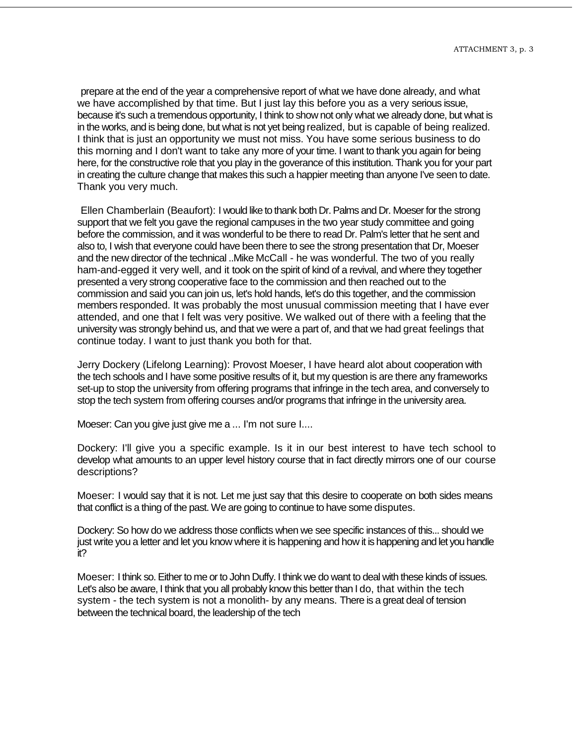prepare at the end of the year a comprehensive report of what we have done already, and what we have accomplished by that time. But I just lay this before you as a very serious issue, because it's such a tremendous opportunity, I think to show not only what we already done, but what is in the works, and is being done, but what is not yet being realized, but is capable of being realized. I think that is just an opportunity we must not miss. You have some serious business to do this morning and I don't want to take any more of your time. I want to thank you again for being here, for the constructive role that you play in the goverance of this institution. Thank you for your part in creating the culture change that makes this such a happier meeting than anyone I've seen to date. Thank you very much.

Ellen Chamberlain (Beaufort): I would like to thank both Dr. Palms and Dr. Moeser for the strong support that we felt you gave the regional campuses in the two year study committee and going before the commission, and it was wonderful to be there to read Dr. Palm's letter that he sent and also to, I wish that everyone could have been there to see the strong presentation that Dr, Moeser and the new director of the technical ..Mike McCall - he was wonderful. The two of you really ham-and-egged it very well, and it took on the spirit of kind of a revival, and where they together presented a very strong cooperative face to the commission and then reached out to the commission and said you can join us, let's hold hands, let's do this together, and the commission members responded. It was probably the most unusual commission meeting that I have ever attended, and one that I felt was very positive. We walked out of there with a feeling that the university was strongly behind us, and that we were a part of, and that we had great feelings that continue today. I want to just thank you both for that.

Jerry Dockery (Lifelong Learning): Provost Moeser, I have heard alot about cooperation with the tech schools and I have some positive results of it, but my question is are there any frameworks set-up to stop the university from offering programs that infringe in the tech area, and conversely to stop the tech system from offering courses and/or programs that infringe in the university area.

Moeser: Can you give just give me a ... I'm not sure I....

Dockery: I'll give you a specific example. Is it in our best interest to have tech school to develop what amounts to an upper level history course that in fact directly mirrors one of our course descriptions?

Moeser: I would say that it is not. Let me just say that this desire to cooperate on both sides means that conflict is a thing of the past. We are going to continue to have some disputes.

Dockery: So how do we address those conflicts when we see specific instances of this... should we just write you a letter and let you know where it is happening and how it is happening and let you handle it?

Moeser: I think so. Either to me or to John Duffy. I think we do want to deal with these kinds of issues. Let's also be aware, I think that you all probably know this better than I do, that within the tech system - the tech system is not a monolith- by any means. There is a great deal of tension between the technical board, the leadership of the tech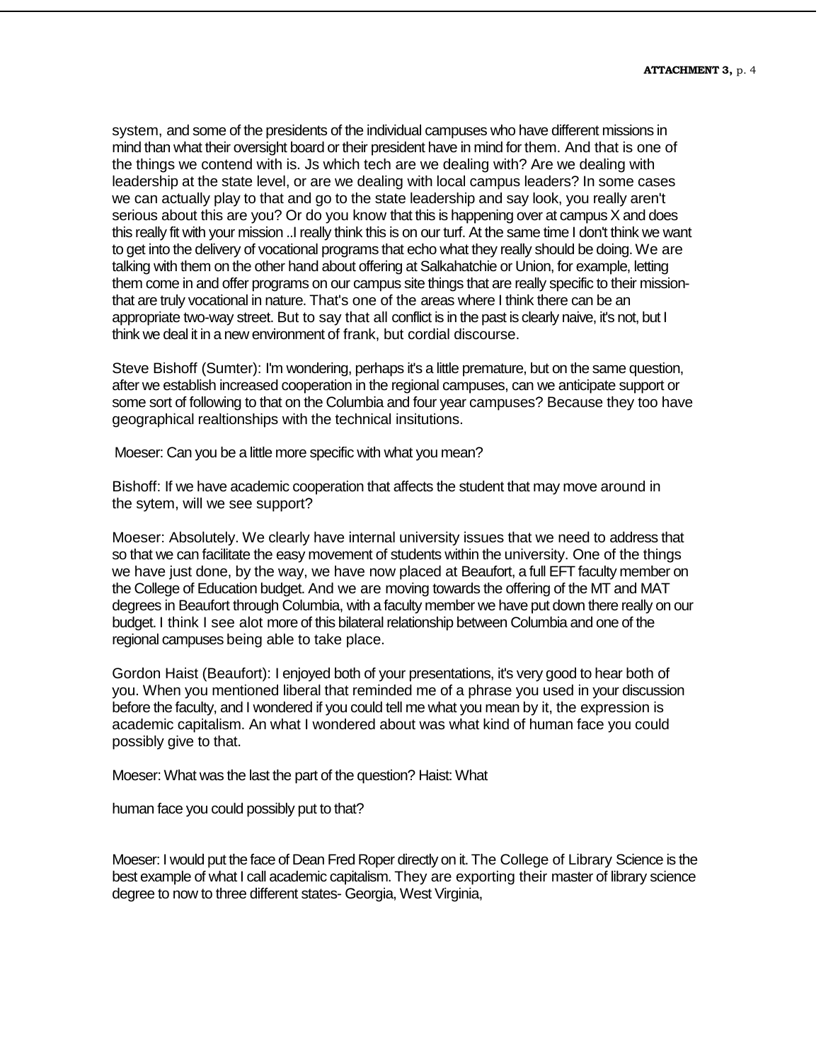system, and some of the presidents of the individual campuses who have different missions in mind than what their oversight board or their president have in mind for them. And that is one of the things we contend with is. Js which tech are we dealing with? Are we dealing with leadership at the state level, or are we dealing with local campus leaders? In some cases we can actually play to that and go to the state leadership and say look, you really aren't serious about this are you? Or do you know that this is happening over at campus X and does this really fit with your mission ..I really think this is on our turf. At the same time I don't think we want to get into the delivery of vocational programs that echo what they really should be doing. We are talking with them on the other hand about offering at Salkahatchie or Union, for example, letting them come in and offer programs on our campus site things that are really specific to their mission-that are truly vocational in nature. That's one of the areas where I think there can be an appropriate two-way street. But to say that all conflict is in the past is clearly naive, it's not, but I think we deal it in a new environment of frank, but cordial discourse.

Steve Bishoff (Sumter): I'm wondering, perhaps it's a little premature, but on the same question, after we establish increased cooperation in the regional campuses, can we anticipate support or some sort of following to that on the Columbia and four year campuses? Because they too have geographical realtionships with the technical insitutions.

Moeser: Can you be a little more specific with what you mean?

Bishoff: If we have academic cooperation that affects the student that may move around in the sytem, will we see support?

Moeser: Absolutely. We clearly have internal university issues that we need to address that so that we can facilitate the easy movement of students within the university. One of the things we have just done, by the way, we have now placed at Beaufort, a full EFT faculty member on the College of Education budget. And we are moving towards the offering of the MT and MAT degrees in Beaufort through Columbia, with a faculty member we have put down there really on our budget. I think I see alot more of this bilateral relationship between Columbia and one of the regional campuses being able to take place.

Gordon Haist (Beaufort): I enjoyed both of your presentations, it's very good to hear both of you. When you mentioned liberal that reminded me of a phrase you used in your discussion before the faculty, and I wondered if you could tell me what you mean by it, the expression is academic capitalism. An what I wondered about was what kind of human face you could possibly give to that.

Moeser: What was the last the part of the question? Haist: What human face you could possibly put to that?

Moeser: I would put the face of Dean Fred Roper directly on it. The College of Library Science is the best example of what I call academic capitalism. They are exporting their master of library science degree to now to three different states- Georgia, West Virginia,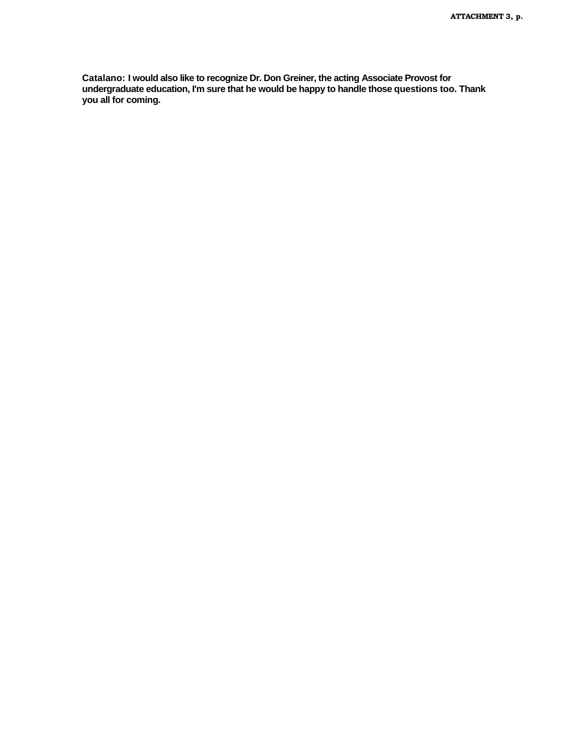**Catalano: I would also like to recognize Dr. Don Greiner, the acting Associate Provost for undergraduate education, I'm sure that he would be happy to handle those questions too. Thank you all for coming.**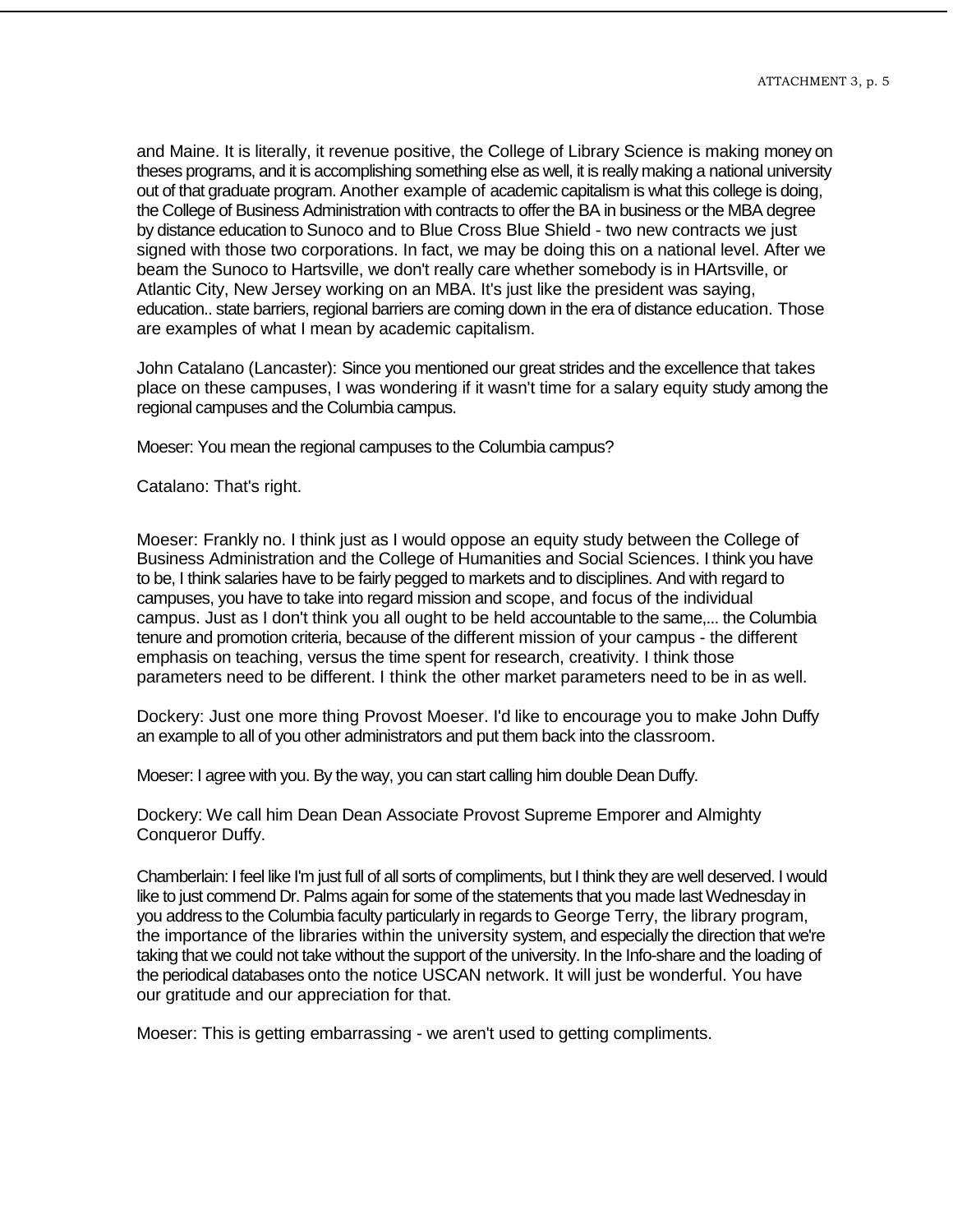and Maine. It is literally, it revenue positive, the College of Library Science is making money on theses programs, and it is accomplishing something else as well, it is really making a national university out of that graduate program. Another example of academic capitalism is what this college is doing, the College of Business Administration with contracts to offer the BA in business or the MBA degree by distance education to Sunoco and to Blue Cross Blue Shield - two new contracts we just signed with those two corporations. In fact, we may be doing this on a national level. After we beam the Sunoco to Hartsville, we don't really care whether somebody is in HArtsville, or Atlantic City, New Jersey working on an MBA. It's just like the president was saying, education.. state barriers, regional barriers are coming down in the era of distance education. Those are examples of what I mean by academic capitalism.

John Catalano (Lancaster): Since you mentioned our great strides and the excellence that takes place on these campuses, I was wondering if it wasn't time for a salary equity study among the regional campuses and the Columbia campus.

Moeser: You mean the regional campuses to the Columbia campus?

Catalano: That's right.

Moeser: Frankly no. I think just as I would oppose an equity study between the College of Business Administration and the College of Humanities and Social Sciences. I think you have to be, I think salaries have to be fairly pegged to markets and to disciplines. And with regard to campuses, you have to take into regard mission and scope, and focus of the individual campus. Just as I don't think you all ought to be held accountable to the same,... the Columbia tenure and promotion criteria, because of the different mission of your campus - the different emphasis on teaching, versus the time spent for research, creativity. I think those parameters need to be different. I think the other market parameters need to be in as well.

Dockery: Just one more thing Provost Moeser. I'd like to encourage you to make John Duffy an example to all of you other administrators and put them back into the classroom.

Moeser: I agree with you. By the way, you can start calling him double Dean Duffy.

Dockery: We call him Dean Dean Associate Provost Supreme Emporer and Almighty Conqueror Duffy.

Chamberlain: I feel like I'm just full of all sorts of compliments, but I think they are well deserved. I would like to just commend Dr. Palms again for some of the statements that you made last Wednesday in you address to the Columbia faculty particularly in regards to George Terry, the library program, the importance of the libraries within the university system, and especially the direction that we're taking that we could not take without the support of the university. In the Info-share and the loading of the periodical databases onto the notice USCAN network. It will just be wonderful. You have our gratitude and our appreciation for that.

Moeser: This is getting embarrassing - we aren't used to getting compliments.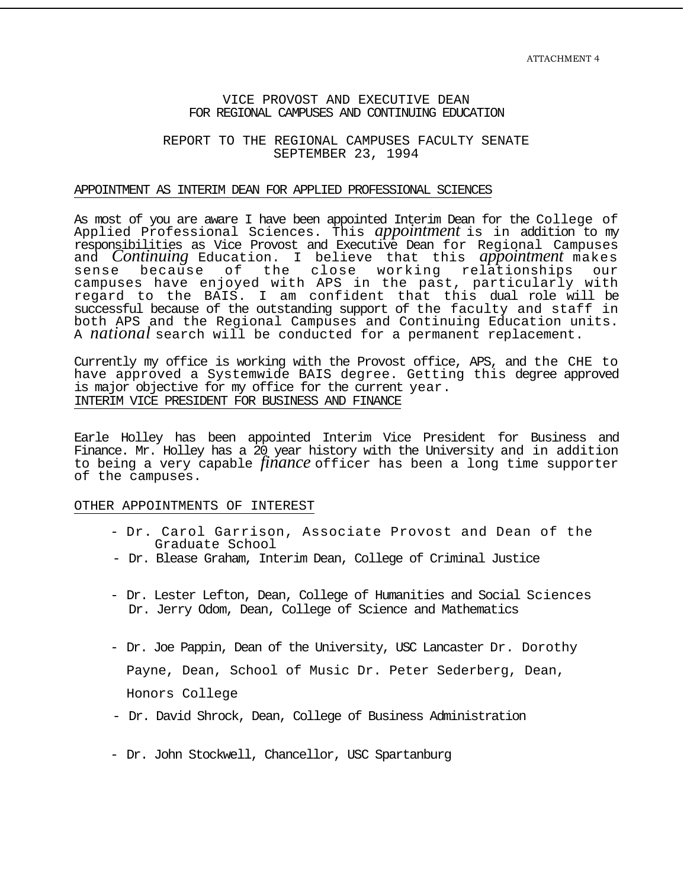ATTACHMENT 4

# VICE PROVOST AND EXECUTIVE DEAN FOR REGIONAL CAMPUSES AND CONTINUING EDUCATION

## REPORT TO THE REGIONAL CAMPUSES FACULTY SENATE SEPTEMBER 23, 1994

### APPOINTMENT AS INTERIM DEAN FOR APPLIED PROFESSIONAL SCIENCES

As most of you are aware I have been appointed Interim Dean for the College of Applied Professional Sciences. This appointment is in addition to my responsibilities as Vice Provost and Executive Dean for Regional Campuses and Continuing Education. I believe that this appointment makes sense because of the close working relationships our campuses have enjoyed with APS in the past, particularly with regard to the BAIS. I am confident that this dual role will be successful because of the outstanding support of the faculty and staff in both APS and the Regional Campuses and Continuing Education units. A national search will be conducted for a permanent replacement.

Currently my office is working with the Provost office, APS, and the CHE to have approved a Systemwide BAIS degree. Getting this degree approved is major objective for my office for the current year.

### INTERIM VICE PRESIDENT FOR BUSINESS AND FINANCE

Earle Holley has been appointed Interim Vice President for Business and Finance. Mr. Holley has a 20 year history with the University and in addition to being a very capable finance officer has been a long time supporter of the campuses.

### OTHER APPOINTMENTS OF INTEREST

- Dr. Carol Garrison, Associate Provost and Dean of the Graduate School
- Dr. Blease Graham, Interim Dean, College of Criminal Justice
- Dr. Lester Lefton, Dean, College of Humanities and Social Sciences
- Dr. Jerry Odom, Dean, College of Science and Mathematics
- Dr. Joe Pappin, Dean of the University, USC Lancaster
- Dr. Dorothy Payne, Dean, School of Music
- Dr. Peter Sederberg, Dean, Honors College
- Dr. David Shrock, Dean, College of Business Administration
- Dr. John Stockwell, Chancellor, USC Spartanburg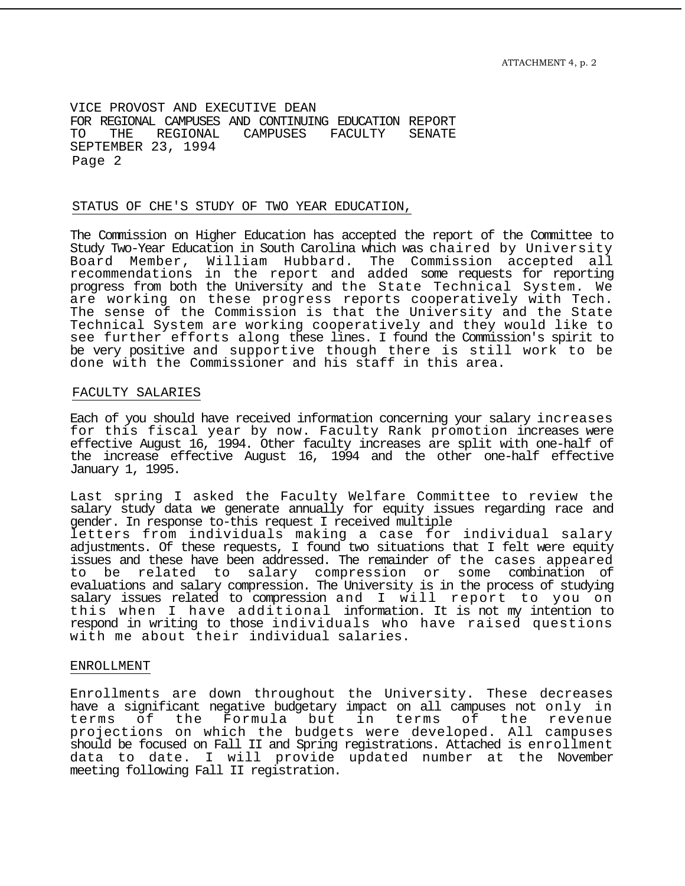ATTACHMENT 4, p. 2

VICE PROVOST AND EXECUTIVE DEAN
FOR REGIONAL CAMPUSES AND CONTINUING EDUCATION REPORT
TO THE REGIONAL CAMPUSES FACULTY SENATE
SEPTEMBER 23, 1994
Page 2

## STATUS OF CHE'S STUDY OF TWO YEAR EDUCATION,

The Commission on Higher Education has accepted the report of the Committee to Study Two-Year Education in South Carolina which was chaired by University Board Member, William Hubbard. The Commission accepted all recommendations in the report and added some requests for reporting progress from both the University and the State Technical System. We are working on these progress reports cooperatively with Tech. The sense of the Commission is that the University and the State Technical System are working cooperatively and they would like to see further efforts along these lines. I found the Commission's spirit to be very positive and supportive though there is still work to be done with the Commissioner and his staff in this area.

## FACULTY SALARIES

Each of you should have received information concerning your salary increases for this fiscal year by now. Faculty Rank promotion increases were effective August 16, 1994. Other faculty increases are split with one-half of the increase effective August 16, 1994 and the other one-half effective January 1, 1995.

Last spring I asked the Faculty Welfare Committee to review the salary study data we generate annually for equity issues regarding race and gender. In response to-this request I received multiple letters from individuals making a case for individual salary adjustments. Of these requests, I found two situations that I felt were equity issues and these have been addressed. The remainder of the cases appeared to be related to salary compression or some combination of evaluations and salary compression. The University is in the process of studying salary issues related to compression and I will report to you on this when I have additional information. It is not my intention to respond in writing to those individuals who have raised questions with me about their individual salaries.

## ENROLLMENT

Enrollments are down throughout the University. These decreases have a significant negative budgetary impact on all campuses not only in terms of the Formula but in terms of the revenue projections on which the budgets were developed. All campuses should be focused on Fall II and Spring registrations. Attached is enrollment data to date. I will provide updated number at the November meeting following Fall II registration.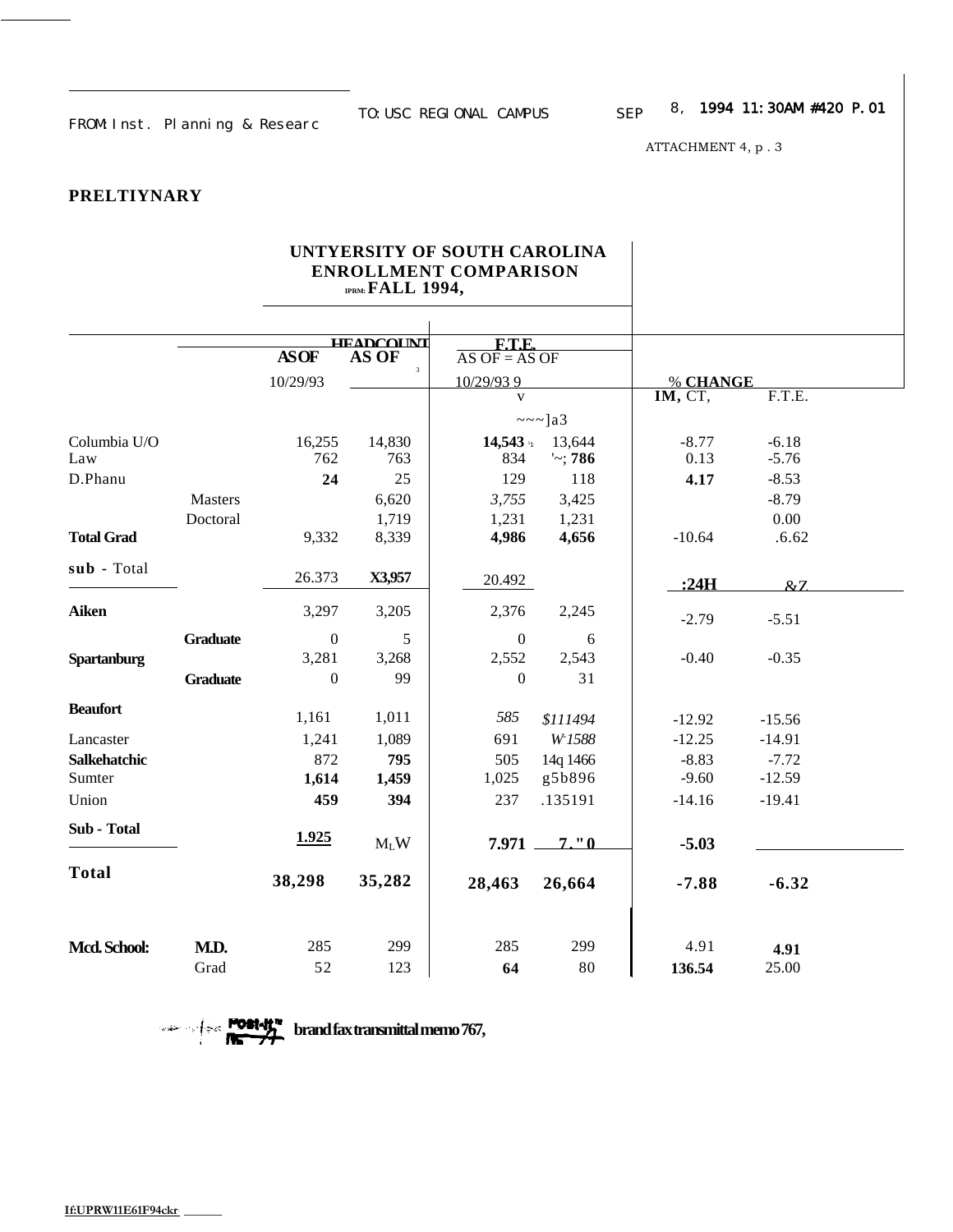FROM: Inst. Planning & Researc          TO: USC REGIONAL CAMPUS          SEP 8, 1994 11:30AM #420 P.01

ATTACHMENT 4, p. 3

**PRELTIYNARY**

## UNTYERSITY OF SOUTH CAROLINA
## ENROLLMENT COMPARISON
### IPRM: FALL 1994,

| | | HEADCOUNT | | F.T.E. | | % CHANGE | |
|---|---|---|---|---|---|---|---|
| | | AS OF | AS OF | AS OF = AS OF | | | |
| | | 10/29/93 | | 10/29/93 9 | v | IM, CT, | F.T.E. |
| | | | | ~~~]a3 | | | |
| Columbia U/O | | 16,255 | 14,830 | **14,543** | 13,644 | -8.77 | -6.18 |
| Law | | 762 | 763 | 834 | '~; **786** | 0.13 | -5.76 |
| D.Phanu | | **24** | 25 | 129 | 118 | **4.17** | -8.53 |
| | Masters | | 6,620 | *3,755* | 3,425 | | -8.79 |
| | Doctoral | | 1,719 | 1,231 | 1,231 | | 0.00 |
| **Total Grad** | | 9,332 | 8,339 | **4,986** | **4,656** | -10.64 | .6.62 |
| **sub** - Total | | 26.373 | **X3,957** | 20.492 | | **:24H** | &Z |
| **Aiken** | | 3,297 | 3,205 | 2,376 | 2,245 | -2.79 | -5.51 |
| | **Graduate** | 0 | 5 | 0 | 6 | | |
| **Spartanburg** | | 3,281 | 3,268 | 2,552 | 2,543 | -0.40 | -0.35 |
| | **Graduate** | 0 | 99 | 0 | 31 | | |
| **Beaufort** | | 1,161 | 1,011 | *585* | *$111494* | -12.92 | -15.56 |
| Lancaster | | 1,241 | 1,089 | 691 | *W1588* | -12.25 | -14.91 |
| **Salkehatchic** | | 872 | **795** | 505 | 14q 1466 | -8.83 | -7.72 |
| Sumter | | **1,614** | **1,459** | 1,025 | g5b896 | -9.60 | -12.59 |
| Union | | **459** | **394** | 237 | .135191 | -14.16 | -19.41 |
| **Sub - Total** | | **1.925** | MLW | **7.971** | **7."0** | **-5.03** | |
| **Total** | | **38,298** | **35,282** | **28,463** | **26,664** | **-7.88** | **-6.32** |
| **Mcd. School:** | **M.D.** | 285 | 299 | 285 | 299 | 4.91 | **4.91** |
| | Grad | 52 | 123 | **64** | 80 | **136.54** | 25.00 |

Post-it brand fax transmittal memo 767,

If:UPRW11E61F94ckr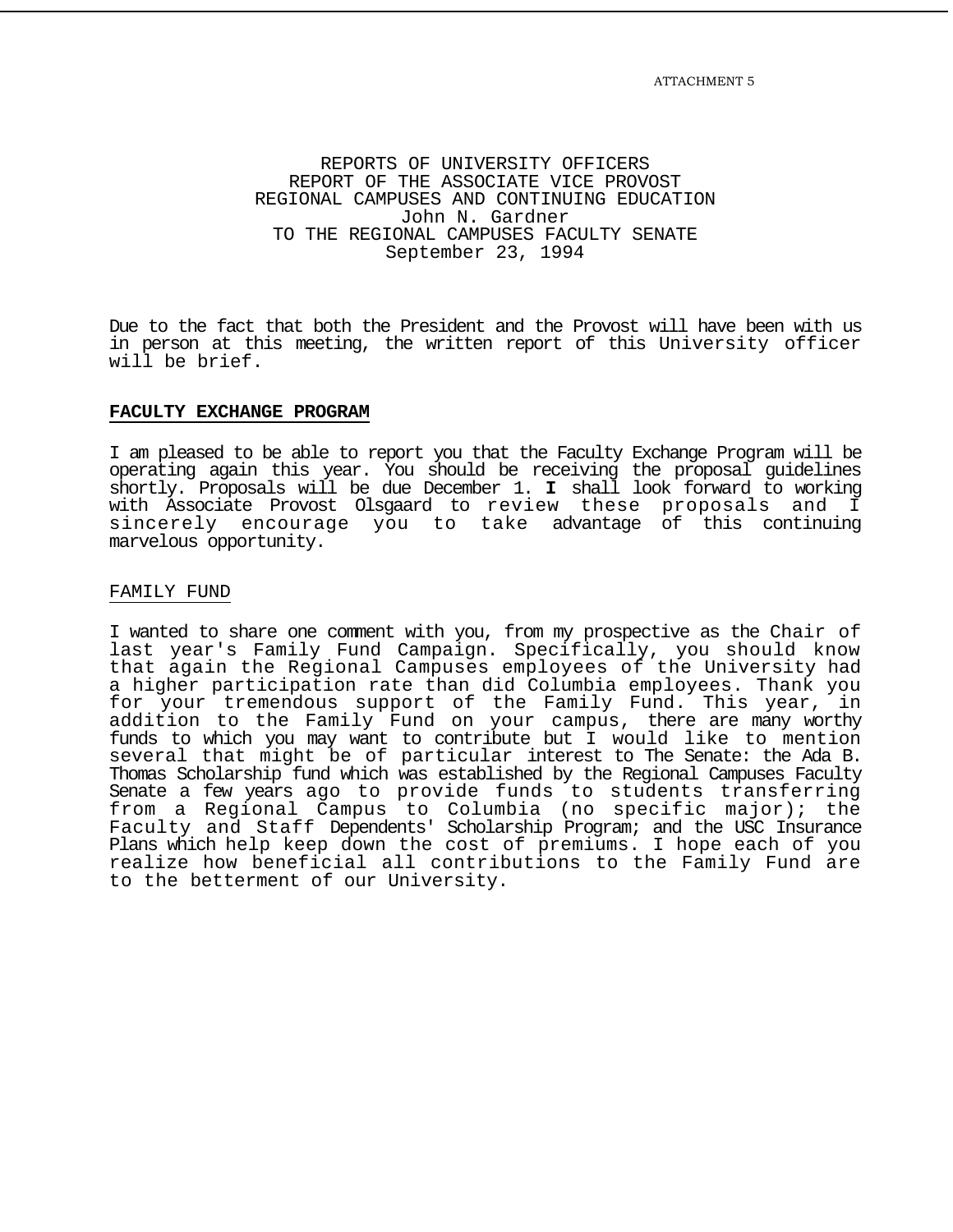ATTACHMENT 5

REPORTS OF UNIVERSITY OFFICERS
REPORT OF THE ASSOCIATE VICE PROVOST
REGIONAL CAMPUSES AND CONTINUING EDUCATION
John N. Gardner
TO THE REGIONAL CAMPUSES FACULTY SENATE
September 23, 1994

Due to the fact that both the President and the Provost will have been with us in person at this meeting, the written report of this University officer will be brief.

**FACULTY EXCHANGE PROGRAM**

I am pleased to be able to report you that the Faculty Exchange Program will be operating again this year. You should be receiving the proposal guidelines shortly. Proposals will be due December 1. **I** shall look forward to working with Associate Provost Olsgaard to review these proposals and I sincerely encourage you to take advantage of this continuing marvelous opportunity.

FAMILY FUND

I wanted to share one comment with you, from my prospective as the Chair of last year's Family Fund Campaign. Specifically, you should know that again the Regional Campuses employees of the University had a higher participation rate than did Columbia employees. Thank you for your tremendous support of the Family Fund. This year, in addition to the Family Fund on your campus, there are many worthy funds to which you may want to contribute but I would like to mention several that might be of particular interest to The Senate: the Ada B. Thomas Scholarship fund which was established by the Regional Campuses Faculty Senate a few years ago to provide funds to students transferring from a Regional Campus to Columbia (no specific major); the Faculty and Staff Dependents' Scholarship Program; and the USC Insurance Plans which help keep down the cost of premiums. I hope each of you realize how beneficial all contributions to the Family Fund are to the betterment of our University.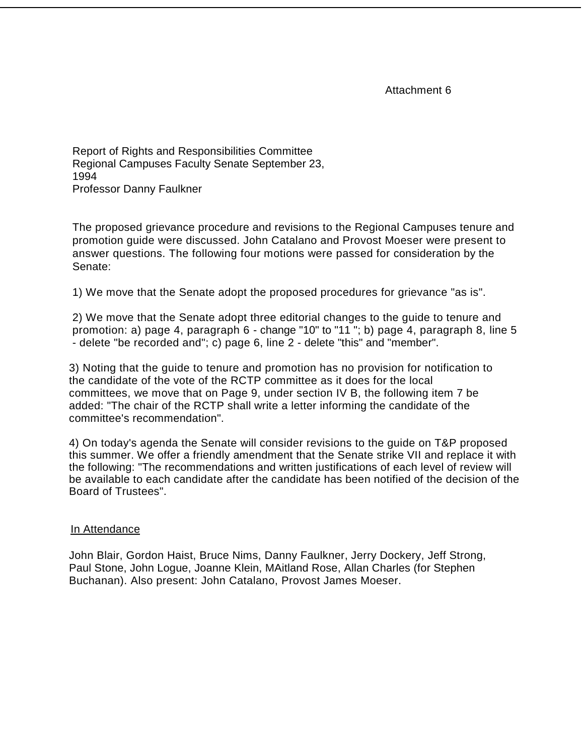Attachment 6

Report of Rights and Responsibilities Committee
Regional Campuses Faculty Senate September 23, 1994
Professor Danny Faulkner

The proposed grievance procedure and revisions to the Regional Campuses tenure and promotion guide were discussed. John Catalano and Provost Moeser were present to answer questions. The following four motions were passed for consideration by the Senate:

1) We move that the Senate adopt the proposed procedures for grievance "as is".

2) We move that the Senate adopt three editorial changes to the guide to tenure and promotion: a) page 4, paragraph 6 - change "10" to "11 "; b) page 4, paragraph 8, line 5 - delete "be recorded and"; c) page 6, line 2 - delete "this" and "member".

3) Noting that the guide to tenure and promotion has no provision for notification to the candidate of the vote of the RCTP committee as it does for the local committees, we move that on Page 9, under section IV B, the following item 7 be added: "The chair of the RCTP shall write a letter informing the candidate of the committee's recommendation".

4) On today's agenda the Senate will consider revisions to the guide on T&P proposed this summer. We offer a friendly amendment that the Senate strike VII and replace it with the following: "The recommendations and written justifications of each level of review will be available to each candidate after the candidate has been notified of the decision of the Board of Trustees".

In Attendance

John Blair, Gordon Haist, Bruce Nims, Danny Faulkner, Jerry Dockery, Jeff Strong, Paul Stone, John Logue, Joanne Klein, MAitland Rose, Allan Charles (for Stephen Buchanan). Also present: John Catalano, Provost James Moeser.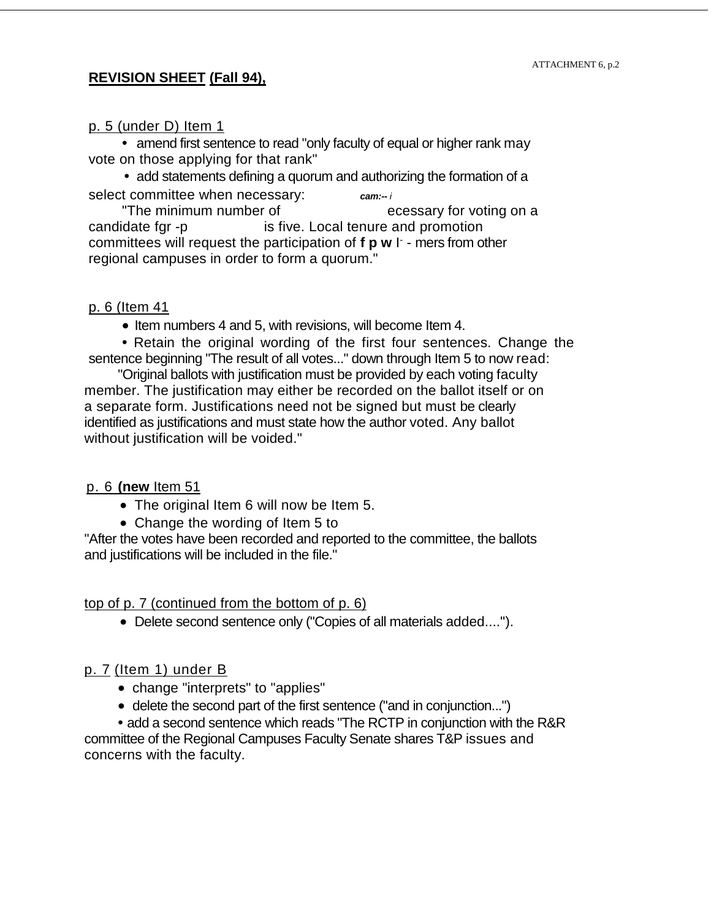ATTACHMENT 6, p.2

**REVISION SHEET (Fall 94),**

p. 5 (under D) Item 1

- amend first sentence to read "only faculty of equal or higher rank may vote on those applying for that rank"
- add statements defining a quorum and authorizing the formation of a select committee when necessary: *cam:-- i*

"The minimum number of ecessary for voting on a candidate fgr -p is five. Local tenure and promotion committees will request the participation of **f p w** l- - mers from other regional campuses in order to form a quorum."

p. 6 (Item 41

- Item numbers 4 and 5, with revisions, will become Item 4.
- Retain the original wording of the first four sentences. Change the sentence beginning "The result of all votes..." down through Item 5 to now read:

"Original ballots with justification must be provided by each voting faculty member. The justification may either be recorded on the ballot itself or on a separate form. Justifications need not be signed but must be clearly identified as justifications and must state how the author voted. Any ballot without justification will be voided."

p. 6 **(new** Item 51

- The original Item 6 will now be Item 5.
- Change the wording of Item 5 to

"After the votes have been recorded and reported to the committee, the ballots and justifications will be included in the file."

top of p. 7 (continued from the bottom of p. 6)

- Delete second sentence only ("Copies of all materials added....").

p. 7 (Item 1) under B

- change "interprets" to "applies"
- delete the second part of the first sentence ("and in conjunction...")
- add a second sentence which reads "The RCTP in conjunction with the R&R committee of the Regional Campuses Faculty Senate shares T&P issues and concerns with the faculty.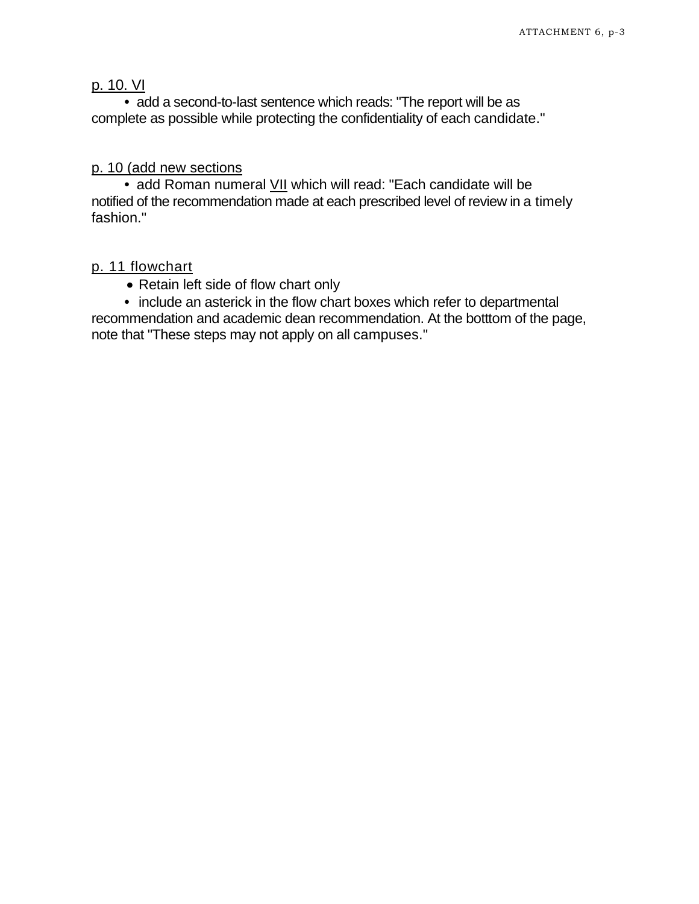p. 10. VI

- add a second-to-last sentence which reads: "The report will be as complete as possible while protecting the confidentiality of each candidate."

p. 10 (add new sections

- add Roman numeral VII which will read: "Each candidate will be notified of the recommendation made at each prescribed level of review in a timely fashion."

p. 11 flowchart

- Retain left side of flow chart only
- include an asterick in the flow chart boxes which refer to departmental recommendation and academic dean recommendation. At the botttom of the page, note that "These steps may not apply on all campuses."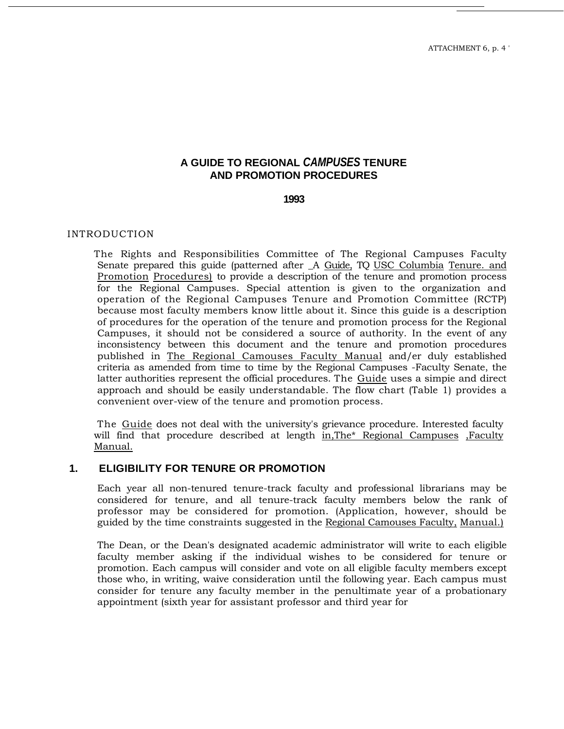ATTACHMENT 6, p. 4 '

# A GUIDE TO REGIONAL *CAMPUSES* TENURE AND PROMOTION PROCEDURES

**1993**

INTRODUCTION

The Rights and Responsibilities Committee of The Regional Campuses Faculty Senate prepared this guide (patterned after _A Guide, TQ USC Columbia Tenure. and Promotion Procedures) to provide a description of the tenure and promotion process for the Regional Campuses. Special attention is given to the organization and operation of the Regional Campuses Tenure and Promotion Committee (RCTP) because most faculty members know little about it. Since this guide is a description of procedures for the operation of the tenure and promotion process for the Regional Campuses, it should not be considered a source of authority. In the event of any inconsistency between this document and the tenure and promotion procedures published in The Regional Camouses Faculty Manual and/er duly established criteria as amended from time to time by the Regional Campuses -Faculty Senate, the latter authorities represent the official procedures. The Guide uses a simpie and direct approach and should be easily understandable. The flow chart (Table 1) provides a convenient over-view of the tenure and promotion process.

The Guide does not deal with the university's grievance procedure. Interested faculty will find that procedure described at length in,The* Regional Campuses ,Faculty Manual.

## 1. ELIGIBILITY FOR TENURE OR PROMOTION

Each year all non-tenured tenure-track faculty and professional librarians may be considered for tenure, and all tenure-track faculty members below the rank of professor may be considered for promotion. (Application, however, should be guided by the time constraints suggested in the Regional Camouses Faculty, Manual.)

The Dean, or the Dean's designated academic administrator will write to each eligible faculty member asking if the individual wishes to be considered for tenure or promotion. Each campus will consider and vote on all eligible faculty members except those who, in writing, waive consideration until the following year. Each campus must consider for tenure any faculty member in the penultimate year of a probationary appointment (sixth year for assistant professor and third year for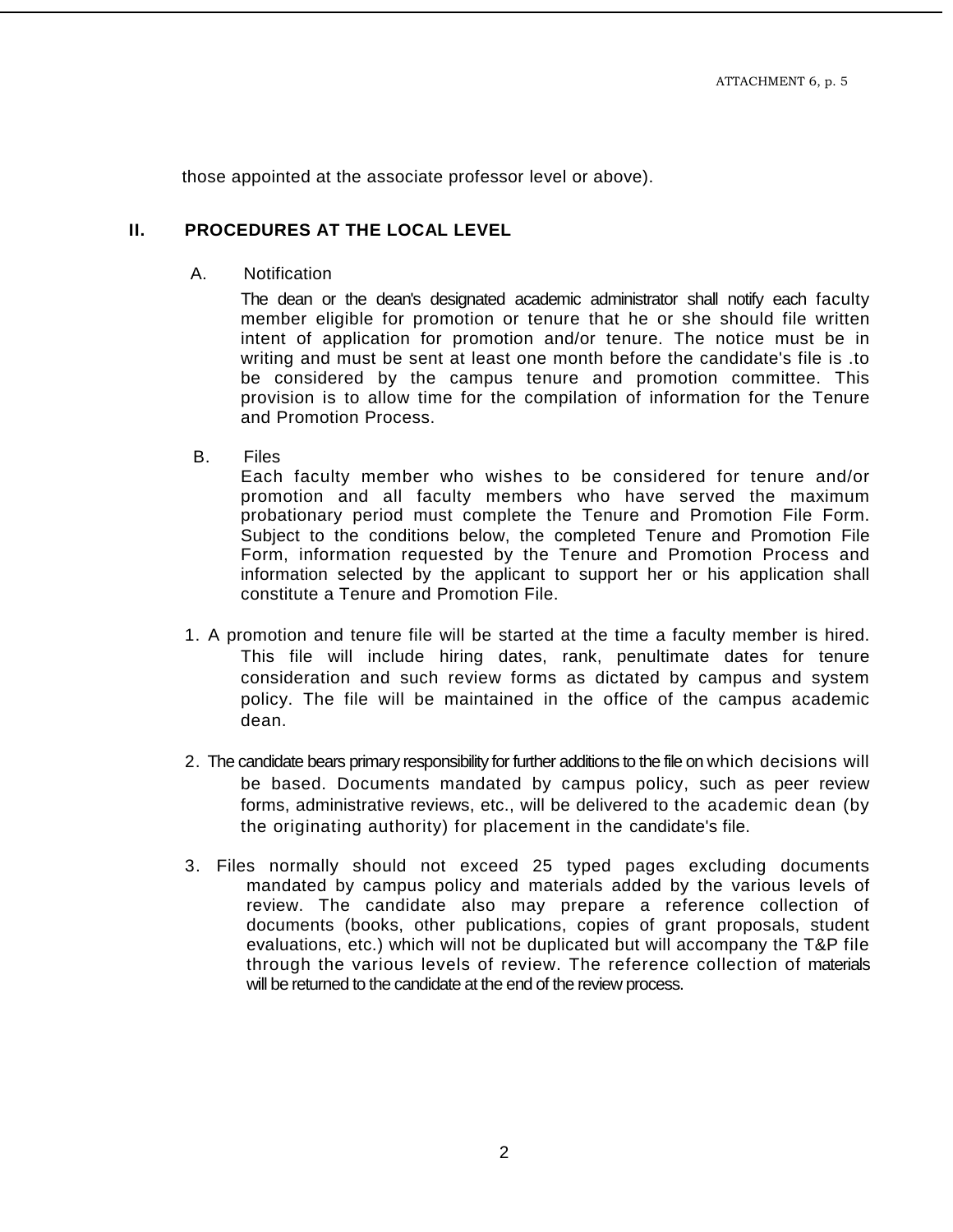those appointed at the associate professor level or above).

## II. PROCEDURES AT THE LOCAL LEVEL

### A. Notification

The dean or the dean's designated academic administrator shall notify each faculty member eligible for promotion or tenure that he or she should file written intent of application for promotion and/or tenure. The notice must be in writing and must be sent at least one month before the candidate's file is .to be considered by the campus tenure and promotion committee. This provision is to allow time for the compilation of information for the Tenure and Promotion Process.

### B. Files

Each faculty member who wishes to be considered for tenure and/or promotion and all faculty members who have served the maximum probationary period must complete the Tenure and Promotion File Form. Subject to the conditions below, the completed Tenure and Promotion File Form, information requested by the Tenure and Promotion Process and information selected by the applicant to support her or his application shall constitute a Tenure and Promotion File.

1. A promotion and tenure file will be started at the time a faculty member is hired. This file will include hiring dates, rank, penultimate dates for tenure consideration and such review forms as dictated by campus and system policy. The file will be maintained in the office of the campus academic dean.

2. The candidate bears primary responsibility for further additions to the file on which decisions will be based. Documents mandated by campus policy, such as peer review forms, administrative reviews, etc., will be delivered to the academic dean (by the originating authority) for placement in the candidate's file.

3. Files normally should not exceed 25 typed pages excluding documents mandated by campus policy and materials added by the various levels of review. The candidate also may prepare a reference collection of documents (books, other publications, copies of grant proposals, student evaluations, etc.) which will not be duplicated but will accompany the T&P file through the various levels of review. The reference collection of materials will be returned to the candidate at the end of the review process.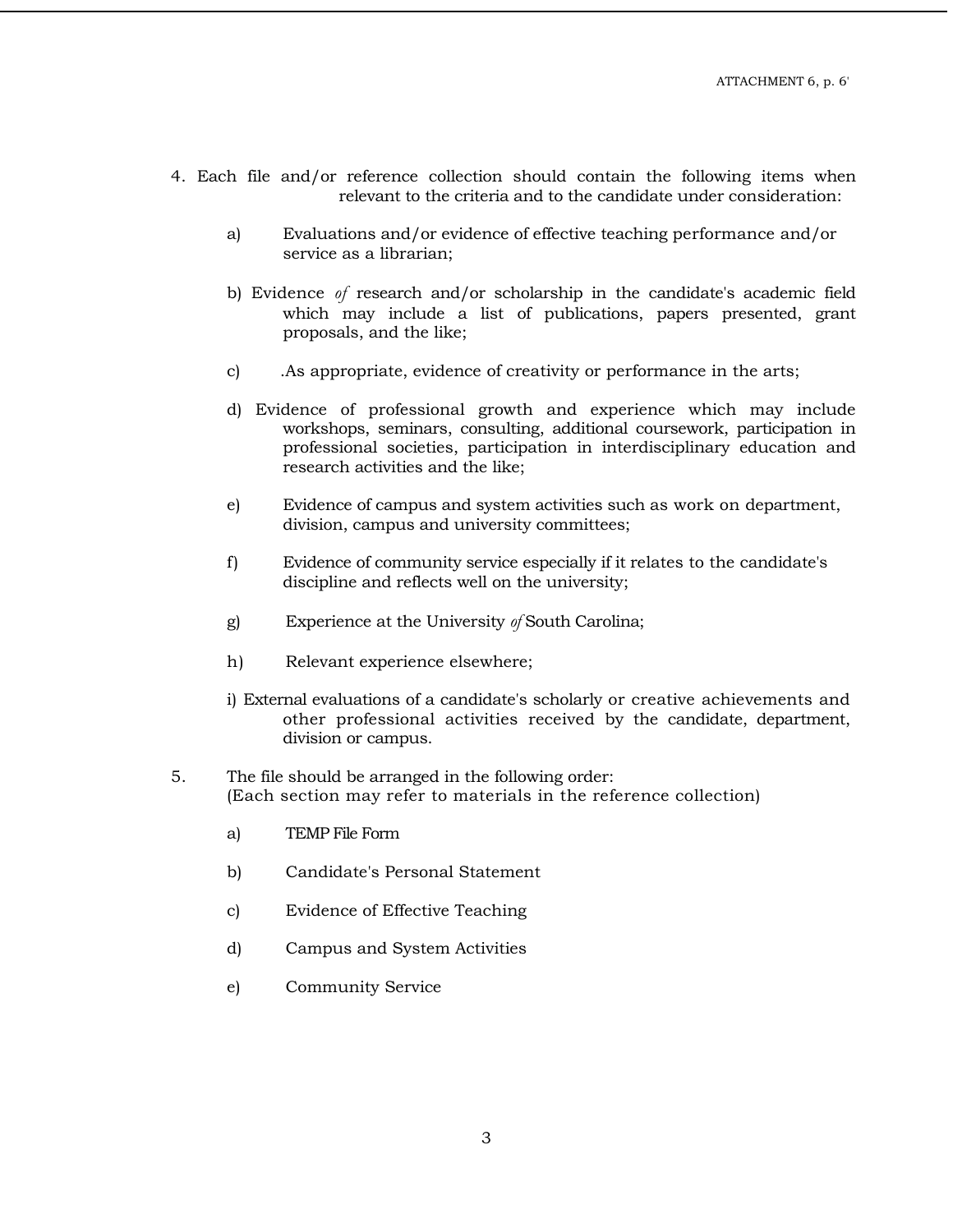4. Each file and/or reference collection should contain the following items when relevant to the criteria and to the candidate under consideration:

   a) Evaluations and/or evidence of effective teaching performance and/or service as a librarian;

   b) Evidence *of* research and/or scholarship in the candidate's academic field which may include a list of publications, papers presented, grant proposals, and the like;

   c) .As appropriate, evidence of creativity or performance in the arts;

   d) Evidence of professional growth and experience which may include workshops, seminars, consulting, additional coursework, participation in professional societies, participation in interdisciplinary education and research activities and the like;

   e) Evidence of campus and system activities such as work on department, division, campus and university committees;

   f) Evidence of community service especially if it relates to the candidate's discipline and reflects well on the university;

   g) Experience at the University *of* South Carolina;

   h) Relevant experience elsewhere;

   i) External evaluations of a candidate's scholarly or creative achievements and other professional activities received by the candidate, department, division or campus.

5. The file should be arranged in the following order:
   (Each section may refer to materials in the reference collection)

   a) TEMP File Form

   b) Candidate's Personal Statement

   c) Evidence of Effective Teaching

   d) Campus and System Activities

   e) Community Service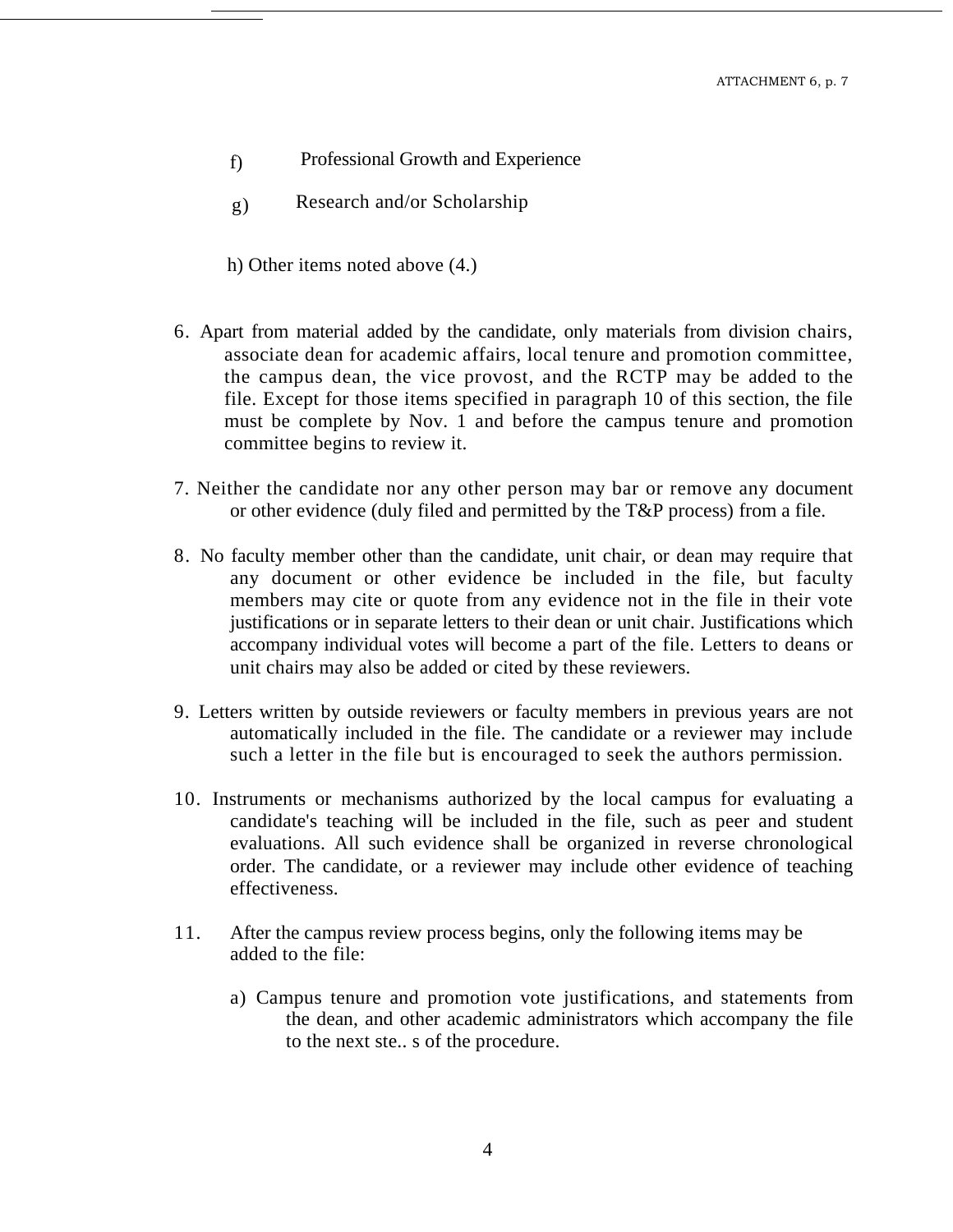f) Professional Growth and Experience

g) Research and/or Scholarship

h) Other items noted above (4.)

6. Apart from material added by the candidate, only materials from division chairs, associate dean for academic affairs, local tenure and promotion committee, the campus dean, the vice provost, and the RCTP may be added to the file. Except for those items specified in paragraph 10 of this section, the file must be complete by Nov. 1 and before the campus tenure and promotion committee begins to review it.

7. Neither the candidate nor any other person may bar or remove any document or other evidence (duly filed and permitted by the T&P process) from a file.

8. No faculty member other than the candidate, unit chair, or dean may require that any document or other evidence be included in the file, but faculty members may cite or quote from any evidence not in the file in their vote justifications or in separate letters to their dean or unit chair. Justifications which accompany individual votes will become a part of the file. Letters to deans or unit chairs may also be added or cited by these reviewers.

9. Letters written by outside reviewers or faculty members in previous years are not automatically included in the file. The candidate or a reviewer may include such a letter in the file but is encouraged to seek the authors permission.

10. Instruments or mechanisms authorized by the local campus for evaluating a candidate's teaching will be included in the file, such as peer and student evaluations. All such evidence shall be organized in reverse chronological order. The candidate, or a reviewer may include other evidence of teaching effectiveness.

11. After the campus review process begins, only the following items may be added to the file:

    a) Campus tenure and promotion vote justifications, and statements from the dean, and other academic administrators which accompany the file to the next ste.. s of the procedure.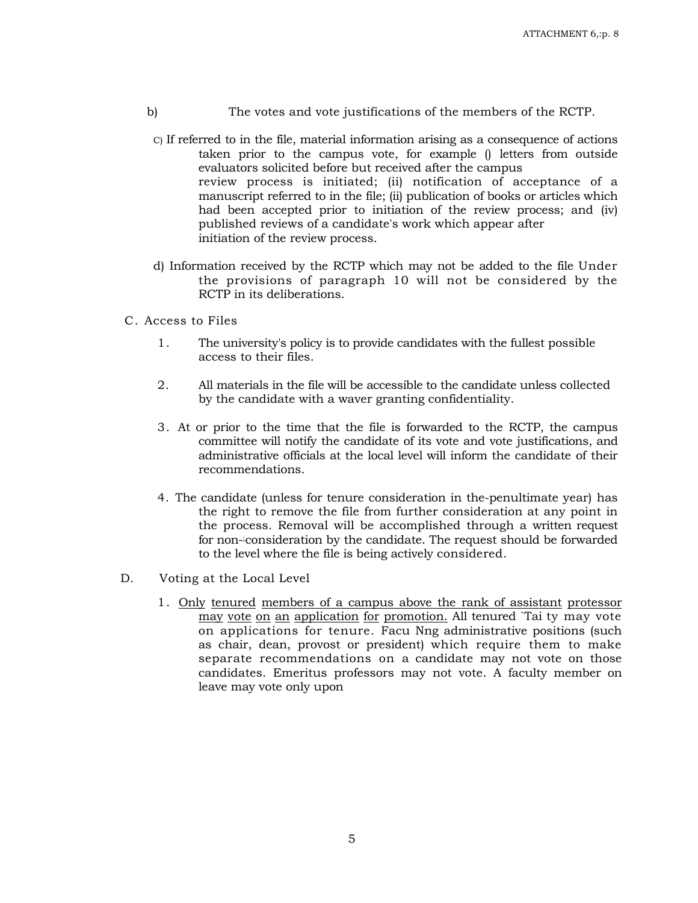b) The votes and vote justifications of the members of the RCTP.

c) If referred to in the file, material information arising as a consequence of actions taken prior to the campus vote, for example () letters from outside evaluators solicited before but received after the campus review process is initiated; (ii) notification of acceptance of a manuscript referred to in the file; (ii) publication of books or articles which had been accepted prior to initiation of the review process; and (iv) published reviews of a candidate's work which appear after initiation of the review process.

d) Information received by the RCTP which may not be added to the file Under the provisions of paragraph 10 will not be considered by the RCTP in its deliberations.

C. Access to Files

1. The university's policy is to provide candidates with the fullest possible access to their files.

2. All materials in the file will be accessible to the candidate unless collected by the candidate with a waver granting confidentiality.

3. At or prior to the time that the file is forwarded to the RCTP, the campus committee will notify the candidate of its vote and vote justifications, and administrative officials at the local level will inform the candidate of their recommendations.

4. The candidate (unless for tenure consideration in the-penultimate year) has the right to remove the file from further consideration at any point in the process. Removal will be accomplished through a written request for non-consideration by the candidate. The request should be forwarded to the level where the file is being actively considered.

D. Voting at the Local Level

1. <u>Only tenured members of a campus above the rank of assistant protessor may vote on an application for promotion.</u> All tenured `Tai ty may vote on applications for tenure. Facu Nng administrative positions (such as chair, dean, provost or president) which require them to make separate recommendations on a candidate may not vote on those candidates. Emeritus professors may not vote. A faculty member on leave may vote only upon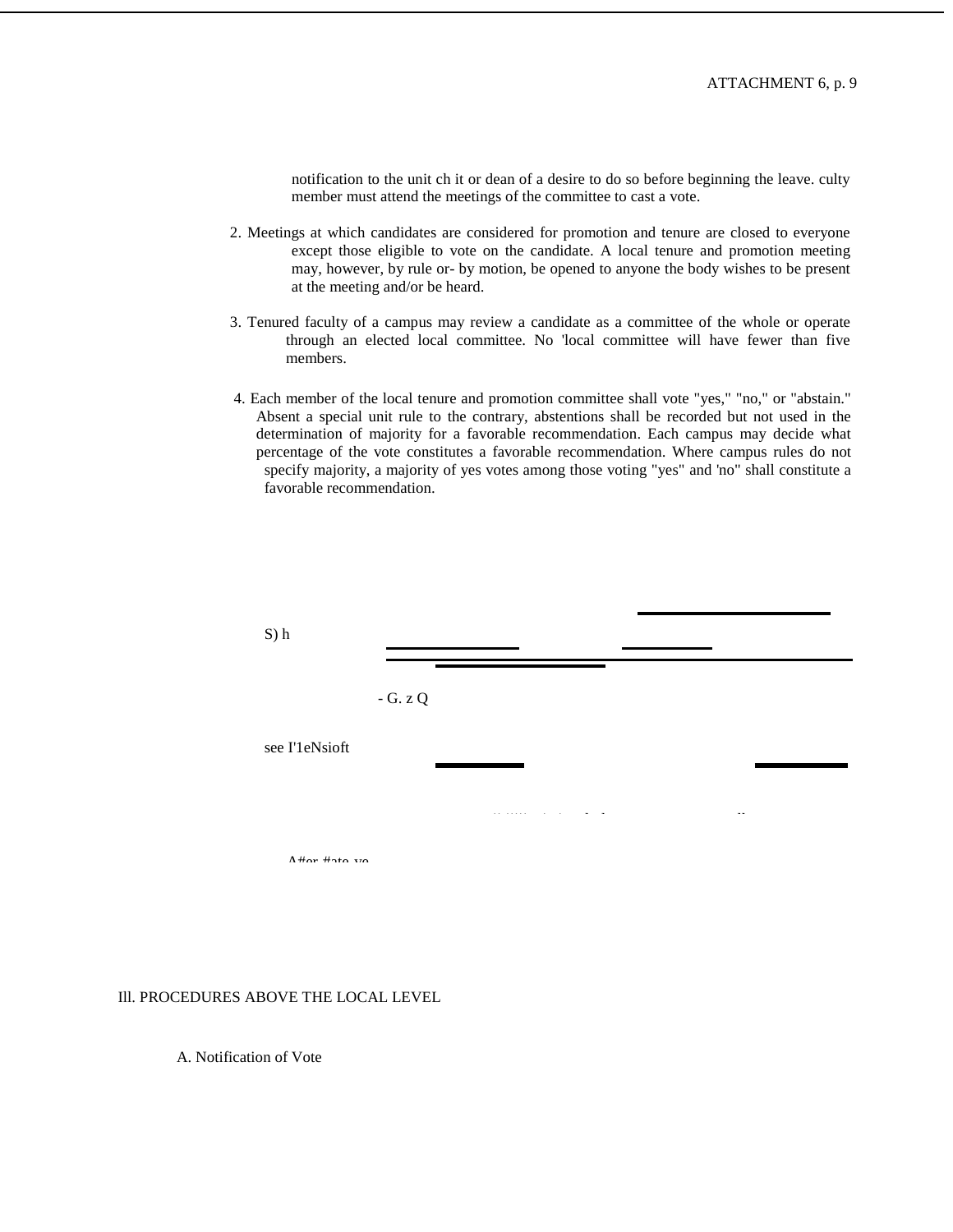notification to the unit ch it or dean of a desire to do so before beginning the leave. culty member must attend the meetings of the committee to cast a vote.

2. Meetings at which candidates are considered for promotion and tenure are closed to everyone except those eligible to vote on the candidate. A local tenure and promotion meeting may, however, by rule or- by motion, be opened to anyone the body wishes to be present at the meeting and/or be heard.

3. Tenured faculty of a campus may review a candidate as a committee of the whole or operate through an elected local committee. No 'local committee will have fewer than five members.

4. Each member of the local tenure and promotion committee shall vote "yes," "no," or "abstain." Absent a special unit rule to the contrary, abstentions shall be recorded but not used in the determination of majority for a favorable recommendation. Each campus may decide what percentage of the vote constitutes a favorable recommendation. Where campus rules do not specify majority, a majority of yes votes among those voting "yes" and 'no" shall constitute a favorable recommendation.

S) h

- G. z Q

see I'1eNsioft

A#or #ate ye

## Ill. PROCEDURES ABOVE THE LOCAL LEVEL

### A. Notification of Vote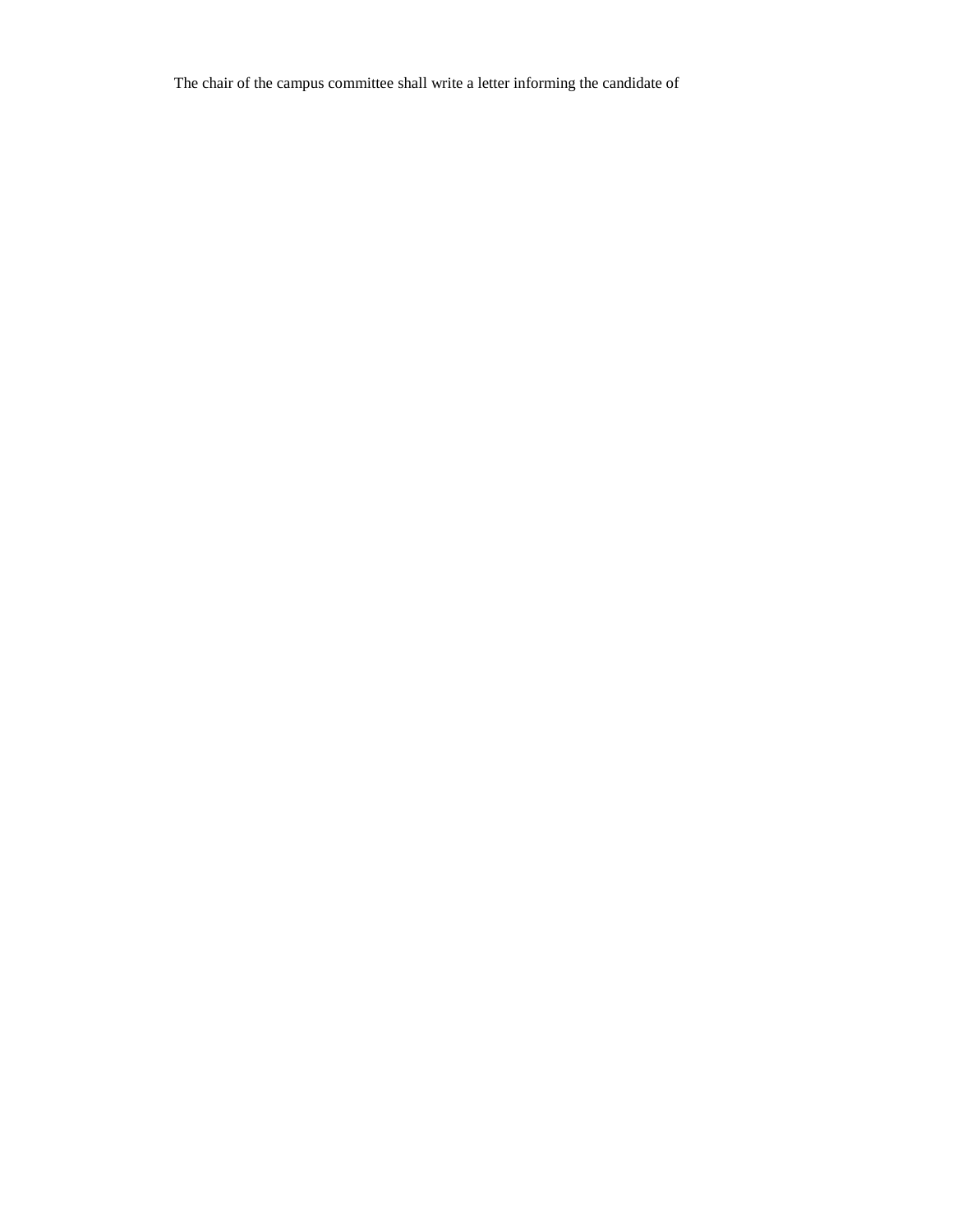The chair of the campus committee shall write a letter informing the candidate of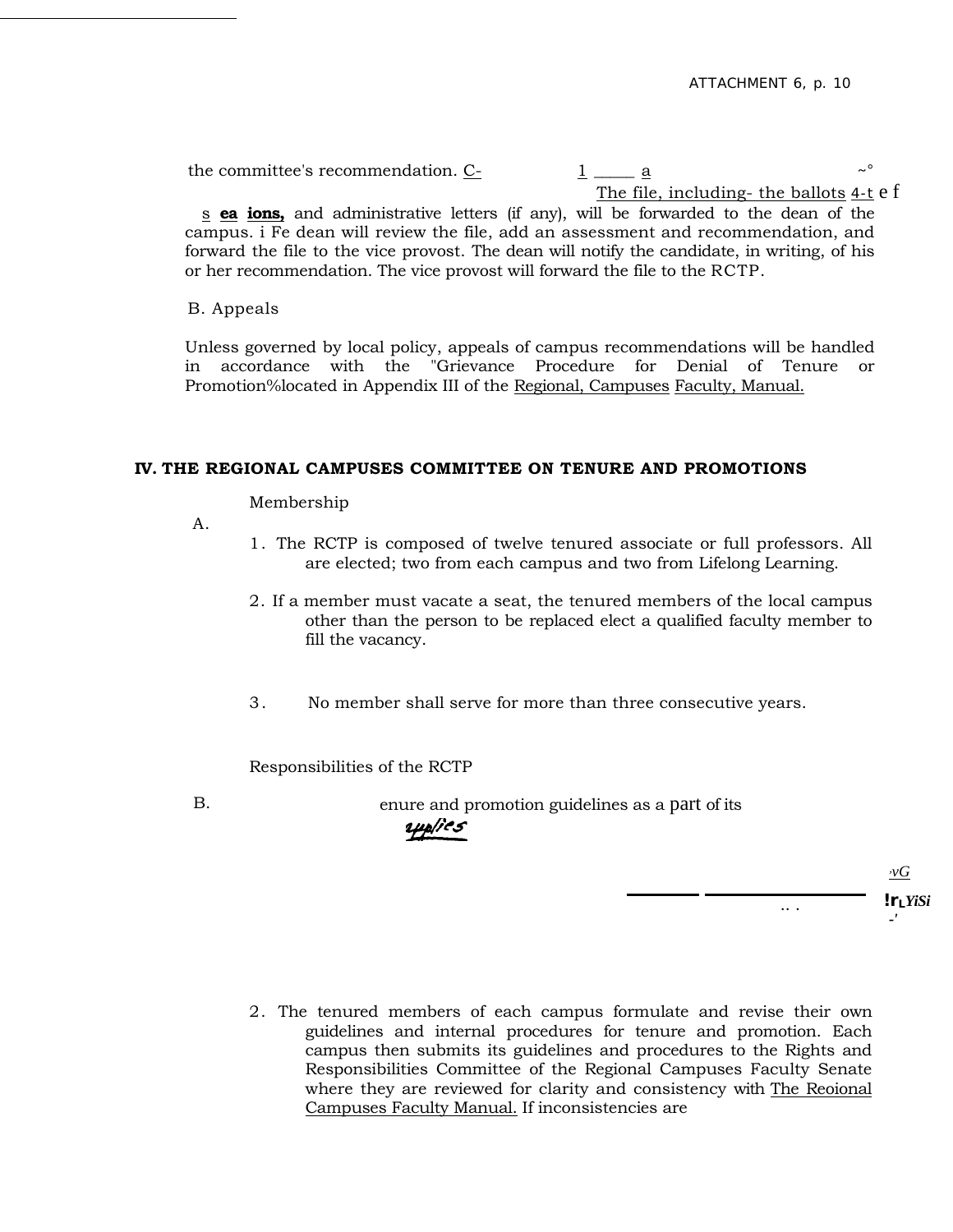the committee's recommendation. C- 1 _____ a ~°
The file, including- the ballots 4-t e f
s **ea** **ions,** and administrative letters (if any), will be forwarded to the dean of the campus. i Fe dean will review the file, add an assessment and recommendation, and forward the file to the vice provost. The dean will notify the candidate, in writing, of his or her recommendation. The vice provost will forward the file to the RCTP.

B. Appeals

Unless governed by local policy, appeals of campus recommendations will be handled in accordance with the "Grievance Procedure for Denial of Tenure or Promotion%located in Appendix III of the Regional, Campuses Faculty, Manual.

## IV. THE REGIONAL CAMPUSES COMMITTEE ON TENURE AND PROMOTIONS

A. Membership

1. The RCTP is composed of twelve tenured associate or full professors. All are elected; two from each campus and two from Lifelong Learning.

2. If a member must vacate a seat, the tenured members of the local campus other than the person to be replaced elect a qualified faculty member to fill the vacancy.

3. No member shall serve for more than three consecutive years.

B. Responsibilities of the RCTP

enure and promotion guidelines as a part of its
applies

·vG
!rLYiSi
-'

2. The tenured members of each campus formulate and revise their own guidelines and internal procedures for tenure and promotion. Each campus then submits its guidelines and procedures to the Rights and Responsibilities Committee of the Regional Campuses Faculty Senate where they are reviewed for clarity and consistency with The Reoional Campuses Faculty Manual. If inconsistencies are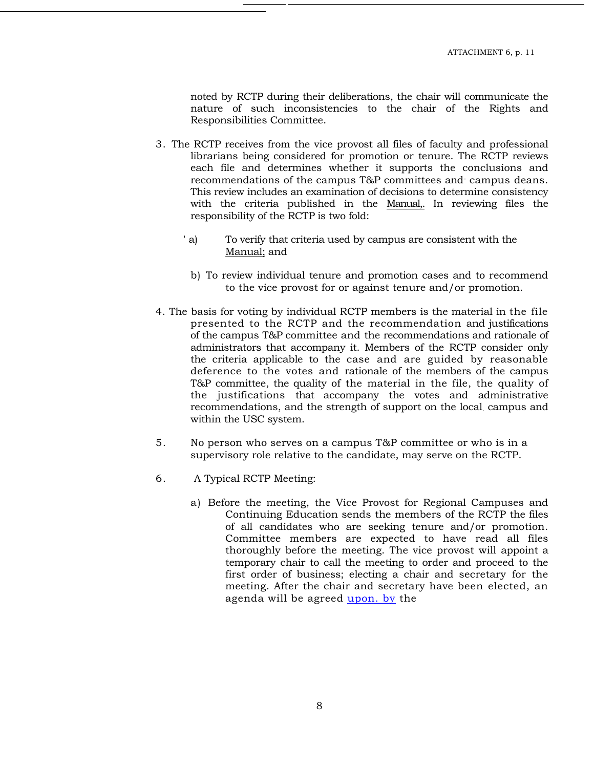noted by RCTP during their deliberations, the chair will communicate the nature of such inconsistencies to the chair of the Rights and Responsibilities Committee.

3. The RCTP receives from the vice provost all files of faculty and professional librarians being considered for promotion or tenure. The RCTP reviews each file and determines whether it supports the conclusions and recommendations of the campus T&P committees and campus deans. This review includes an examination of decisions to determine consistency with the criteria published in the Manual,. In reviewing files the responsibility of the RCTP is two fold:

   a) To verify that criteria used by campus are consistent with the Manual; and

   b) To review individual tenure and promotion cases and to recommend to the vice provost for or against tenure and/or promotion.

4. The basis for voting by individual RCTP members is the material in the file presented to the RCTP and the recommendation and justifications of the campus T&P committee and the recommendations and rationale of administrators that accompany it. Members of the RCTP consider only the criteria applicable to the case and are guided by reasonable deference to the votes and rationale of the members of the campus T&P committee, the quality of the material in the file, the quality of the justifications that accompany the votes and administrative recommendations, and the strength of support on the local campus and within the USC system.

5. No person who serves on a campus T&P committee or who is in a supervisory role relative to the candidate, may serve on the RCTP.

6. A Typical RCTP Meeting:

   a) Before the meeting, the Vice Provost for Regional Campuses and Continuing Education sends the members of the RCTP the files of all candidates who are seeking tenure and/or promotion. Committee members are expected to have read all files thoroughly before the meeting. The vice provost will appoint a temporary chair to call the meeting to order and proceed to the first order of business; electing a chair and secretary for the meeting. After the chair and secretary have been elected, an agenda will be agreed upon. by the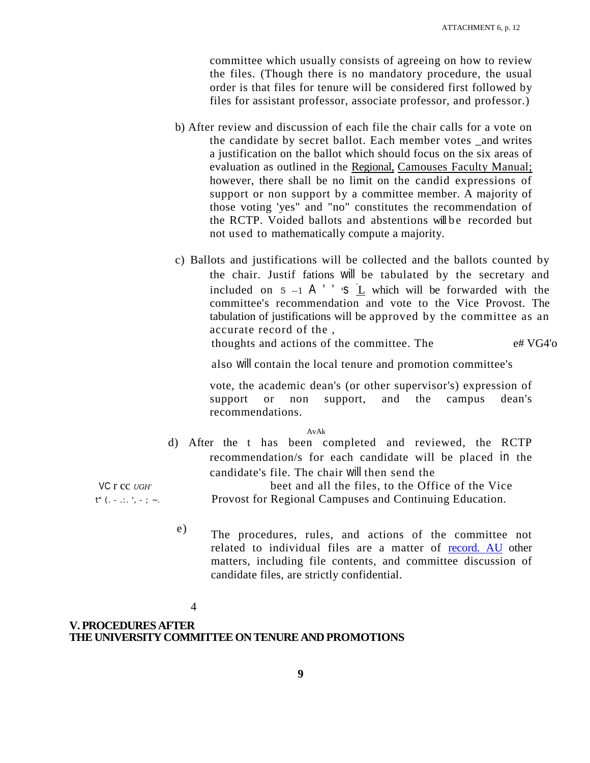committee which usually consists of agreeing on how to review the files. (Though there is no mandatory procedure, the usual order is that files for tenure will be considered first followed by files for assistant professor, associate professor, and professor.)

b) After review and discussion of each file the chair calls for a vote on the candidate by secret ballot. Each member votes _and writes a justification on the ballot which should focus on the six areas of evaluation as outlined in the Regional, Camouses Faculty Manual; however, there shall be no limit on the candid expressions of support or non support by a committee member. A majority of those voting 'yes" and "no" constitutes the recommendation of the RCTP. Voided ballots and abstentions will be recorded but not used to mathematically compute a majority.

c) Ballots and justifications will be collected and the ballots counted by the chair. Justif fations will be tabulated by the secretary and included on 5 --1 A ' ' 4S `L which will be forwarded with the committee's recommendation and vote to the Vice Provost. The tabulation of justifications will be approved by the committee as an accurate record of the , thoughts and actions of the committee. The e# VG4'o also will contain the local tenure and promotion committee's vote, the academic dean's (or other supervisor's) expression of support or non support, and the campus dean's recommendations.

AvAk

d) After the t has been completed and reviewed, the RCTP recommendation/s for each candidate will be placed in the candidate's file. The chair will then send the

VC r cc UGH' beet and all the files, to the Office of the Vice

t" (. - .:. ', - ; ~. Provost for Regional Campuses and Continuing Education.

e) The procedures, rules, and actions of the committee not related to individual files are a matter of record. AU other matters, including file contents, and committee discussion of candidate files, are strictly confidential.

4

**V. PROCEDURES AFTER THE UNIVERSITY COMMITTEE ON TENURE AND PROMOTIONS**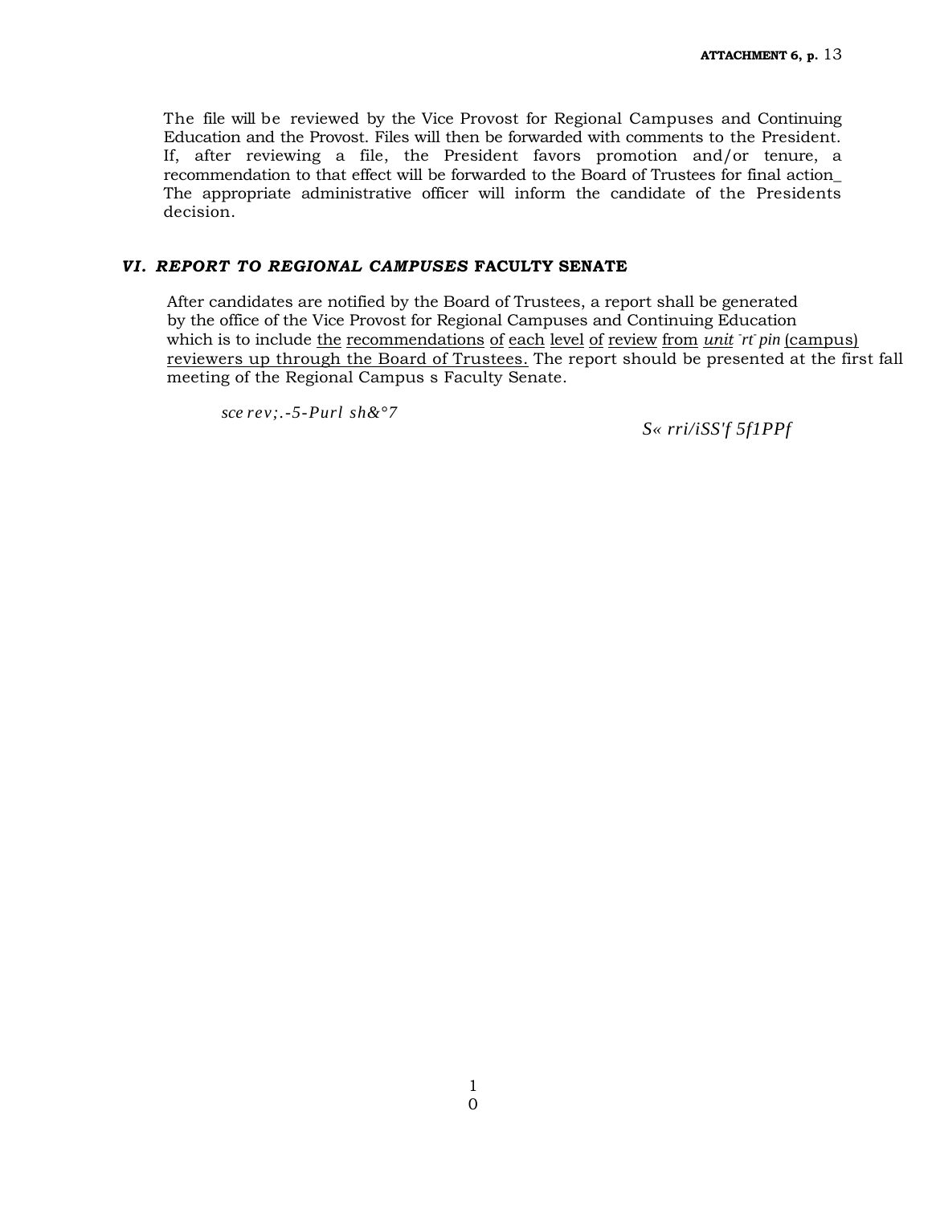The file will be reviewed by the Vice Provost for Regional Campuses and Continuing Education and the Provost. Files will then be forwarded with comments to the President. If, after reviewing a file, the President favors promotion and/or tenure, a recommendation to that effect will be forwarded to the Board of Trustees for final action_ The appropriate administrative officer will inform the candidate of the Presidents decision.

### *VI. REPORT TO REGIONAL CAMPUSES* FACULTY SENATE

After candidates are notified by the Board of Trustees, a report shall be generated by the office of the Vice Provost for Regional Campuses and Continuing Education which is to include the recommendations of each level of review from *unit* ˉ*rt*ˉ *pin* (campus) reviewers up through the Board of Trustees. The report should be presented at the first fall meeting of the Regional Campus s Faculty Senate.

*sce rev;.-5-Purl sh&°7*

*S« rri/iSS'f 5f1PPf*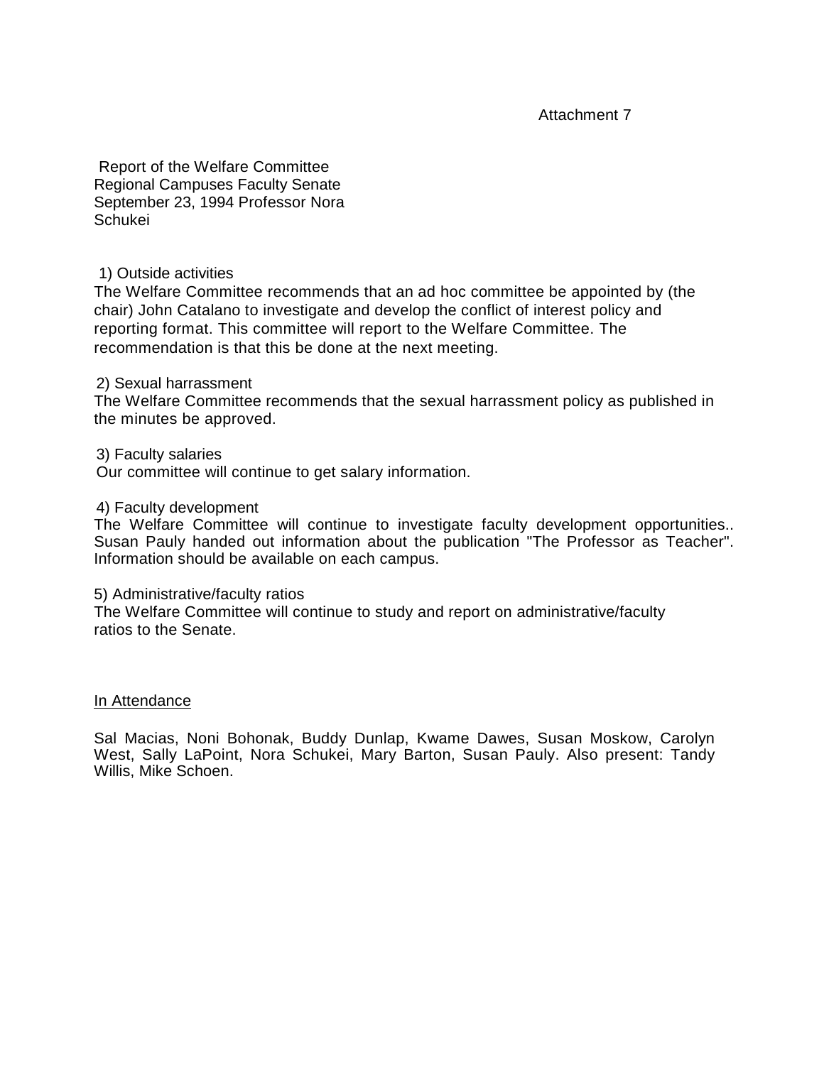Attachment 7

Report of the Welfare Committee
Regional Campuses Faculty Senate
September 23, 1994 Professor Nora Schukei

1) Outside activities

The Welfare Committee recommends that an ad hoc committee be appointed by (the chair) John Catalano to investigate and develop the conflict of interest policy and reporting format. This committee will report to the Welfare Committee. The recommendation is that this be done at the next meeting.

2) Sexual harrassment

The Welfare Committee recommends that the sexual harrassment policy as published in the minutes be approved.

3) Faculty salaries

Our committee will continue to get salary information.

4) Faculty development

The Welfare Committee will continue to investigate faculty development opportunities.. Susan Pauly handed out information about the publication "The Professor as Teacher". Information should be available on each campus.

5) Administrative/faculty ratios

The Welfare Committee will continue to study and report on administrative/faculty ratios to the Senate.

In Attendance

Sal Macias, Noni Bohonak, Buddy Dunlap, Kwame Dawes, Susan Moskow, Carolyn West, Sally LaPoint, Nora Schukei, Mary Barton, Susan Pauly. Also present: Tandy Willis, Mike Schoen.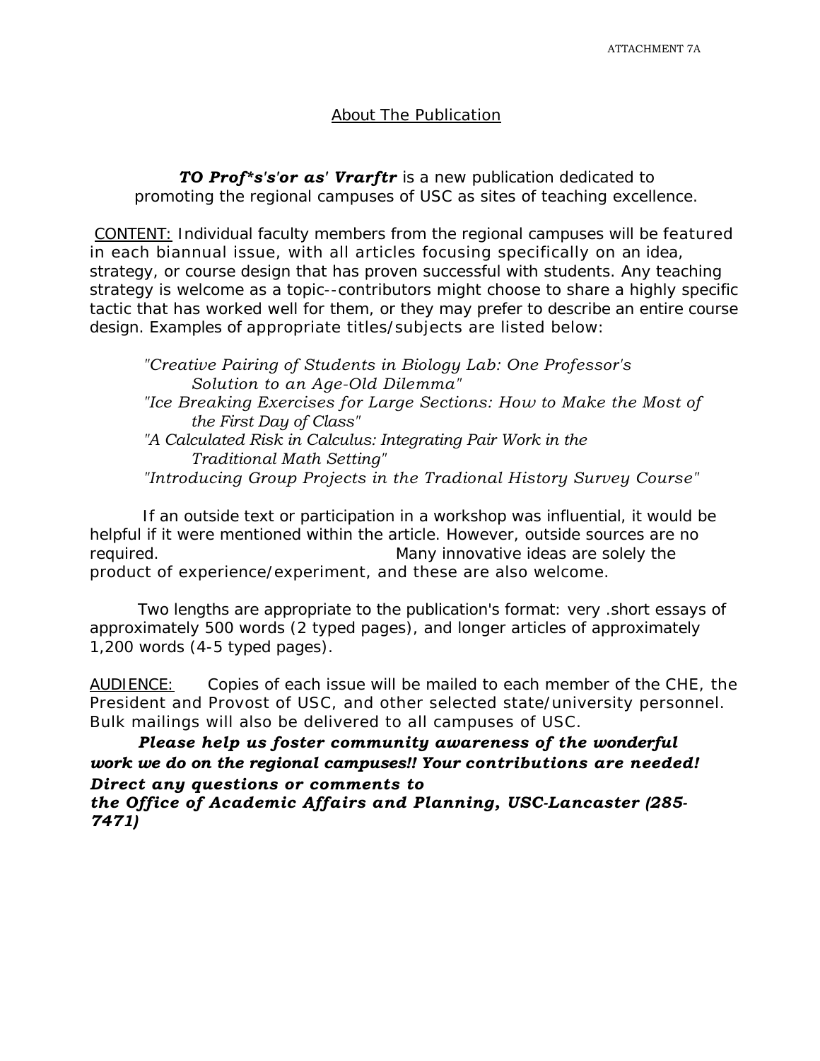ATTACHMENT 7A

## About The Publication

***TO Prof*s's'or as' Vrarftr*** is a new publication dedicated to promoting the regional campuses of USC as sites of teaching excellence.

CONTENT: Individual faculty members from the regional campuses will be featured in each biannual issue, with all articles focusing specifically on an idea, strategy, or course design that has proven successful with students. Any teaching strategy is welcome as a topic--contributors might choose to share a highly specific tactic that has worked well for them, or they may prefer to describe an entire course design. Examples of appropriate titles/subjects are listed below:

> *"Creative Pairing of Students in Biology Lab: One Professor's Solution to an Age-Old Dilemma"*
> *"Ice Breaking Exercises for Large Sections: How to Make the Most of the First Day of Class"*
> *"A Calculated Risk in Calculus: Integrating Pair Work in the Traditional Math Setting"*
> *"Introducing Group Projects in the Tradional History Survey Course"*

If an outside text or participation in a workshop was influential, it would be helpful if it were mentioned within the article. However, outside sources are no required. Many innovative ideas are solely the product of experience/experiment, and these are also welcome.

Two lengths are appropriate to the publication's format: very .short essays of approximately 500 words (2 typed pages), and longer articles of approximately 1,200 words (4-5 typed pages).

AUDIENCE: Copies of each issue will be mailed to each member of the CHE, the President and Provost of USC, and other selected state/university personnel. Bulk mailings will also be delivered to all campuses of USC.

***Please help us foster community awareness of the wonderful work we do on the regional campuses!! Your contributions are needed! Direct any questions or comments to the Office of Academic Affairs and Planning, USC-Lancaster (285-7471)***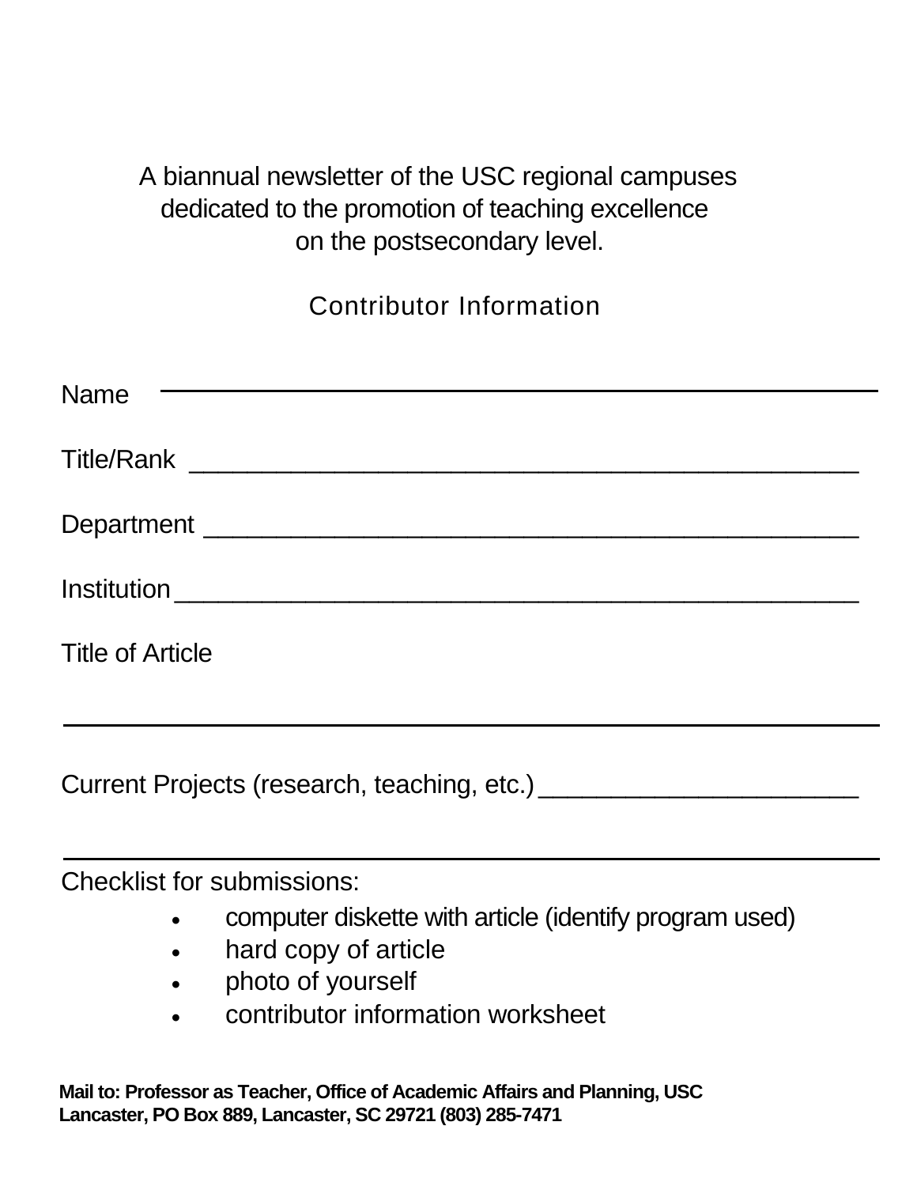A biannual newsletter of the USC regional campuses
dedicated to the promotion of teaching excellence
on the postsecondary level.

## Contributor Information

Name ______________________________________________

Title/Rank ______________________________________________

Department ______________________________________________

Institution ______________________________________________

Title of Article

______________________________________________

Current Projects (research, teaching, etc.) ______________________

______________________________________________

Checklist for submissions:

- computer diskette with article (identify program used)
- hard copy of article
- photo of yourself
- contributor information worksheet

**Mail to: Professor as Teacher, Office of Academic Affairs and Planning, USC Lancaster, PO Box 889, Lancaster, SC 29721 (803) 285-7471**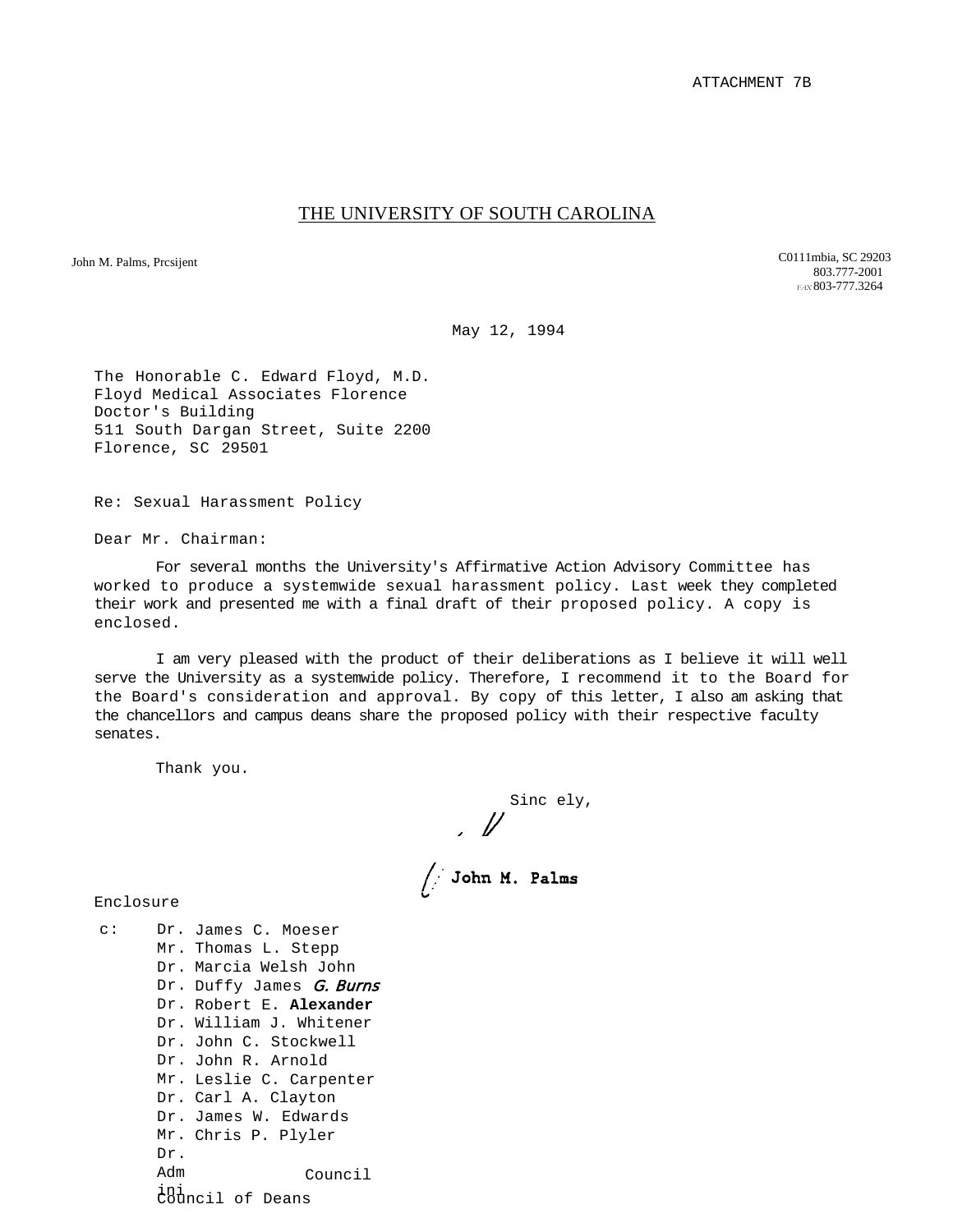ATTACHMENT 7B

THE UNIVERSITY OF SOUTH CAROLINA

John M. Palms, Prcsijent

C0111mbia, SC 29203
803.777-2001
FAX 803-777.3264

May 12, 1994

The Honorable C. Edward Floyd, M.D.
Floyd Medical Associates Florence
Doctor's Building
511 South Dargan Street, Suite 2200
Florence, SC 29501

Re: Sexual Harassment Policy

Dear Mr. Chairman:

For several months the University's Affirmative Action Advisory Committee has worked to produce a systemwide sexual harassment policy. Last week they completed their work and presented me with a final draft of their proposed policy. A copy is enclosed.

I am very pleased with the product of their deliberations as I believe it will well serve the University as a systemwide policy. Therefore, I recommend it to the Board for the Board's consideration and approval. By copy of this letter, I also am asking that the chancellors and campus deans share the proposed policy with their respective faculty senates.

Thank you.

Sinc ely,

John M. Palms

Enclosure

c: Dr. James C. Moeser
Mr. Thomas L. Stepp
Dr. Marcia Welsh John
Dr. Duffy James G. Burns
Dr. Robert E. Alexander
Dr. William J. Whitener
Dr. John C. Stockwell
Dr. John R. Arnold
Mr. Leslie C. Carpenter
Dr. Carl A. Clayton
Dr. James W. Edwards
Mr. Chris P. Plyler
Dr.
Admini Council
Council of Deans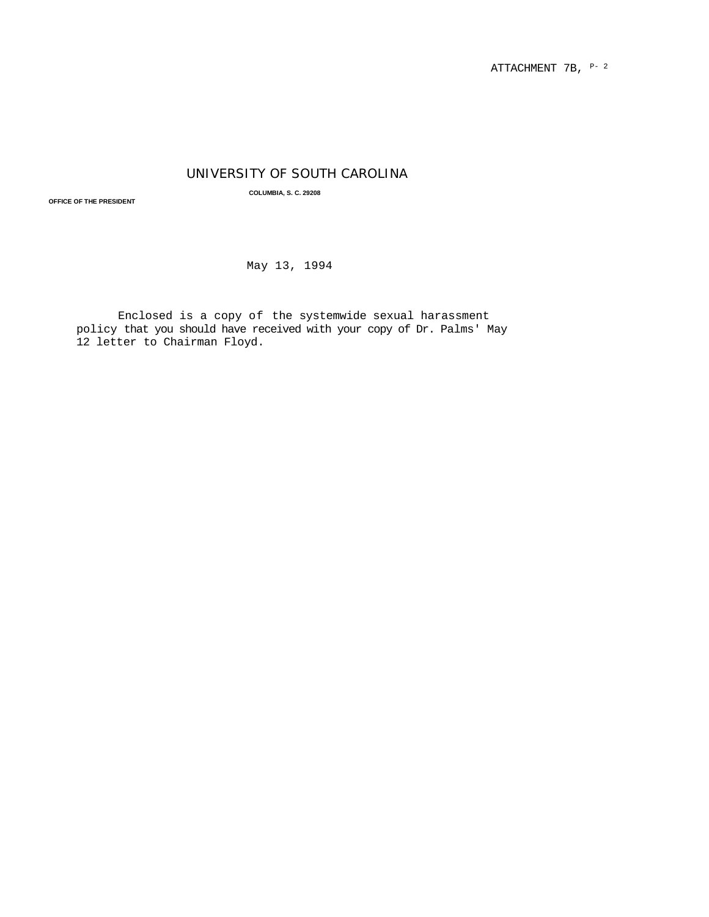ATTACHMENT 7B, P- 2

UNIVERSITY OF SOUTH CAROLINA

COLUMBIA, S. C. 29208

OFFICE OF THE PRESIDENT

May 13, 1994

Enclosed is a copy of the systemwide sexual harassment policy that you should have received with your copy of Dr. Palms' May 12 letter to Chairman Floyd.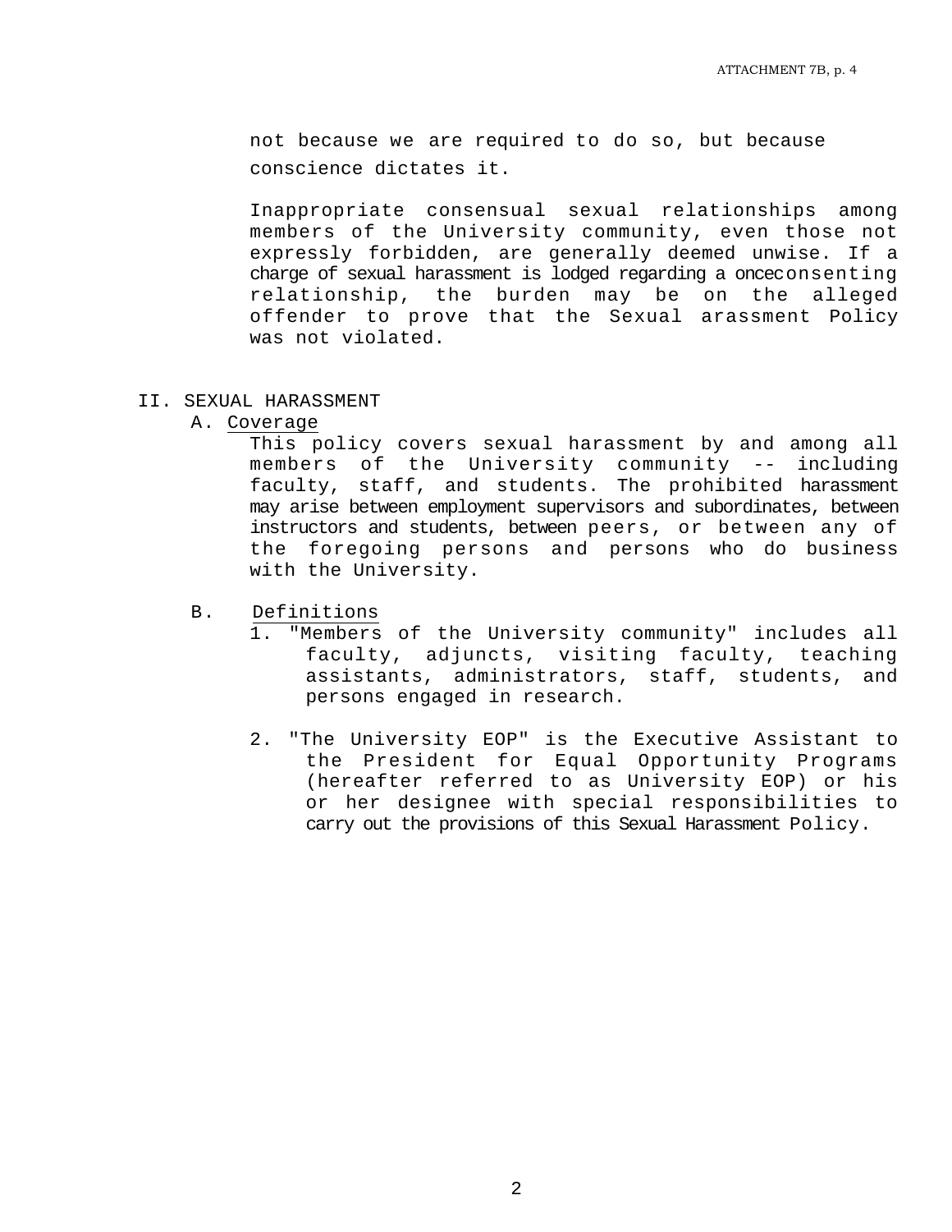not because we are required to do so, but because conscience dictates it.

Inappropriate consensual sexual relationships among members of the University community, even those not expressly forbidden, are generally deemed unwise. If a charge of sexual harassment is lodged regarding a onceconsenting relationship, the burden may be on the alleged offender to prove that the Sexual arassment Policy was not violated.

II. SEXUAL HARASSMENT

A. Coverage

This policy covers sexual harassment by and among all members of the University community -- including faculty, staff, and students. The prohibited harassment may arise between employment supervisors and subordinates, between instructors and students, between peers, or between any of the foregoing persons and persons who do business with the University.

B. Definitions

1. "Members of the University community" includes all faculty, adjuncts, visiting faculty, teaching assistants, administrators, staff, students, and persons engaged in research.

2. "The University EOP" is the Executive Assistant to the President for Equal Opportunity Programs (hereafter referred to as University EOP) or his or her designee with special responsibilities to carry out the provisions of this Sexual Harassment Policy.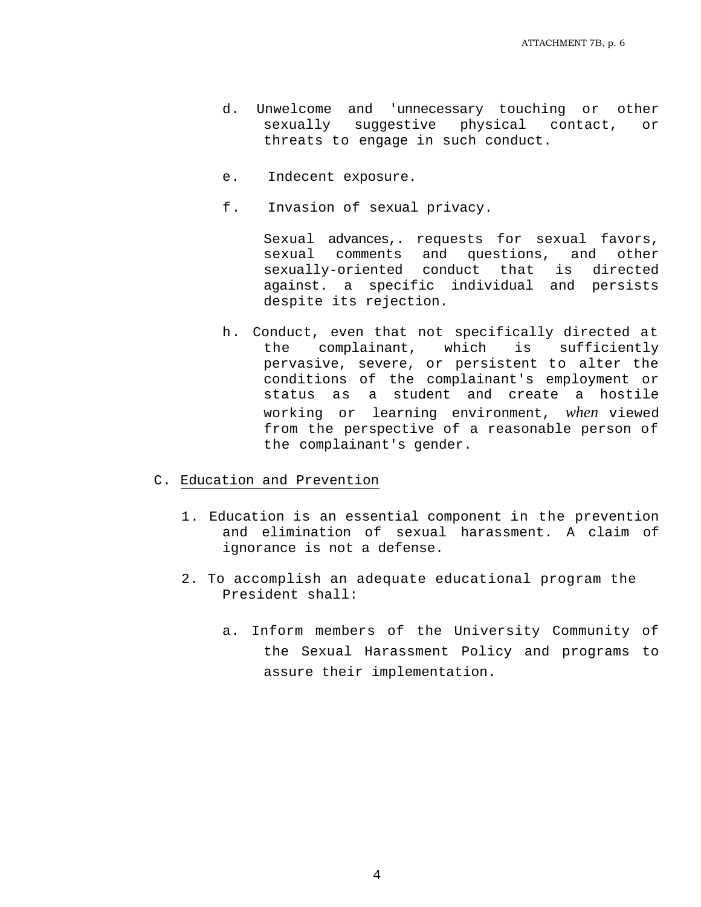d. Unwelcome and 'unnecessary touching or other sexually suggestive physical contact, or threats to engage in such conduct.

e. Indecent exposure.

f. Invasion of sexual privacy.

Sexual advances,. requests for sexual favors, sexual comments and questions, and other sexually-oriented conduct that is directed against. a specific individual and persists despite its rejection.

h. Conduct, even that not specifically directed at the complainant, which is sufficiently pervasive, severe, or persistent to alter the conditions of the complainant's employment or status as a student and create a hostile working or learning environment, *when* viewed from the perspective of a reasonable person of the complainant's gender.

C. Education and Prevention

1. Education is an essential component in the prevention and elimination of sexual harassment. A claim of ignorance is not a defense.

2. To accomplish an adequate educational program the President shall:

   a. Inform members of the University Community of the Sexual Harassment Policy and programs to assure their implementation.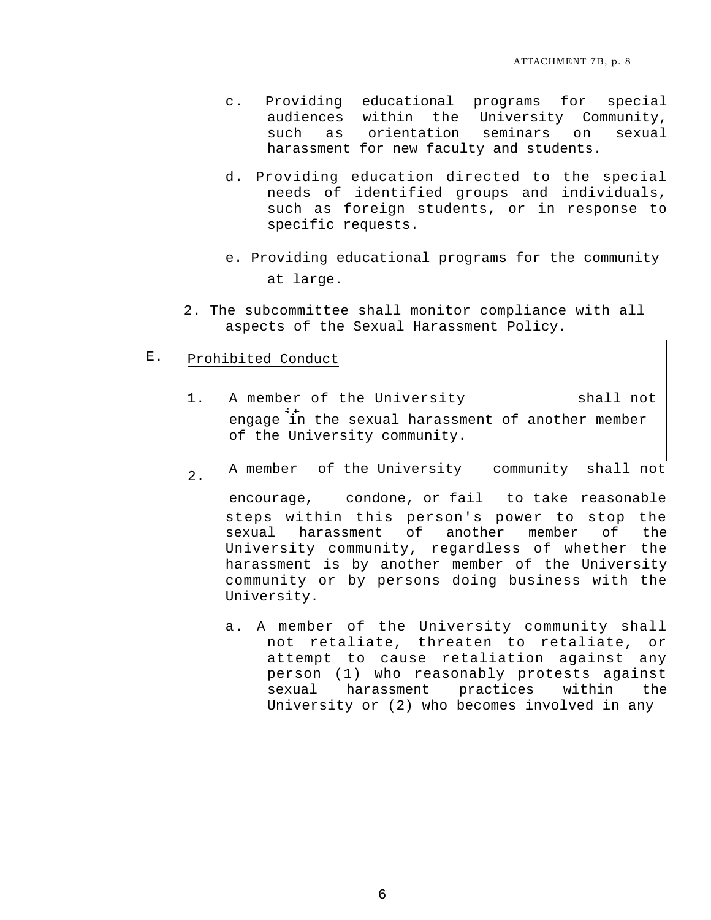c. Providing educational programs for special audiences within the University Community, such as orientation seminars on sexual harassment for new faculty and students.

d. Providing education directed to the special needs of identified groups and individuals, such as foreign students, or in response to specific requests.

e. Providing educational programs for the community at large.

2. The subcommittee shall monitor compliance with all aspects of the Sexual Harassment Policy.

E. Prohibited Conduct

1. A member of the University shall not engage in the sexual harassment of another member of the University community.

2. A member of the University community shall not encourage, condone, or fail to take reasonable steps within this person's power to stop the sexual harassment of another member of the University community, regardless of whether the harassment is by another member of the University community or by persons doing business with the University.

a. A member of the University community shall not retaliate, threaten to retaliate, or attempt to cause retaliation against any person (1) who reasonably protests against sexual harassment practices within the University or (2) who becomes involved in any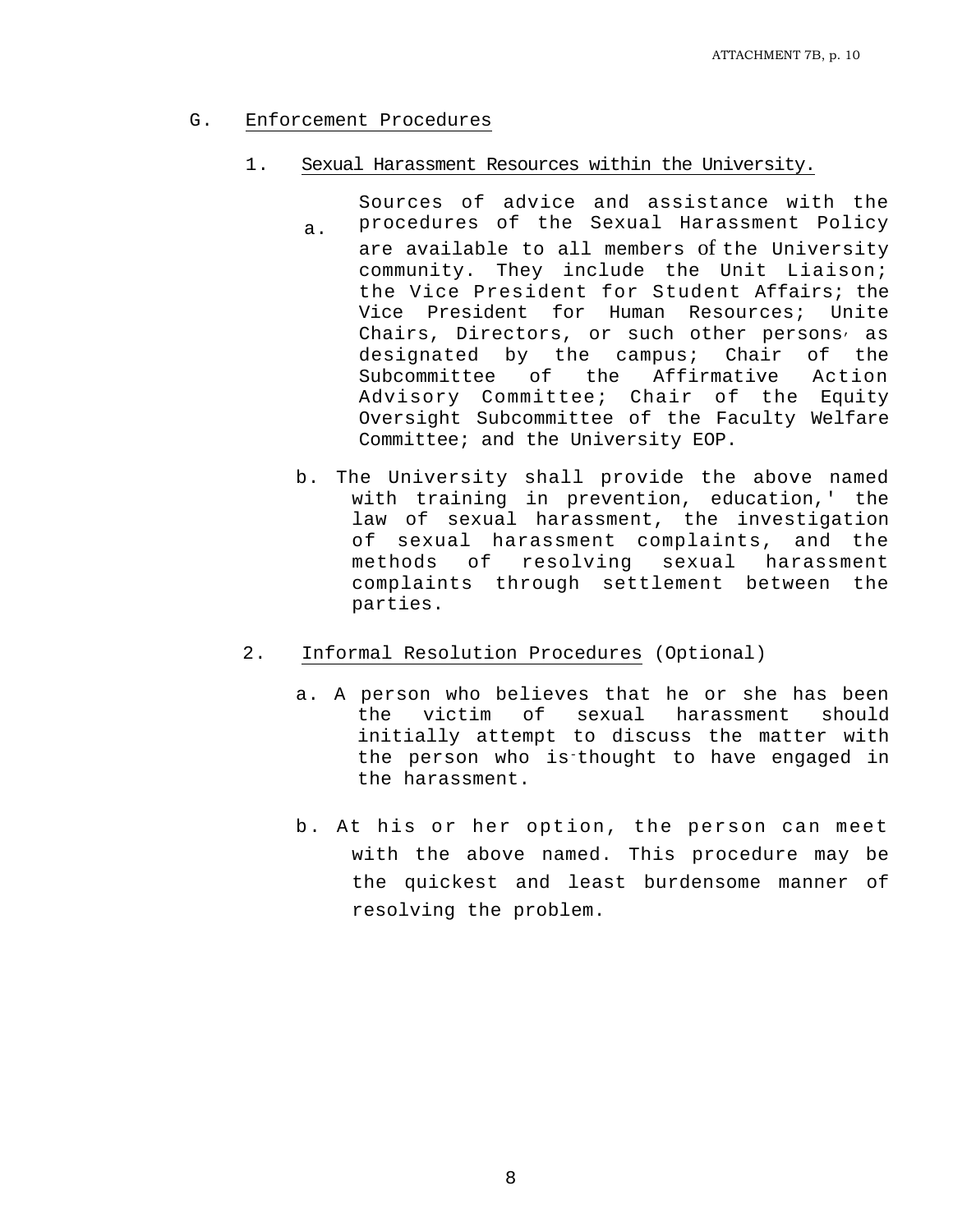G. Enforcement Procedures

1. Sexual Harassment Resources within the University.

a. Sources of advice and assistance with the procedures of the Sexual Harassment Policy are available to all members of the University community. They include the Unit Liaison; the Vice President for Student Affairs; the Vice President for Human Resources; Unite Chairs, Directors, or such other persons, as designated by the campus; Chair of the Subcommittee of the Affirmative Action Advisory Committee; Chair of the Equity Oversight Subcommittee of the Faculty Welfare Committee; and the University EOP.

b. The University shall provide the above named with training in prevention, education,' the law of sexual harassment, the investigation of sexual harassment complaints, and the methods of resolving sexual harassment complaints through settlement between the parties.

2. Informal Resolution Procedures (Optional)

a. A person who believes that he or she has been the victim of sexual harassment should initially attempt to discuss the matter with the person who is thought to have engaged in the harassment.

b. At his or her option, the person can meet with the above named. This procedure may be the quickest and least burdensome manner of resolving the problem.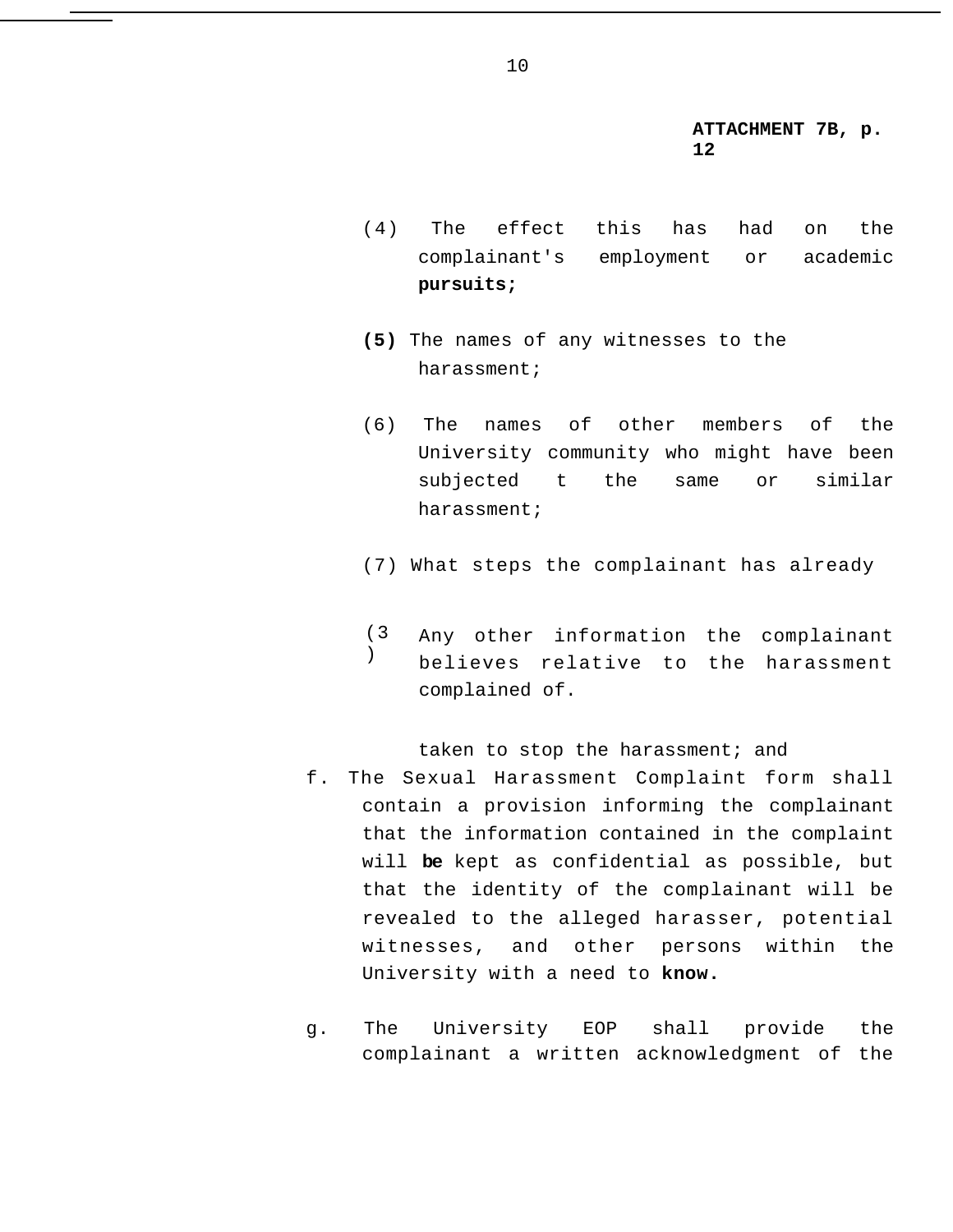**ATTACHMENT 7B, p. 12**

(4) The effect this has had on the complainant's employment or academic **pursuits;**

**(5)** The names of any witnesses to the harassment;

(6) The names of other members of the University community who might have been subjected t the same or similar harassment;

(7) What steps the complainant has already

(3) Any other information the complainant believes relative to the harassment complained of.

taken to stop the harassment; and

f. The Sexual Harassment Complaint form shall contain a provision informing the complainant that the information contained in the complaint will **be** kept as confidential as possible, but that the identity of the complainant will be revealed to the alleged harasser, potential witnesses, and other persons within the University with a need to **know.**

g. The University EOP shall provide the complainant a written acknowledgment of the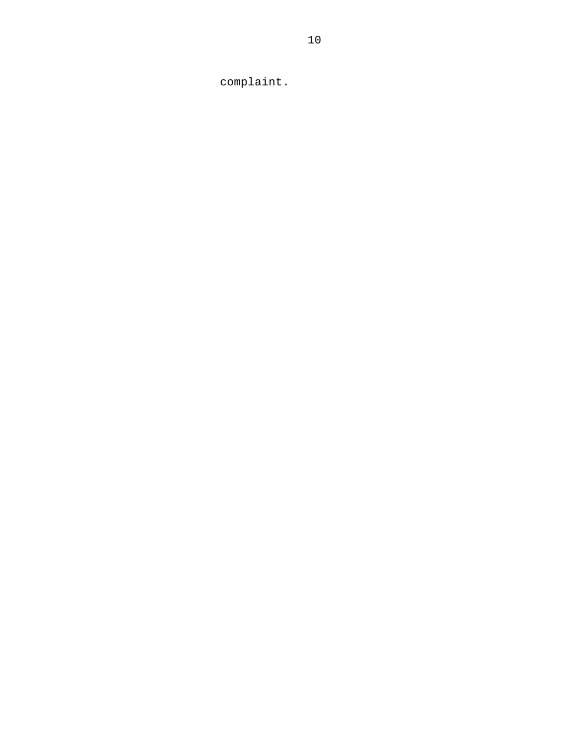complaint.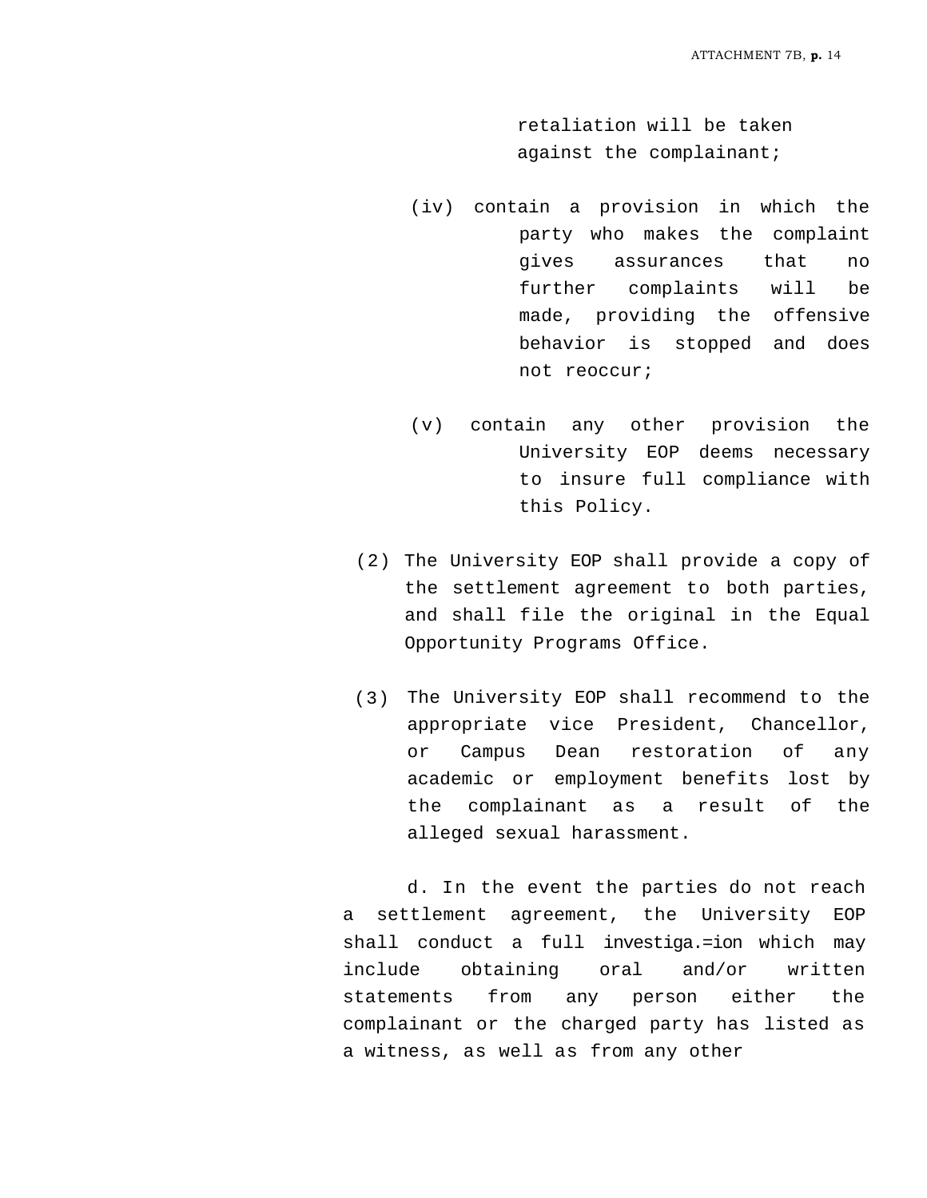retaliation will be taken against the complainant;

(iv) contain a provision in which the party who makes the complaint gives assurances that no further complaints will be made, providing the offensive behavior is stopped and does not reoccur;

(v) contain any other provision the University EOP deems necessary to insure full compliance with this Policy.

(2) The University EOP shall provide a copy of the settlement agreement to both parties, and shall file the original in the Equal Opportunity Programs Office.

(3) The University EOP shall recommend to the appropriate vice President, Chancellor, or Campus Dean restoration of any academic or employment benefits lost by the complainant as a result of the alleged sexual harassment.

d. In the event the parties do not reach a settlement agreement, the University EOP shall conduct a full investiga.=ion which may include obtaining oral and/or written statements from any person either the complainant or the charged party has listed as a witness, as well as from any other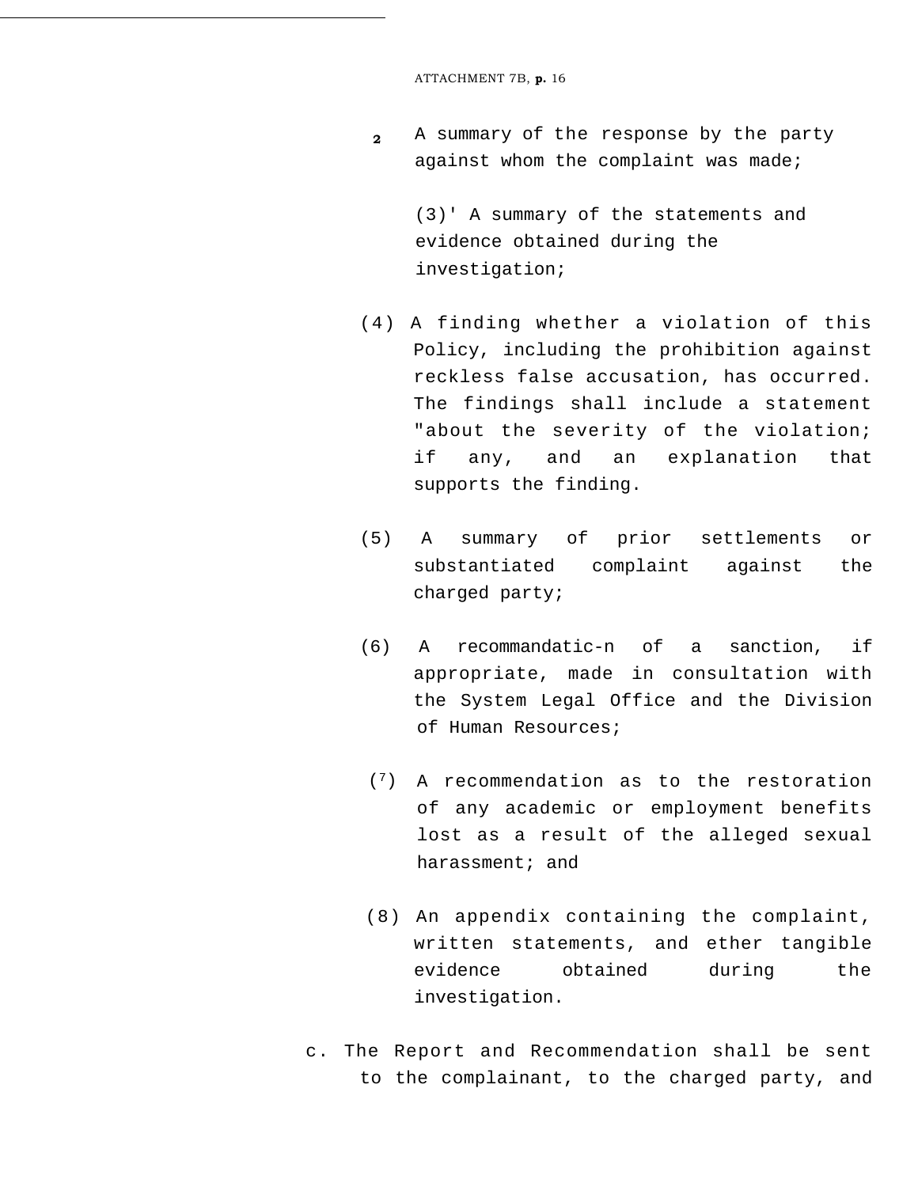(2) A summary of the response by the party against whom the complaint was made;

(3)' A summary of the statements and evidence obtained during the investigation;

(4) A finding whether a violation of this Policy, including the prohibition against reckless false accusation, has occurred. The findings shall include a statement "about the severity of the violation; if any, and an explanation that supports the finding.

(5) A summary of prior settlements or substantiated complaint against the charged party;

(6) A recommandatic-n of a sanction, if appropriate, made in consultation with the System Legal Office and the Division of Human Resources;

(7) A recommendation as to the restoration of any academic or employment benefits lost as a result of the alleged sexual harassment; and

(8) An appendix containing the complaint, written statements, and ether tangible evidence obtained during the investigation.

c. The Report and Recommendation shall be sent to the complainant, to the charged party, and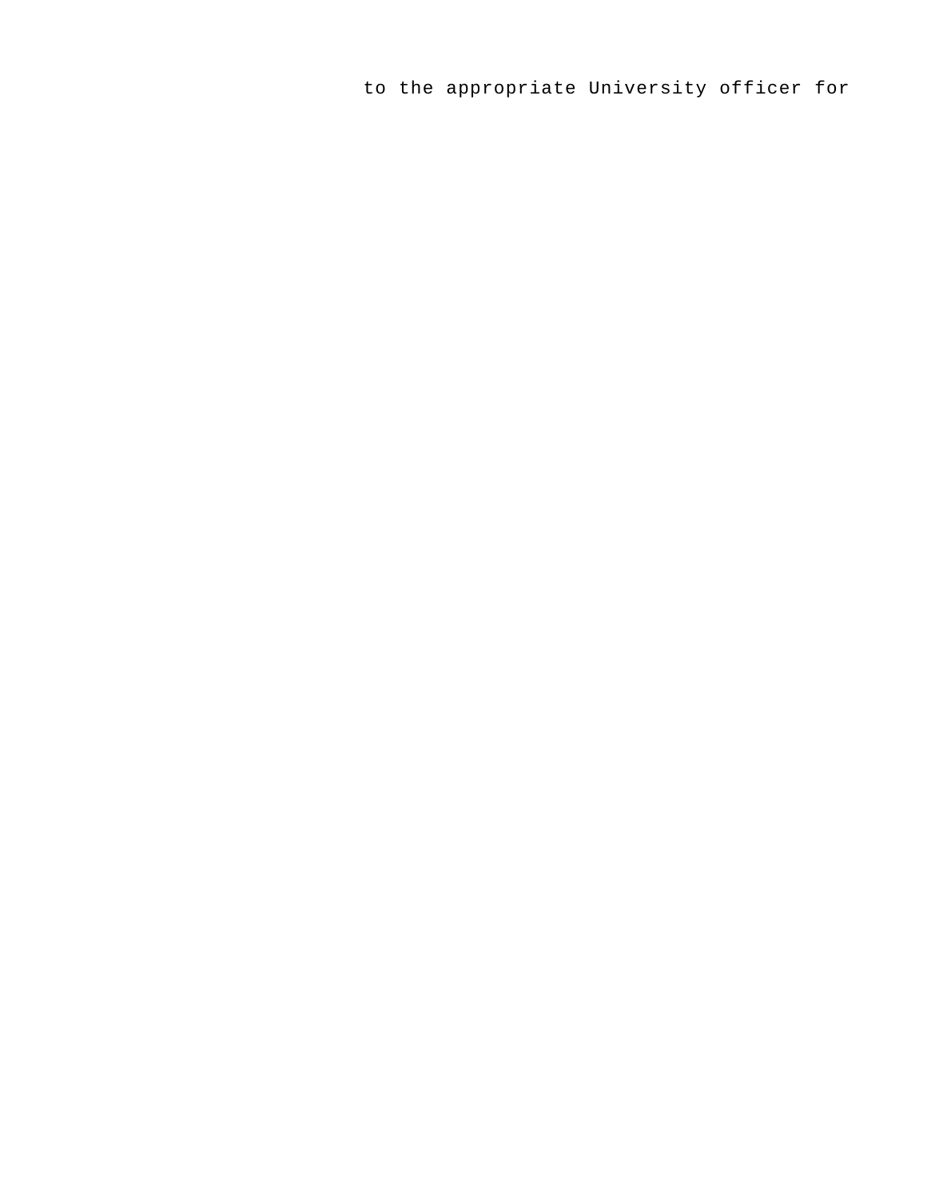to the appropriate University officer for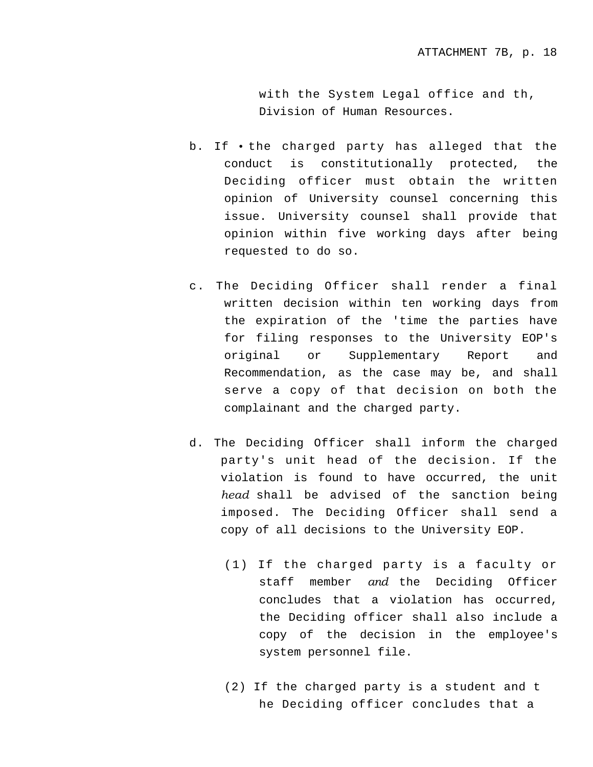with the System Legal office and th, Division of Human Resources.

b. If • the charged party has alleged that the conduct is constitutionally protected, the Deciding officer must obtain the written opinion of University counsel concerning this issue. University counsel shall provide that opinion within five working days after being requested to do so.

c. The Deciding Officer shall render a final written decision within ten working days from the expiration of the 'time the parties have for filing responses to the University EOP's original or Supplementary Report and Recommendation, as the case may be, and shall serve a copy of that decision on both the complainant and the charged party.

d. The Deciding Officer shall inform the charged party's unit head of the decision. If the violation is found to have occurred, the unit *head* shall be advised of the sanction being imposed. The Deciding Officer shall send a copy of all decisions to the University EOP.

(1) If the charged party is a faculty or staff member *and* the Deciding Officer concludes that a violation has occurred, the Deciding officer shall also include a copy of the decision in the employee's system personnel file.

(2) If the charged party is a student and t he Deciding officer concludes that a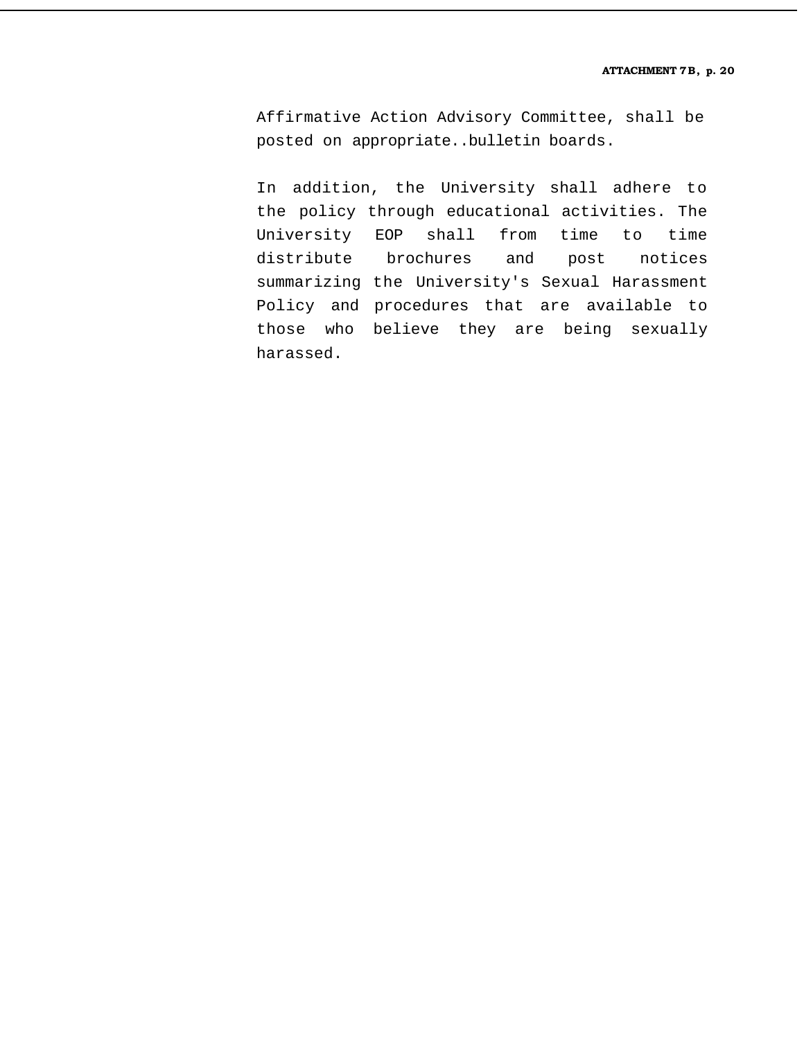Affirmative Action Advisory Committee, shall be posted on appropriate..bulletin boards.

In addition, the University shall adhere to the policy through educational activities. The University EOP shall from time to time distribute brochures and post notices summarizing the University's Sexual Harassment Policy and procedures that are available to those who believe they are being sexually harassed.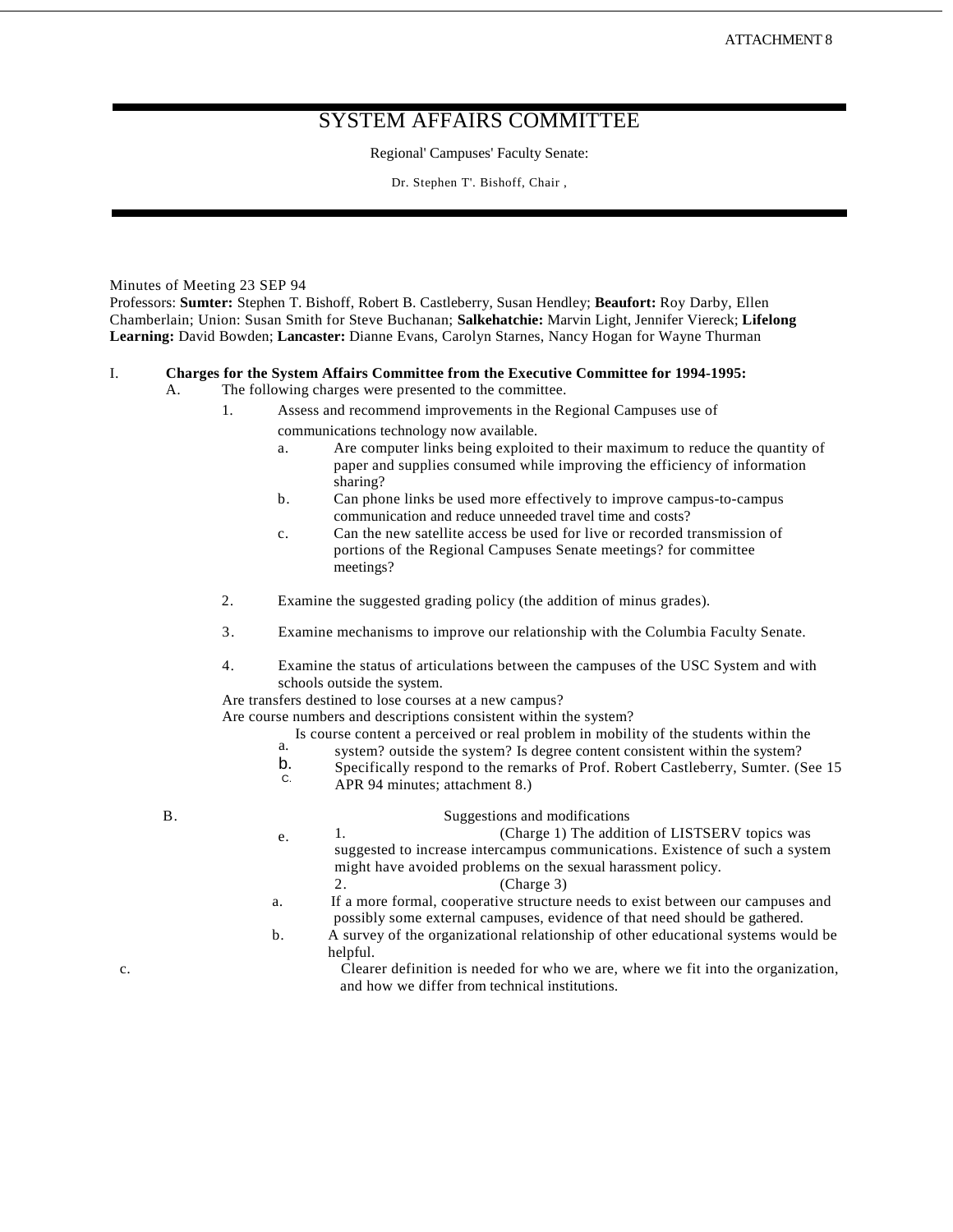ATTACHMENT 8

# SYSTEM AFFAIRS COMMITTEE

Regional' Campuses' Faculty Senate:

Dr. Stephen T'. Bishoff, Chair ,

Minutes of Meeting 23 SEP 94

Professors: **Sumter:** Stephen T. Bishoff, Robert B. Castleberry, Susan Hendley; **Beaufort:** Roy Darby, Ellen Chamberlain; Union: Susan Smith for Steve Buchanan; **Salkehatchie:** Marvin Light, Jennifer Viereck; **Lifelong Learning:** David Bowden; **Lancaster:** Dianne Evans, Carolyn Starnes, Nancy Hogan for Wayne Thurman

I. **Charges for the System Affairs Committee from the Executive Committee for 1994-1995:**

A. The following charges were presented to the committee.

1. Assess and recommend improvements in the Regional Campuses use of communications technology now available.
   a. Are computer links being exploited to their maximum to reduce the quantity of paper and supplies consumed while improving the efficiency of information sharing?
   b. Can phone links be used more effectively to improve campus-to-campus communication and reduce unneeded travel time and costs?
   c. Can the new satellite access be used for live or recorded transmission of portions of the Regional Campuses Senate meetings? for committee meetings?

2. Examine the suggested grading policy (the addition of minus grades).

3. Examine mechanisms to improve our relationship with the Columbia Faculty Senate.

4. Examine the status of articulations between the campuses of the USC System and with schools outside the system.
   a. Are transfers destined to lose courses at a new campus?
   b. Are course numbers and descriptions consistent within the system?
   c. Is course content a perceived or real problem in mobility of the students within the system? outside the system? Is degree content consistent within the system?
   e. Specifically respond to the remarks of Prof. Robert Castleberry, Sumter. (See 15 APR 94 minutes; attachment 8.)

B. Suggestions and modifications

1. (Charge 1) The addition of LISTSERV topics was suggested to increase intercampus communications. Existence of such a system might have avoided problems on the sexual harassment policy.

2. (Charge 3)
   a. If a more formal, cooperative structure needs to exist between our campuses and possibly some external campuses, evidence of that need should be gathered.
   b. A survey of the organizational relationship of other educational systems would be helpful.
   c. Clearer definition is needed for who we are, where we fit into the organization, and how we differ from technical institutions.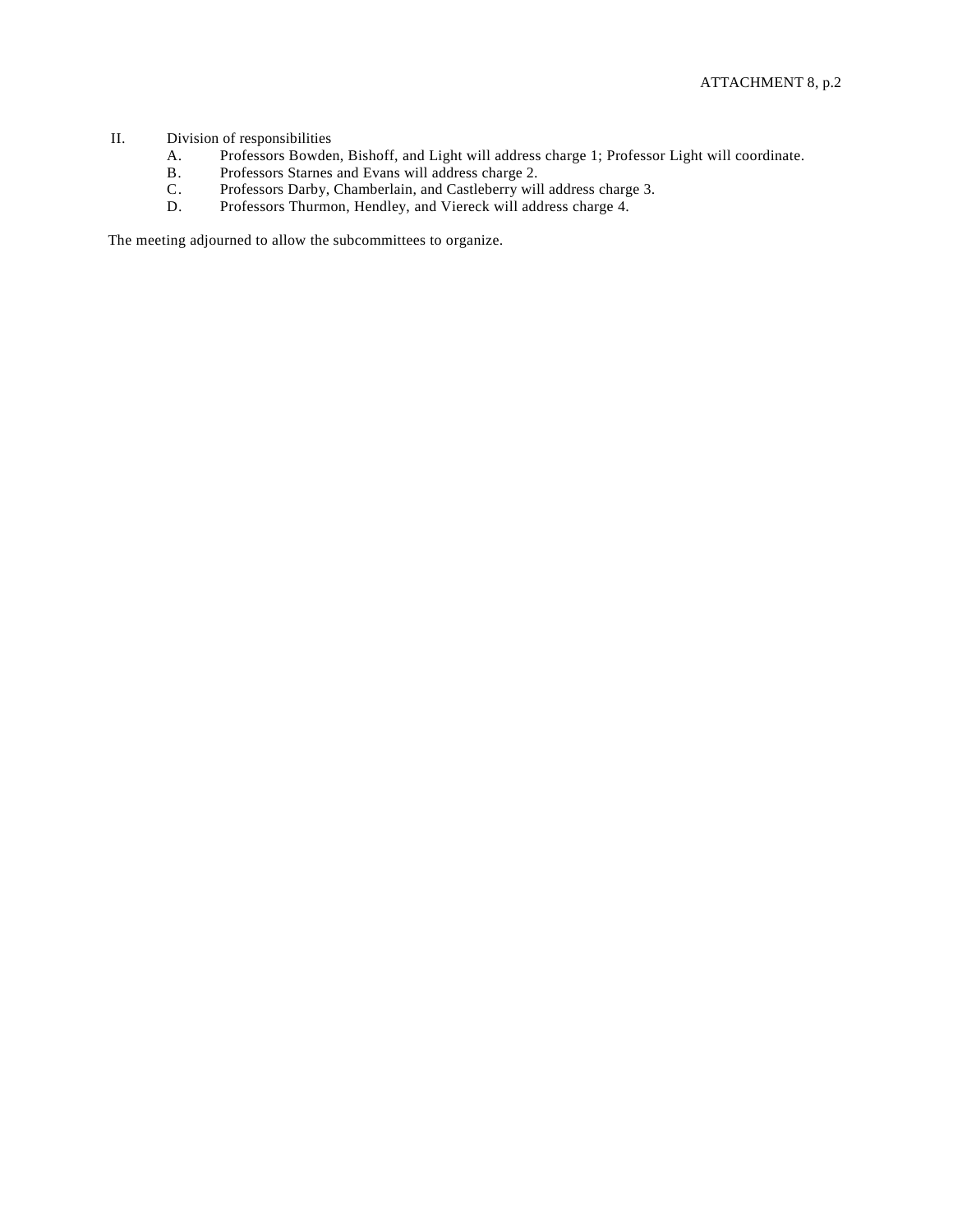II. Division of responsibilities

   A. Professors Bowden, Bishoff, and Light will address charge 1; Professor Light will coordinate.

   B. Professors Starnes and Evans will address charge 2.

   C. Professors Darby, Chamberlain, and Castleberry will address charge 3.

   D. Professors Thurmon, Hendley, and Viereck will address charge 4.

The meeting adjourned to allow the subcommittees to organize.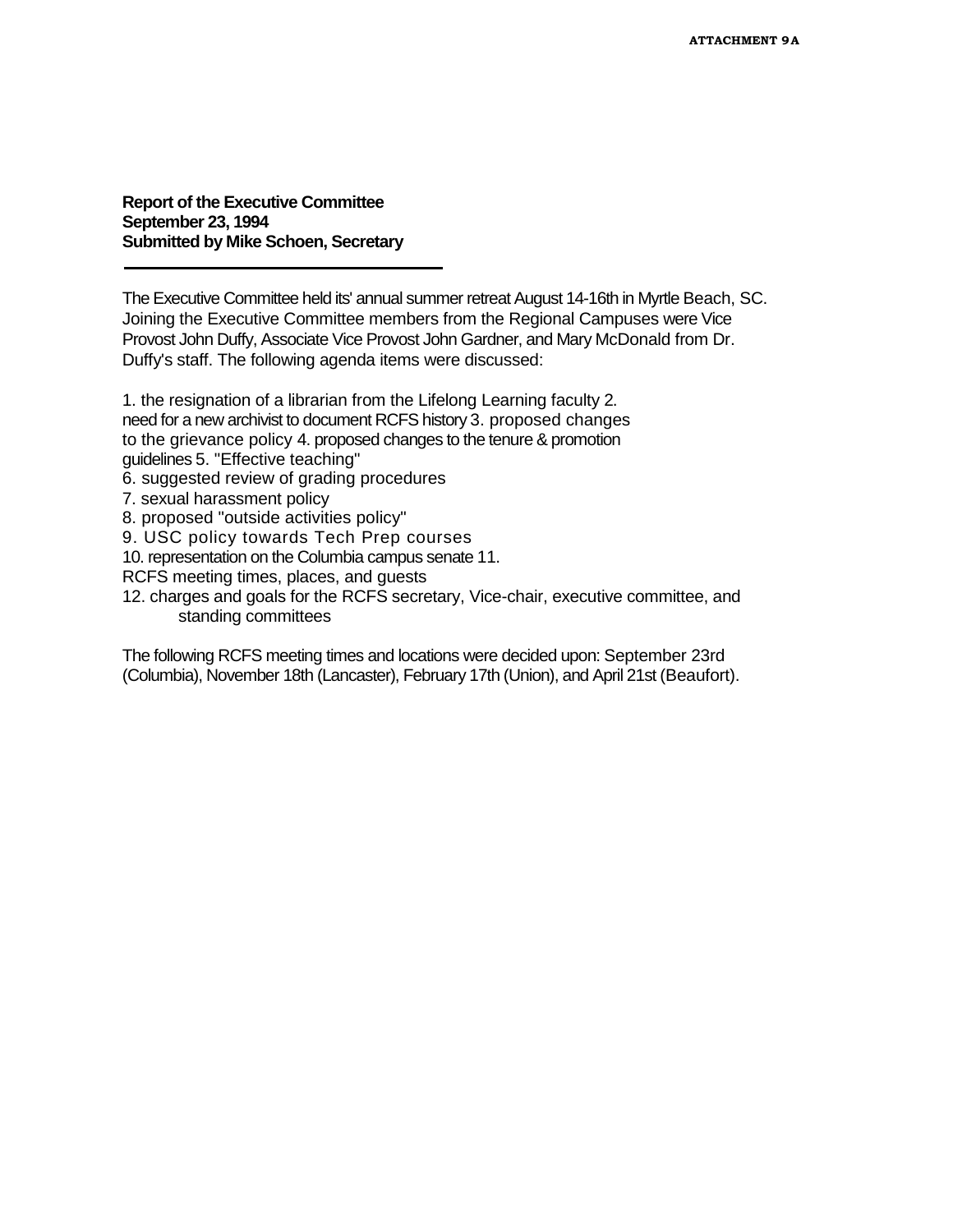ATTACHMENT 9A

**Report of the Executive Committee**
**September 23, 1994**
**Submitted by Mike Schoen, Secretary**

---

The Executive Committee held its' annual summer retreat August 14-16th in Myrtle Beach, SC. Joining the Executive Committee members from the Regional Campuses were Vice Provost John Duffy, Associate Vice Provost John Gardner, and Mary McDonald from Dr. Duffy's staff. The following agenda items were discussed:

1. the resignation of a librarian from the Lifelong Learning faculty
2. need for a new archivist to document RCFS history
3. proposed changes to the grievance policy
4. proposed changes to the tenure & promotion guidelines
5. "Effective teaching"
6. suggested review of grading procedures
7. sexual harassment policy
8. proposed "outside activities policy"
9. USC policy towards Tech Prep courses
10. representation on the Columbia campus senate
11. RCFS meeting times, places, and guests
12. charges and goals for the RCFS secretary, Vice-chair, executive committee, and standing committees

The following RCFS meeting times and locations were decided upon: September 23rd (Columbia), November 18th (Lancaster), February 17th (Union), and April 21st (Beaufort).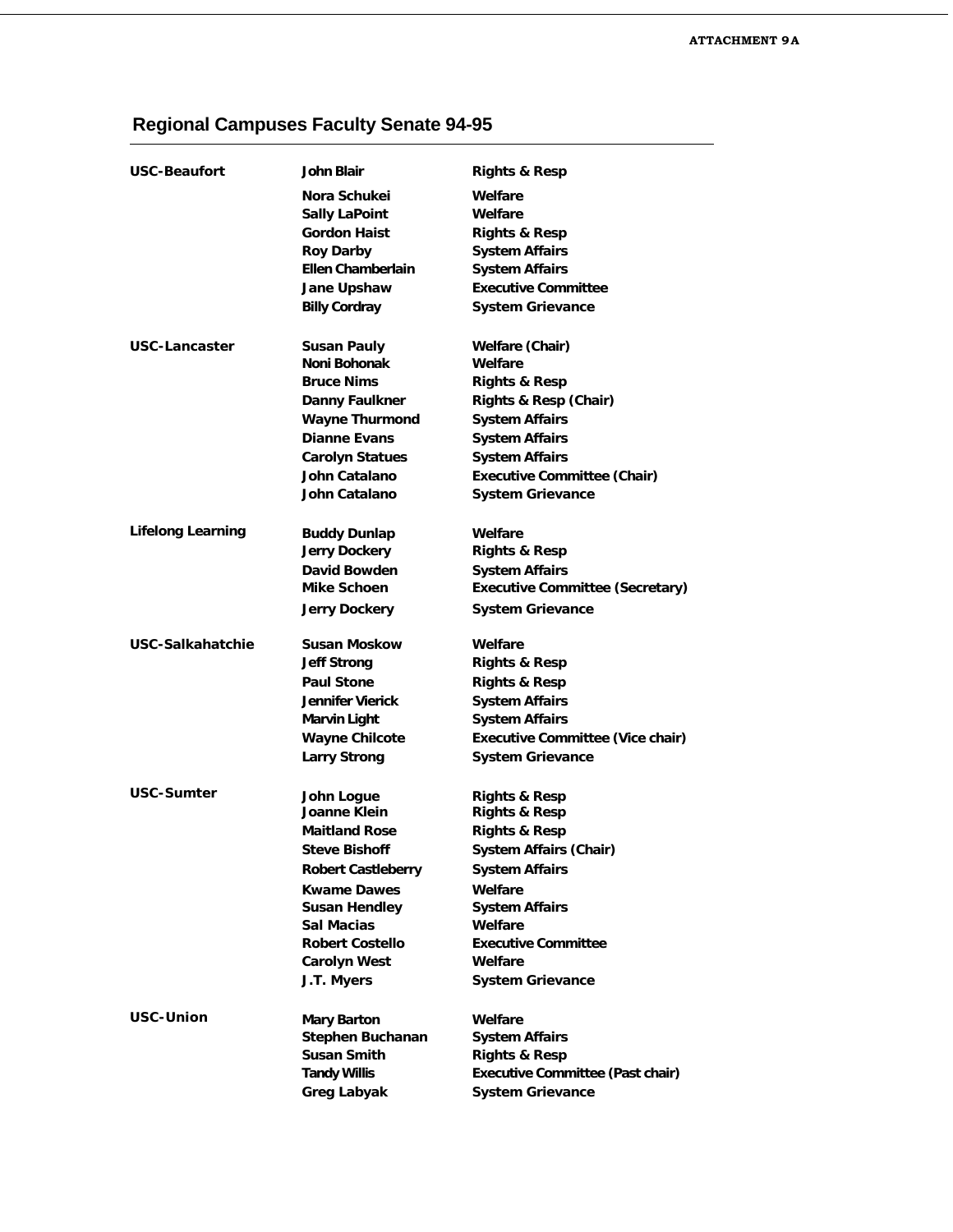ATTACHMENT 9A

## Regional Campuses Faculty Senate 94-95

| | | |
|---|---|---|
| USC-Beaufort | John Blair | Rights & Resp |
| | Nora Schukei | Welfare |
| | Sally LaPoint | Welfare |
| | Gordon Haist | Rights & Resp |
| | Roy Darby | System Affairs |
| | Ellen Chamberlain | System Affairs |
| | Jane Upshaw | Executive Committee |
| | Billy Cordray | System Grievance |
| USC-Lancaster | Susan Pauly | Welfare (Chair) |
| | Noni Bohonak | Welfare |
| | Bruce Nims | Rights & Resp |
| | Danny Faulkner | Rights & Resp (Chair) |
| | Wayne Thurmond | System Affairs |
| | Dianne Evans | System Affairs |
| | Carolyn Statues | System Affairs |
| | John Catalano | Executive Committee (Chair) |
| | John Catalano | System Grievance |
| Lifelong Learning | Buddy Dunlap | Welfare |
| | Jerry Dockery | Rights & Resp |
| | David Bowden | System Affairs |
| | Mike Schoen | Executive Committee (Secretary) |
| | Jerry Dockery | System Grievance |
| USC-Salkahatchie | Susan Moskow | Welfare |
| | Jeff Strong | Rights & Resp |
| | Paul Stone | Rights & Resp |
| | Jennifer Vierick | System Affairs |
| | Marvin Light | System Affairs |
| | Wayne Chilcote | Executive Committee (Vice chair) |
| | Larry Strong | System Grievance |
| USC-Sumter | John Logue | Rights & Resp |
| | Joanne Klein | Rights & Resp |
| | Maitland Rose | Rights & Resp |
| | Steve Bishoff | System Affairs (Chair) |
| | Robert Castleberry | System Affairs |
| | Kwame Dawes | Welfare |
| | Susan Hendley | System Affairs |
| | Sal Macias | Welfare |
| | Robert Costello | Executive Committee |
| | Carolyn West | Welfare |
| | J.T. Myers | System Grievance |
| USC-Union | Mary Barton | Welfare |
| | Stephen Buchanan | System Affairs |
| | Susan Smith | Rights & Resp |
| | Tandy Willis | Executive Committee (Past chair) |
| | Greg Labyak | System Grievance |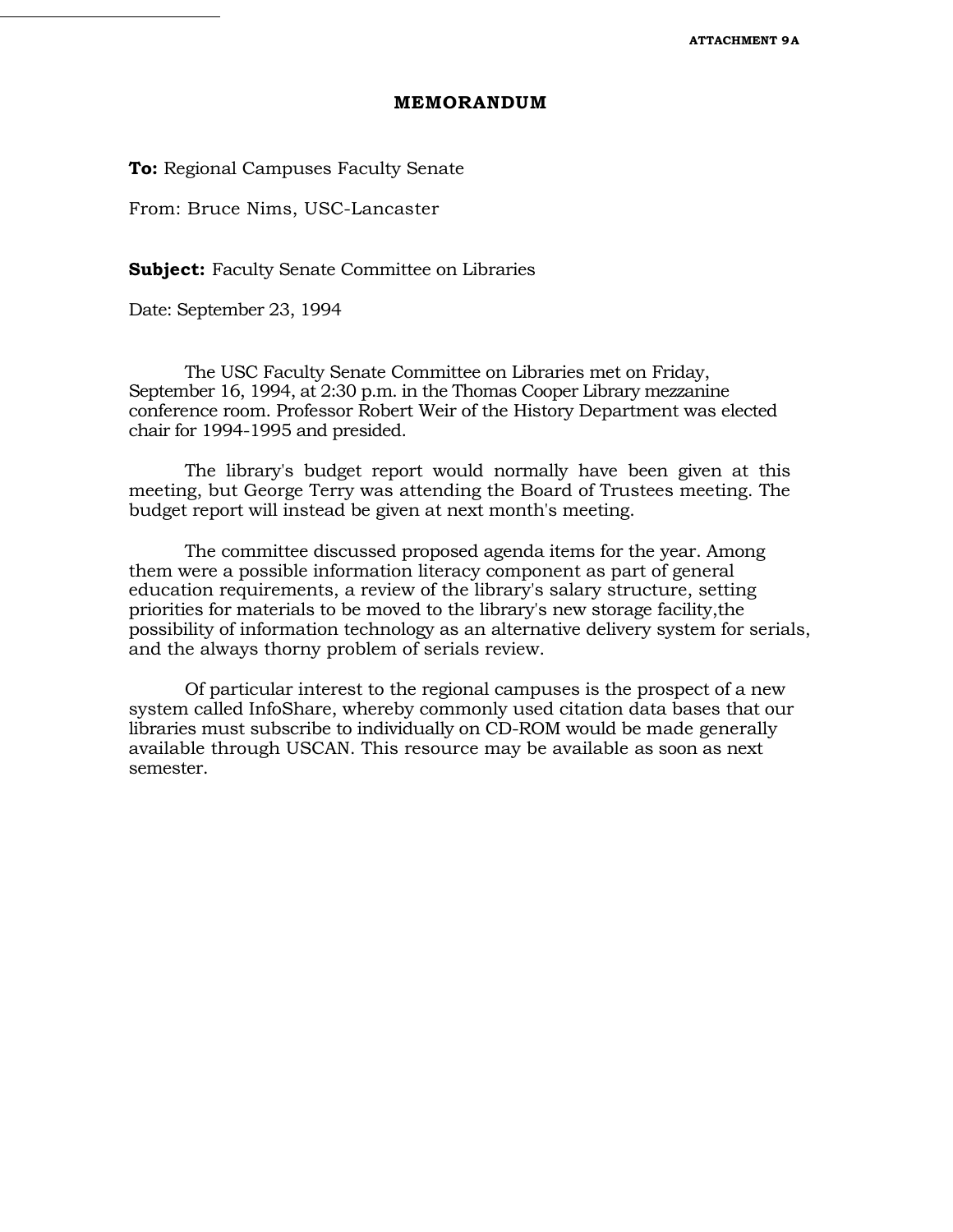ATTACHMENT 9A

# MEMORANDUM

**To:** Regional Campuses Faculty Senate

From: Bruce Nims, USC-Lancaster

**Subject:** Faculty Senate Committee on Libraries

Date: September 23, 1994

The USC Faculty Senate Committee on Libraries met on Friday, September 16, 1994, at 2:30 p.m. in the Thomas Cooper Library mezzanine conference room. Professor Robert Weir of the History Department was elected chair for 1994-1995 and presided.

The library's budget report would normally have been given at this meeting, but George Terry was attending the Board of Trustees meeting. The budget report will instead be given at next month's meeting.

The committee discussed proposed agenda items for the year. Among them were a possible information literacy component as part of general education requirements, a review of the library's salary structure, setting priorities for materials to be moved to the library's new storage facility,the possibility of information technology as an alternative delivery system for serials, and the always thorny problem of serials review.

Of particular interest to the regional campuses is the prospect of a new system called InfoShare, whereby commonly used citation data bases that our libraries must subscribe to individually on CD-ROM would be made generally available through USCAN. This resource may be available as soon as next semester.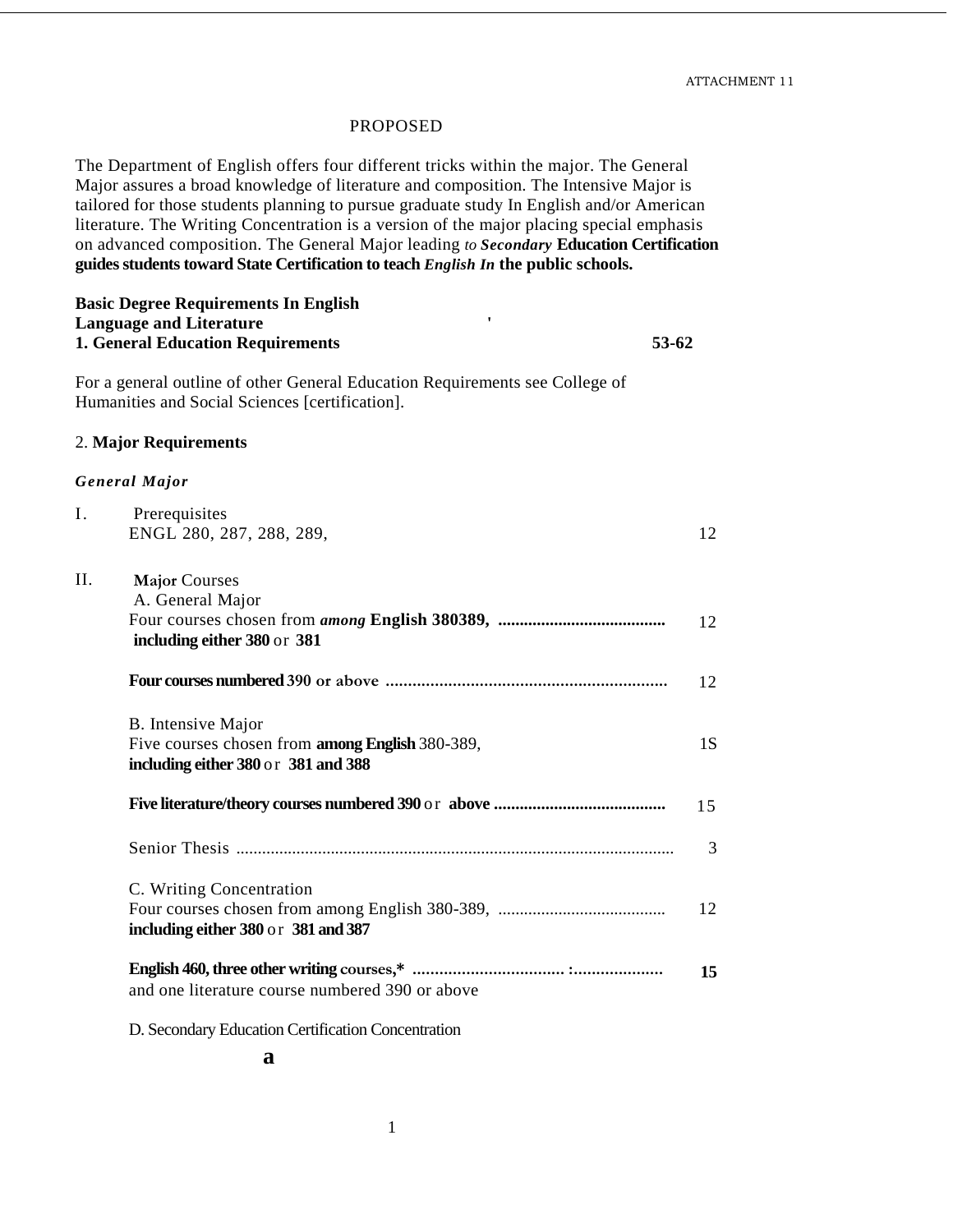ATTACHMENT 11

PROPOSED

The Department of English offers four different tricks within the major. The General Major assures a broad knowledge of literature and composition. The Intensive Major is tailored for those students planning to pursue graduate study In English and/or American literature. The Writing Concentration is a version of the major placing special emphasis on advanced composition. The General Major leading *to* ***Secondary*** **Education Certification guides students toward State Certification to teach** ***English In*** **the public schools.**

**Basic Degree Requirements In English Language and Literature**

**1. General Education Requirements** **53-62**

For a general outline of other General Education Requirements see College of Humanities and Social Sciences [certification].

2. **Major Requirements**

***General Major***

I. Prerequisites
ENGL 280, 287, 288, 289, 12

II. **Major** Courses

A. General Major
Four courses chosen from ***among*** **English 380389,** ...................................... 12
**including either 380** or **381**

**Four courses numbered** 390 or above .............................................................. 12

B. Intensive Major
Five courses chosen from **among English** 380-389, 1S
**including either 380** or **381 and 388**

**Five literature/theory courses numbered 390** or **above** ....................................... 15

Senior Thesis .................................................................................................... 3

C. Writing Concentration
Four courses chosen from among English 380-389, ...................................... 12
**including either 380** or **381 and 387**

**English 460, three other writing** courses,* ................................... :.................... **15**
and one literature course numbered 390 or above

D. Secondary Education Certification Concentration

**a**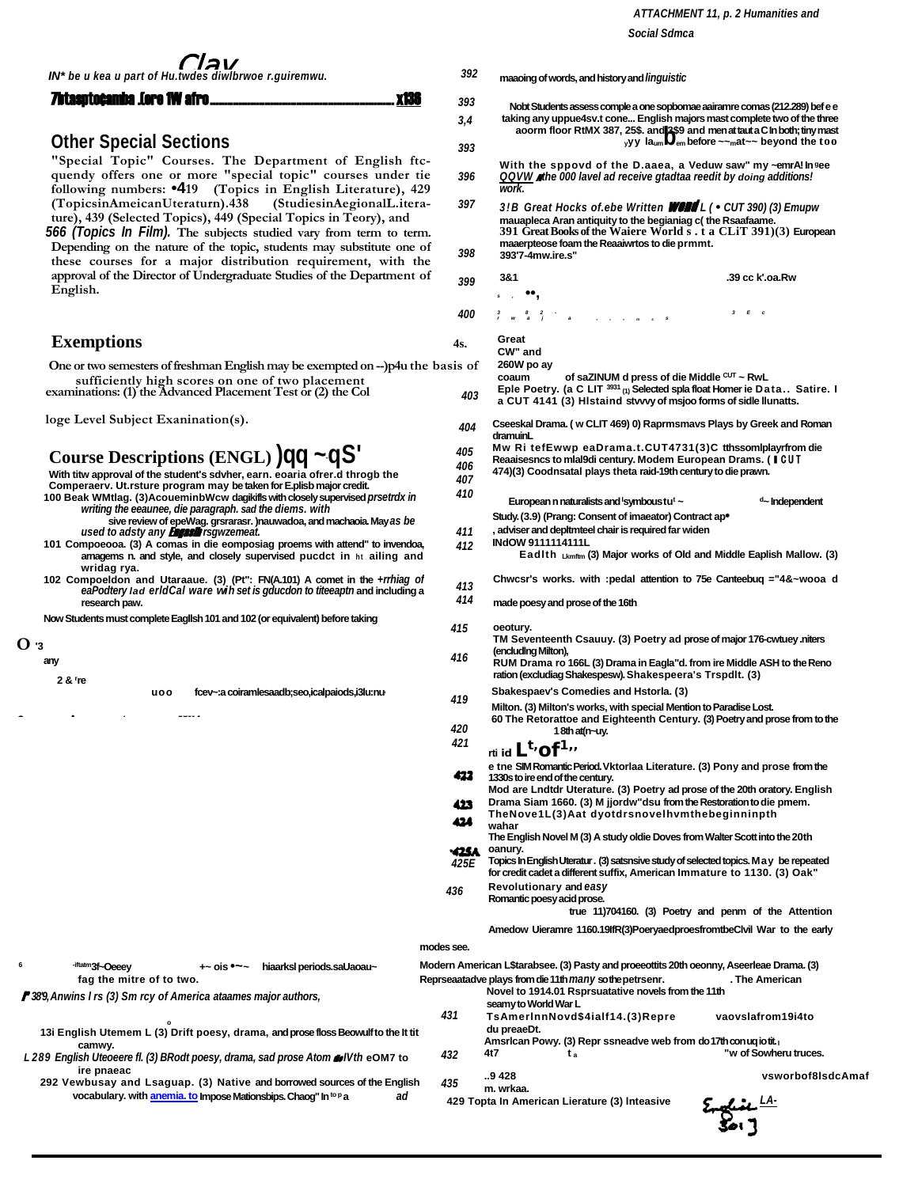*ATTACHMENT 11, p. 2 Humanities and Social Sdmca*

Clav

*IN\* be u kea u part of Hu.twdes diwlbrwoe r.guiremwu.*

7btaspto¢amba .Iore 1W afro ........ x136

## Other Special Sections

"Special Topic" Courses. The Department of English ftc-quendy offers one or more "special topic" courses under tie following numbers: •419 (Topics in English Literature), 429 (TopicsinAmeicanUteraturn).438 (StudiesinAegionalL.itera-ture), 439 (Selected Topics), 449 (Topics in Teory), and *566 (Topics In Film).* The subjects studied vary from term to term. Depending on the nature of the topic, students may substitute one of these courses for a major distribution requirement, with the approval of the Director of Undergraduate Studies of the Department of English.

## Exemptions

One or two semesters of freshman English may be exempted on --)p4u the basis of sufficiently high scores on one of two placement examinations: (1) the Advanced Placement Test or (2) the Col loge Level Subject Exanination(s).

## Course Descriptions (ENGL) )qq ~qS'

With titw approval of the student's sdvher, earn. eoaria ofrer.d throgb the Comperaerv. Ut.rsture program may be taken for E.plisb major credit.

100 Beak WMtlag. (3)AcoueminbWcw dagikifls with closely supervised *prsetrdx in writing the eeaunee, die paragraph. sad the diems. with* sive review of epeWag. grsrarasr. )nauwadoa, and machaoia. May *as be used to adsty any Engasli rsgwzemeat.*

101 Compoeooa. (3) A comas in die eomposiag proems with attend" to invendoa, amagems n. and style, and closely supervised pucdct in ht ailing and wridag rya.

102 Compoeldon and Utaraaue. (3) (Pt": FN(A.101) A comet in the *+rrhiag of eaPodtery lad erldCal ware wih set is gducdon to titeeaptn* and including a research paw.

Now Students must complete Eagllsh 101 and 102 (or equivalent) before taking

O '3

any

2 & 're

uoo fcev~:a coiramlesaadb;seo,icalpaiods,i3lu:nu

6 -iftatm 3f~Oeeey +~ ois •~~ hiaarksl periods.saUaoau~ fag the mitre of to two.

*/' 38'9, Anwins l rs (3) Sm rcy of America ataames major authors,*

13i English Utemem L (3) Drift poesy, drama, and prose floss Beowulf to the It tit camwy.

*L 289 English Utelooeere fl. (3) BRodt poesy, drama, sad prose Atom* IVth eOM7 to ire pnaeac

292 Vewbusay and Lsaguap. (3) Native and borrowed sources of the English vocabulary. with anemia. to Impose Mationsbips. Chaog" In to p a ad

392 maaoing of words, and history and *linguistic*

393 Nobt Students assess comple a one sopbomae aairamre comas (212.289) bef e e

3,4 taking any uppue4sv.t cone... English majors mast complete two of the three aoorm floor RtMX 387, 25$. and 2$9 and men at taut a C In both; tiny mast yyy la b em before ~~at~~ beyond the too

393 With the sppovd of the D.aaea, a Veduw saw" my ~emrA! In gee

396 *QQVW the 000 lavel ad receive gtadtaa reedit by doing additions! work.*

397 *3!B Great Hocks of.ebe Written WORD L ( • CUT 390) (3) Emupw* mauapleca Aran antiquity to the begianiag c( the Rsaafaame. 391 Great Books of the Waiere World s . t a CLiT 391)(3) European

398 maaerpteose foam the Reaaiwrtos to die prmmt. 393'7-4mw.ire.s"

399 3&1 .39 cc k'.oa.Rw

400

4s. Great CW" and 260W po ay coaum of saZINUM d press of die Middle CUT ~ RwL

403 Eple Poetry. (a C LIT 3931 (1) Selected spla float Homer ie Data.. Satire. I a CUT 4141 (3) Hlstaind stvvvy of msjoo forms of sidle llunatts.

404 Cseeskal Drama. ( w CLIT 469) 0) Raprmsmavs Plays by Greek and Roman dramuinL

405 Mw Ri tefEwwp eaDrama.t.CUT4731(3)C tthssomlplayrfrom die

406 Reaaisesncs to mlal9di century. Modem European Drams. ( CUT

407 474)(3) Coodnsatal plays theta raid-19th century to die prawn.

410 European n naturalists and symbous tu ~ ~ Independent Study. (3.9) (Prang: Consent of imaeator) Contract ap

411 , adviser and depltmteel chair is required far widen

412 INdOW 91111114111L Eadlth (3) Major works of Old and Middle Eaplish Mallow. (3)

413 Chwcsr's works. with :pedal attention to 75e Canteebuq ="4&~wooa d

414 made poesy and prose of the 16th

415 oeotury. TM Seventeenth Csauuy. (3) Poetry ad prose of major 176-cwtuey .niters (encludlng Milton),

416 RUM Drama ro 166L (3) Drama in Eagla"d. from ire Middle ASH to the Reno ration (excludiag Shakespesw). Shakespeera's Trspdlt. (3)

419 Sbakespaev's Comedies and Hstorla. (3) Milton. (3) Milton's works, with special Mention to Paradise Lost.

420 60 The Retorattoe and Eighteenth Century. (3) Poetry and prose from to the 1 8th at(n~uy.

421 rti id Lt,of1,,

422 e tne SIM Romantic Period. Vktorlaa Literature. (3) Pony and prose from the 1330s to ire end of the century.

423 Mod are Lndtdr Uterature. (3) Poetry ad prose of the 20th oratory. English Drama Siam 1660. (3) M jjordw"dsu from the Restoration to die pmem.

424 TheNove1L(3)Aat dyotdrsnovelhvmthebeginninpth wahar The English Novel M (3) A study oldie Doves from Walter Scott into the 20th

425A oanury.

425E Topics In English Uteratur . (3) satsnsive study of selected topics. May be repeated for credit cadet a different suffix, American Immature to 1130. (3) Oak"

436 Revolutionary and *easy* Romantic poesy acid prose.

true 11)704160. (3) Poetry and penm of the Attention

Amedow Uieramre 1160.19lfR(3)PoeryaedproesfromtbeClvil War to the early modes see.

Modern American L$tarabsee. (3) Pasty and proeeottits 20th oeonny, Aseerleae Drama. (3) Reprseaatadve plays from die 11th *many* so the petrsenr. . The American Novel to 1914.01 Rsprsuatative novels from the 11th seamy to World War L

431 TsAmerInnNovd$4ialf14.(3)Repre vaovslafrom19i4to du preaeDt.

432 Amsrlcan Powy. (3) Repr ssneadve web from do 17th con uq io tit. 4t7 t a "w of Sowheru truces.

435 ..9 428 vsworbof8lsdcAmaf m. wrkaa.

429 Topta In American Lierature (3) Inteasive

English LA-301]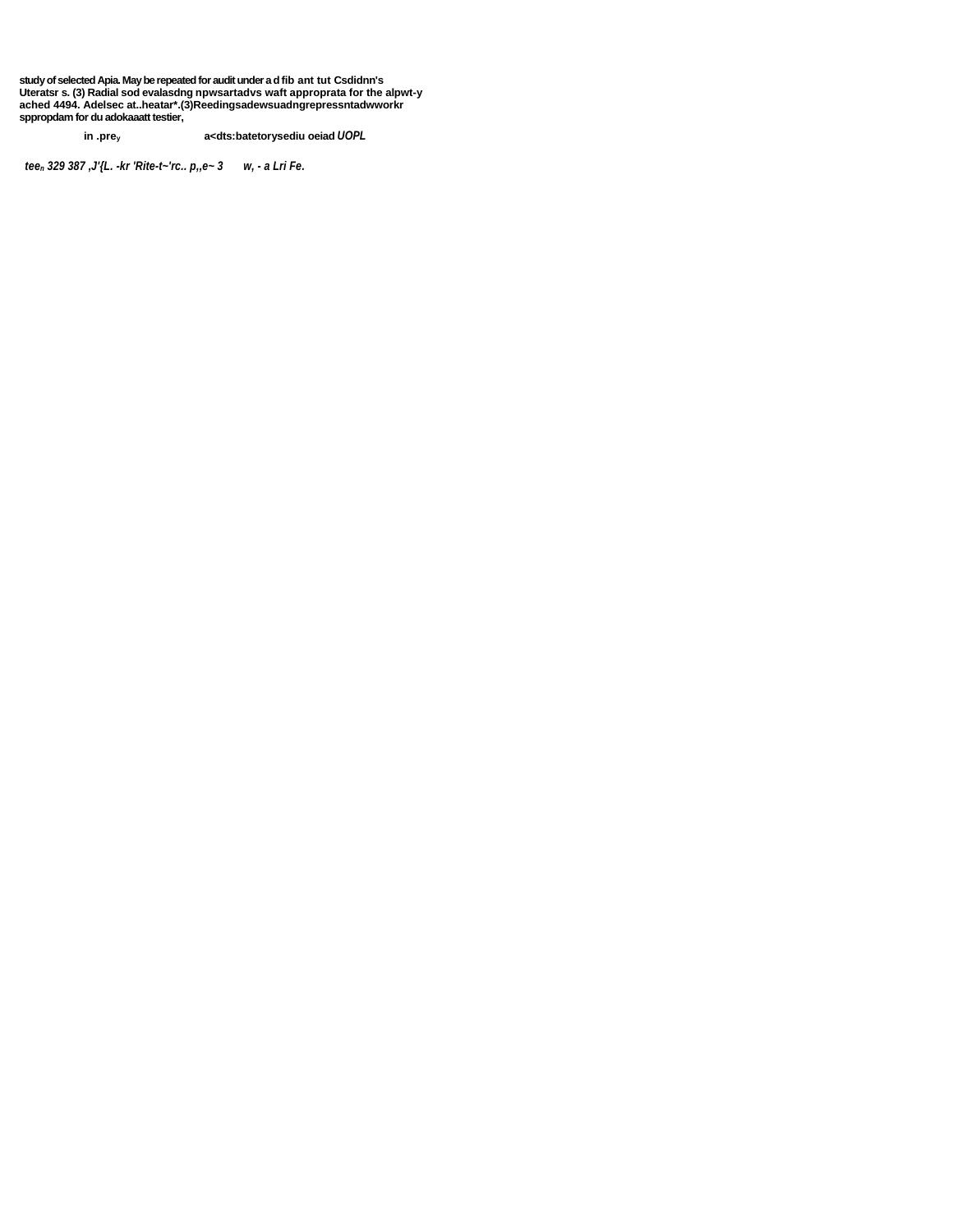study of selected Apia. May be repeated for audit under a d fib ant tut Csdidnn's Uteratsr s. (3) Radial sod evalasdng npwsartadvs waft approprata for the alpwt-y ached 4494. Adelsec at..heatar*.(3)Reedingsadewsuadngrepressntadwworkr sppropdam for du adokaaatt testier,

in .prey a<dts:batetorysediu oeiad *UOPL*

*teen 329 387 ,J'{L. -kr 'Rite-t~'rc.. p,,e~ 3 w, - a Lri Fe.*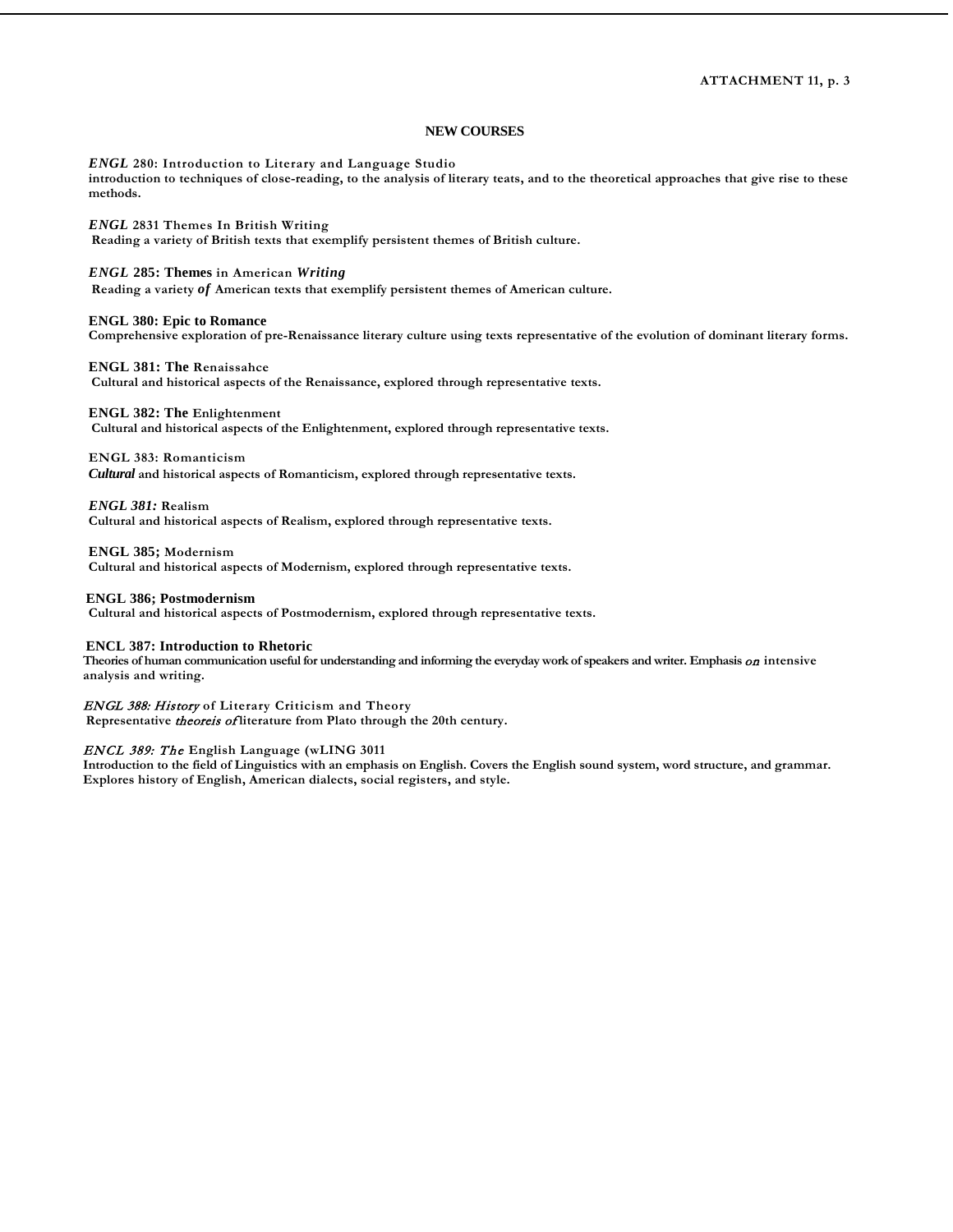**ATTACHMENT 11, p. 3**

## NEW COURSES

***ENGL* 280: Introduction to Literary and Language Studio**
**introduction to techniques of close-reading, to the analysis of literary teats, and to the theoretical approaches that give rise to these methods.**

***ENGL* 2831 Themes In British Writing**
**Reading a variety of British texts that exemplify persistent themes of British culture.**

***ENGL* 285: Themes in American *Writing***
**Reading a variety *of* American texts that exemplify persistent themes of American culture.**

**ENGL 380: Epic to Romance**
**Comprehensive exploration of pre-Renaissance literary culture using texts representative of the evolution of dominant literary forms.**

**ENGL 381: The Renaissahce**
**Cultural and historical aspects of the Renaissance, explored through representative texts.**

**ENGL 382: The Enlightenment**
**Cultural and historical aspects of the Enlightenment, explored through representative texts.**

**ENGL 383: Romanticism**
***Cultural* and historical aspects of Romanticism, explored through representative texts.**

***ENGL 381:* Realism**
**Cultural and historical aspects of Realism, explored through representative texts.**

**ENGL 385; Modernism**
**Cultural and historical aspects of Modernism, explored through representative texts.**

**ENGL 386; Postmodernism**
**Cultural and historical aspects of Postmodernism, explored through representative texts.**

**ENCL 387: Introduction to Rhetoric**
**Theories of human communication useful for understanding and informing the everyday work of speakers and writer. Emphasis *on* intensive analysis and writing.**

***ENGL 388: History* of Literary Criticism and Theory**
**Representative *theoreis of* literature from Plato through the 20th century.**

***ENCL 389: The* English Language (wLING 3011**
**Introduction to the field of Linguistics with an emphasis on English. Covers the English sound system, word structure, and grammar. Explores history of English, American dialects, social registers, and style.**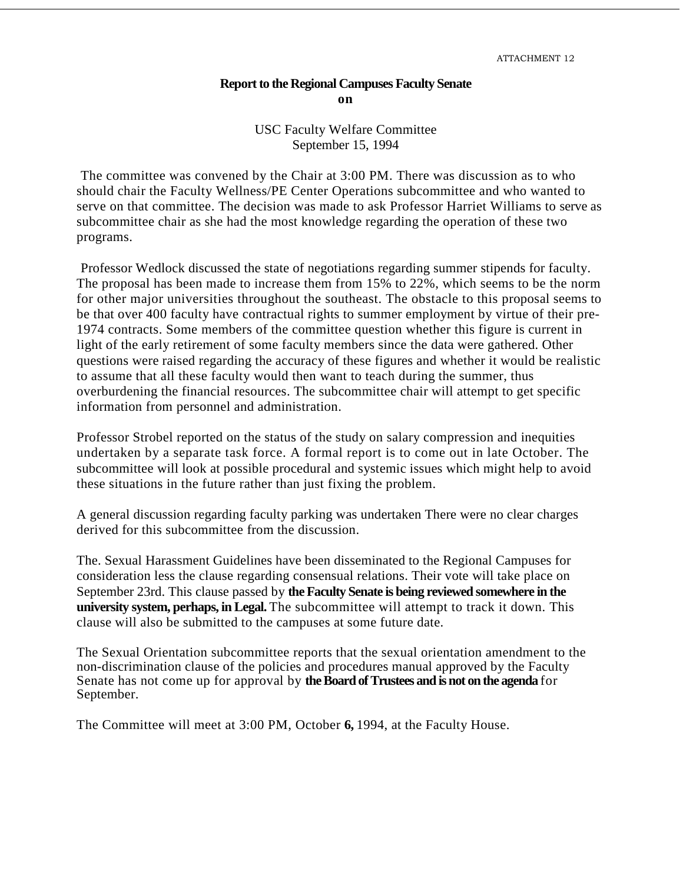ATTACHMENT 12

**Report to the Regional Campuses Faculty Senate**
**on**

USC Faculty Welfare Committee
September 15, 1994

The committee was convened by the Chair at 3:00 PM. There was discussion as to who should chair the Faculty Wellness/PE Center Operations subcommittee and who wanted to serve on that committee. The decision was made to ask Professor Harriet Williams to serve as subcommittee chair as she had the most knowledge regarding the operation of these two programs.

Professor Wedlock discussed the state of negotiations regarding summer stipends for faculty. The proposal has been made to increase them from 15% to 22%, which seems to be the norm for other major universities throughout the southeast. The obstacle to this proposal seems to be that over 400 faculty have contractual rights to summer employment by virtue of their pre-1974 contracts. Some members of the committee question whether this figure is current in light of the early retirement of some faculty members since the data were gathered. Other questions were raised regarding the accuracy of these figures and whether it would be realistic to assume that all these faculty would then want to teach during the summer, thus overburdening the financial resources. The subcommittee chair will attempt to get specific information from personnel and administration.

Professor Strobel reported on the status of the study on salary compression and inequities undertaken by a separate task force. A formal report is to come out in late October. The subcommittee will look at possible procedural and systemic issues which might help to avoid these situations in the future rather than just fixing the problem.

A general discussion regarding faculty parking was undertaken There were no clear charges derived for this subcommittee from the discussion.

The. Sexual Harassment Guidelines have been disseminated to the Regional Campuses for consideration less the clause regarding consensual relations. Their vote will take place on September 23rd. This clause passed by **the Faculty Senate is being reviewed somewhere in the university system, perhaps, in Legal.** The subcommittee will attempt to track it down. This clause will also be submitted to the campuses at some future date.

The Sexual Orientation subcommittee reports that the sexual orientation amendment to the non-discrimination clause of the policies and procedures manual approved by the Faculty Senate has not come up for approval by **the Board of Trustees and is not on the agenda** for September.

The Committee will meet at 3:00 PM, October **6,** 1994, at the Faculty House.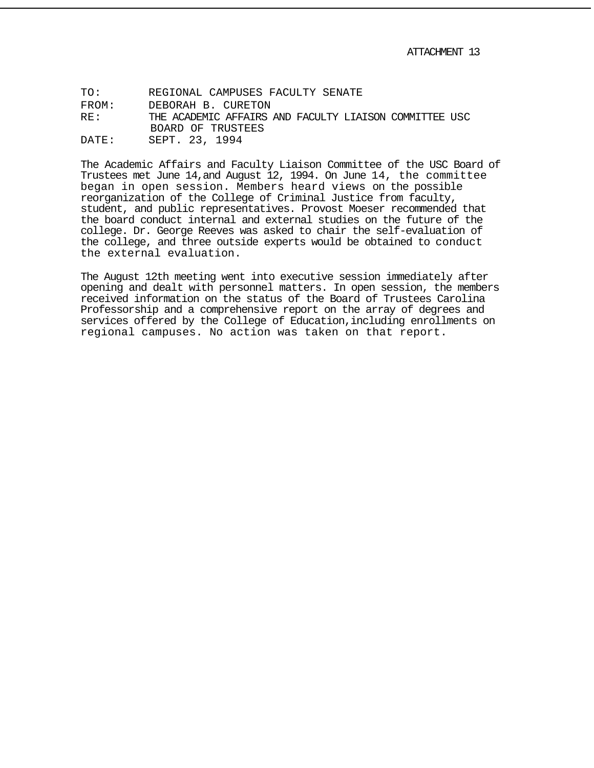ATTACHMENT 13

TO: REGIONAL CAMPUSES FACULTY SENATE
FROM: DEBORAH B. CURETON
RE: THE ACADEMIC AFFAIRS AND FACULTY LIAISON COMMITTEE USC BOARD OF TRUSTEES
DATE: SEPT. 23, 1994

The Academic Affairs and Faculty Liaison Committee of the USC Board of Trustees met June 14,and August 12, 1994. On June 14, the committee began in open session. Members heard views on the possible reorganization of the College of Criminal Justice from faculty, student, and public representatives. Provost Moeser recommended that the board conduct internal and external studies on the future of the college. Dr. George Reeves was asked to chair the self-evaluation of the college, and three outside experts would be obtained to conduct the external evaluation.

The August 12th meeting went into executive session immediately after opening and dealt with personnel matters. In open session, the members received information on the status of the Board of Trustees Carolina Professorship and a comprehensive report on the array of degrees and services offered by the College of Education,including enrollments on regional campuses. No action was taken on that report.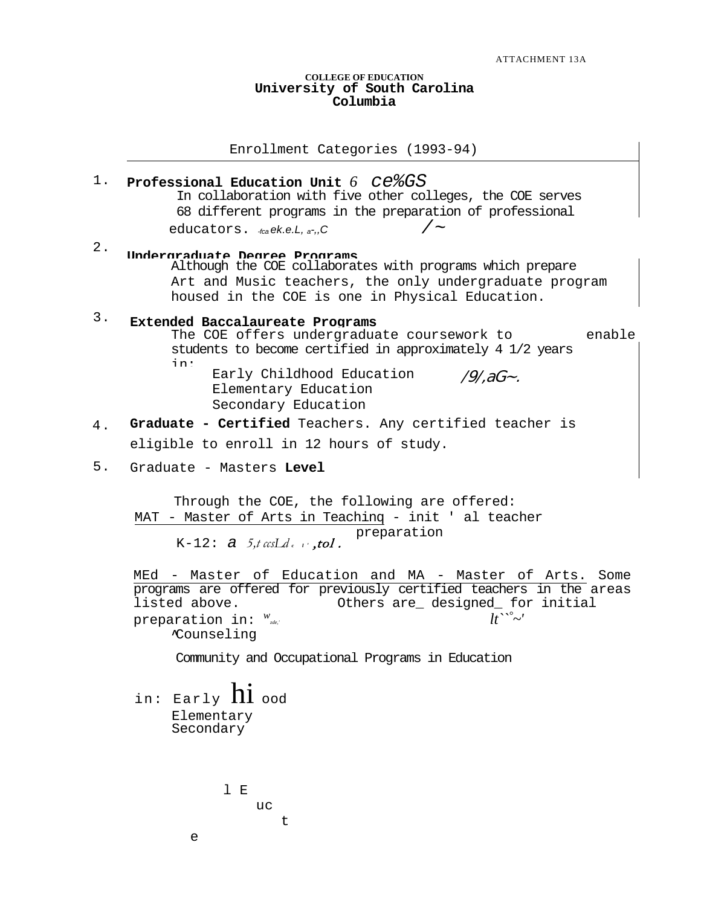ATTACHMENT 13A

**COLLEGE OF EDUCATION**
**University of South Carolina**
**Columbia**

Enrollment Categories (1993-94)

1. **Professional Education Unit** *6 ce%GS*

   In collaboration with five other colleges, the COE serves 68 different programs in the preparation of professional educators. *-fca ek.e.L, a-,,C* */~*

2. **Undergraduate Degree Programs**

   Although the COE collaborates with programs which prepare Art and Music teachers, the only undergraduate program housed in the COE is one in Physical Education.

3. **Extended Baccalaureate Programs**

   The COE offers undergraduate coursework to enable students to become certified in approximately 4 1/2 years in:

   Early Childhood Education */9/,aG~.*
   Elementary Education
   Secondary Education

4. **Graduate - Certified** Teachers. Any certified teacher is eligible to enroll in 12 hours of study.

5. Graduate - Masters **Level**

   Through the COE, the following are offered:

   MAT - Master of Arts in Teaching - init ' al teacher preparation

   K-12: *a 5,t ccsLd , tol .*

   MEd - Master of Education and MA - Master of Arts. Some programs are offered for previously certified teachers in the areas listed above. Others are_ designed_ for initial preparation in: *w zde,* *lt``°~'*

   ^Counseling

   Community and Occupational Programs in Education

   in: Early hi ood
   Elementary
   Secondary

l E
uc
t
e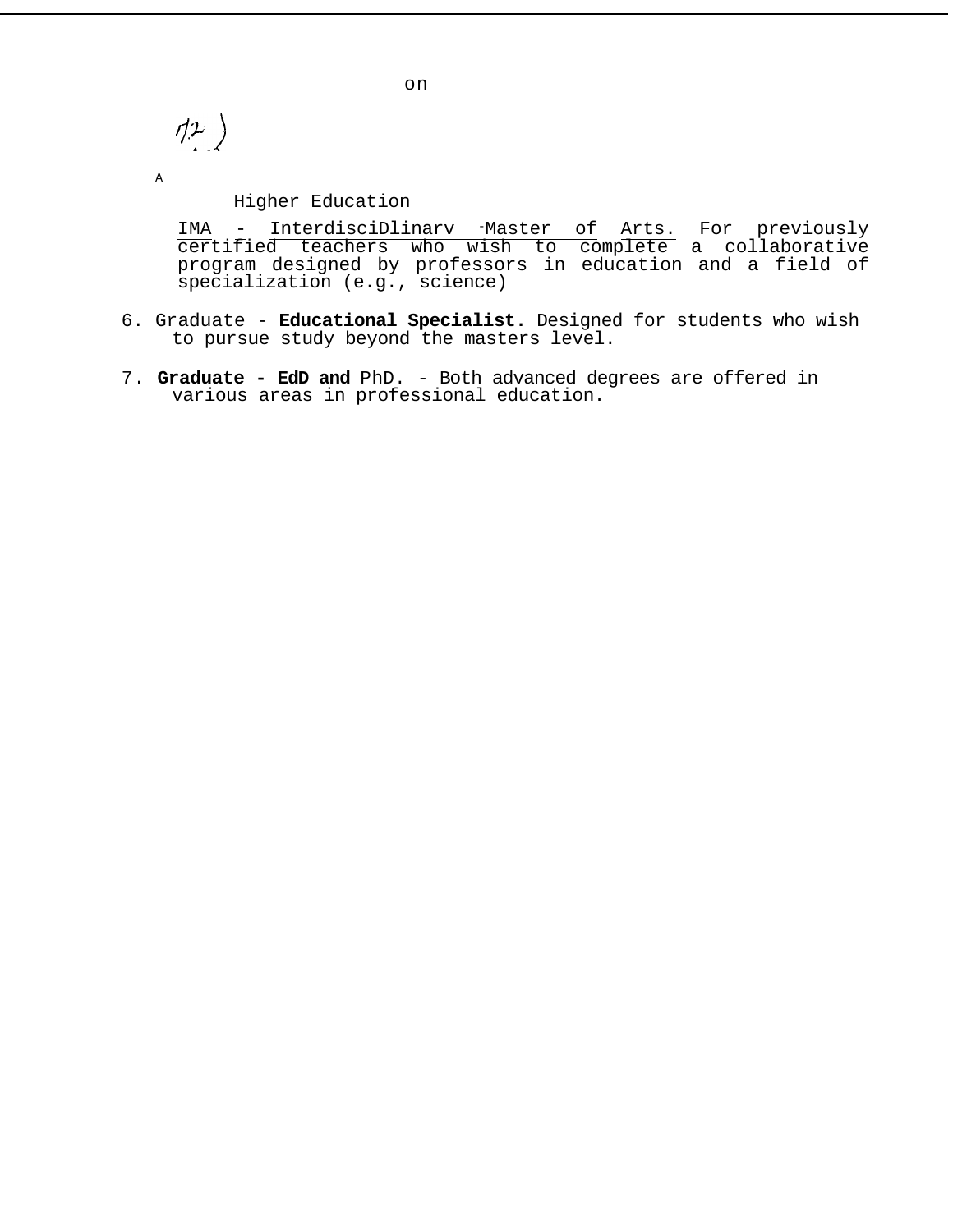on

72 )

A

Higher Education

IMA - InterdisciDlinarv Master of Arts. For previously certified teachers who wish to complete a collaborative program designed by professors in education and a field of specialization (e.g., science)

6. Graduate - **Educational Specialist.** Designed for students who wish to pursue study beyond the masters level.

7. **Graduate - EdD and** PhD. - Both advanced degrees are offered in various areas in professional education.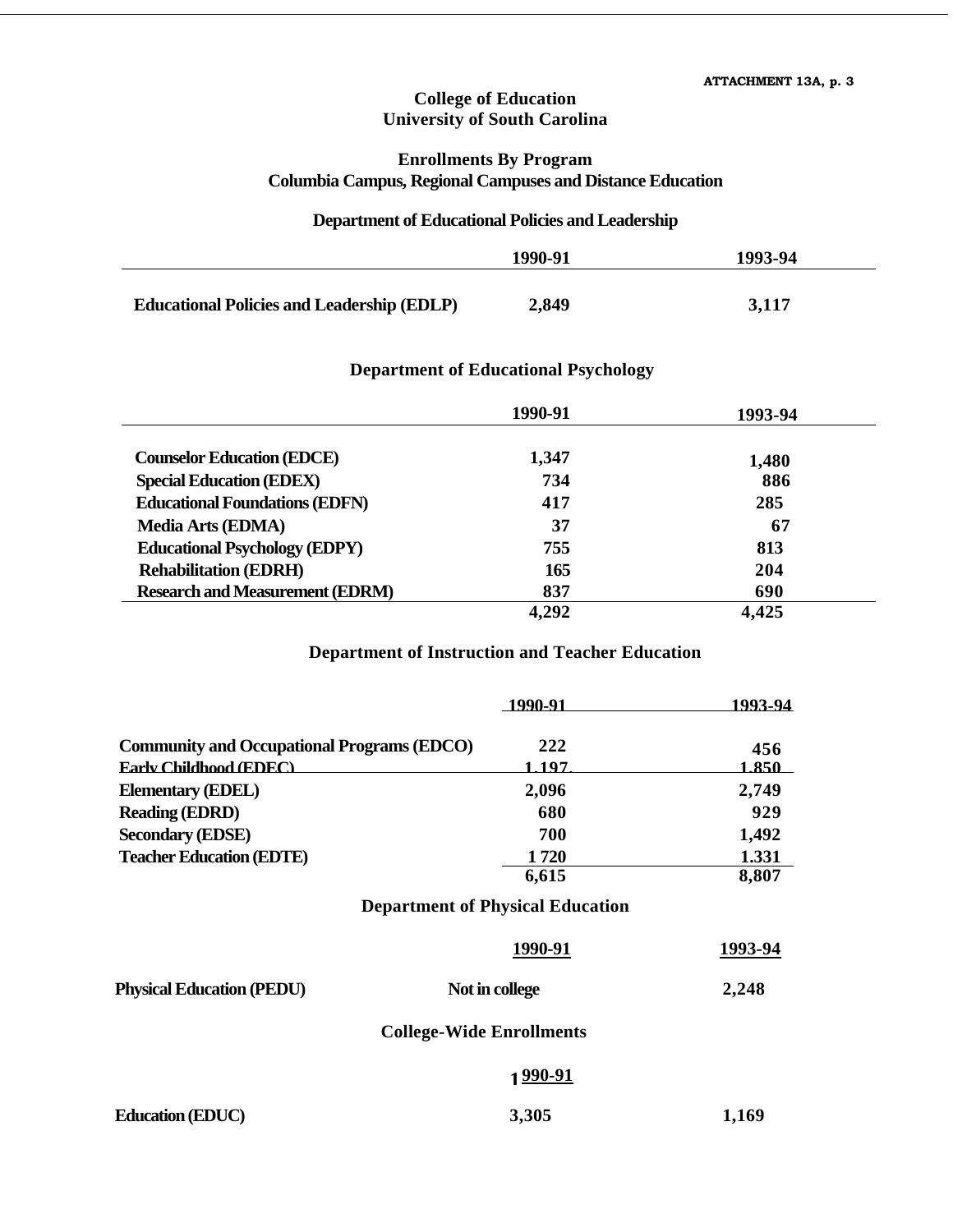ATTACHMENT 13A, p. 3

# College of Education
# University of South Carolina

## Enrollments By Program
### Columbia Campus, Regional Campuses and Distance Education

### Department of Educational Policies and Leadership

| | 1990-91 | 1993-94 |
| --- | --- | --- |
| Educational Policies and Leadership (EDLP) | 2,849 | 3,117 |

### Department of Educational Psychology

| | 1990-91 | 1993-94 |
| --- | --- | --- |
| Counselor Education (EDCE) | 1,347 | 1,480 |
| Special Education (EDEX) | 734 | 886 |
| Educational Foundations (EDFN) | 417 | 285 |
| Media Arts (EDMA) | 37 | 67 |
| Educational Psychology (EDPY) | 755 | 813 |
| Rehabilitation (EDRH) | 165 | 204 |
| Research and Measurement (EDRM) | 837 | 690 |
| | 4,292 | 4,425 |

### Department of Instruction and Teacher Education

| | 1990-91 | 1993-94 |
| --- | --- | --- |
| Community and Occupational Programs (EDCO) | 222 | 456 |
| Early Childhood (EDEC) | 1,197 | 1,850 |
| Elementary (EDEL) | 2,096 | 2,749 |
| Reading (EDRD) | 680 | 929 |
| Secondary (EDSE) | 700 | 1,492 |
| Teacher Education (EDTE) | 1 720 | 1.331 |
| | 6,615 | 8,807 |

### Department of Physical Education

| | 1990-91 | 1993-94 |
| --- | --- | --- |
| Physical Education (PEDU) | Not in college | 2,248 |

### College-Wide Enrollments

| | 1990-91 | |
| --- | --- | --- |
| Education (EDUC) | 3,305 | 1,169 |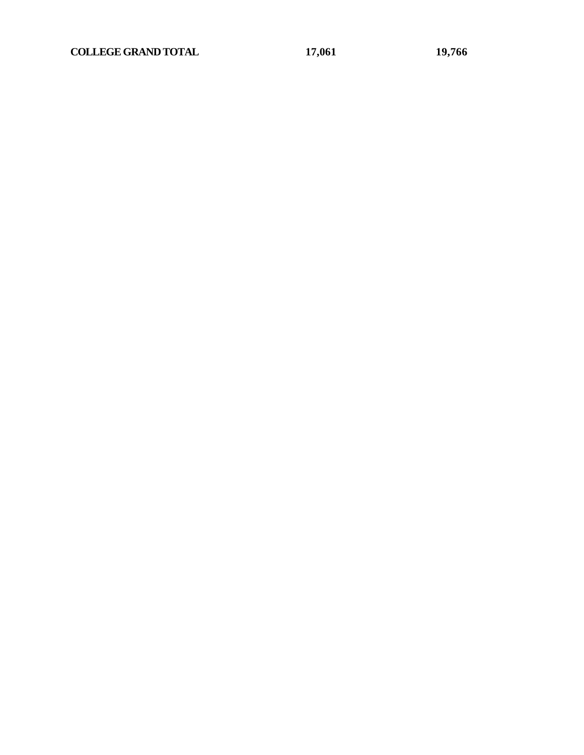| **COLLEGE GRAND TOTAL** | **17,061** | **19,766** |
|---|---|---|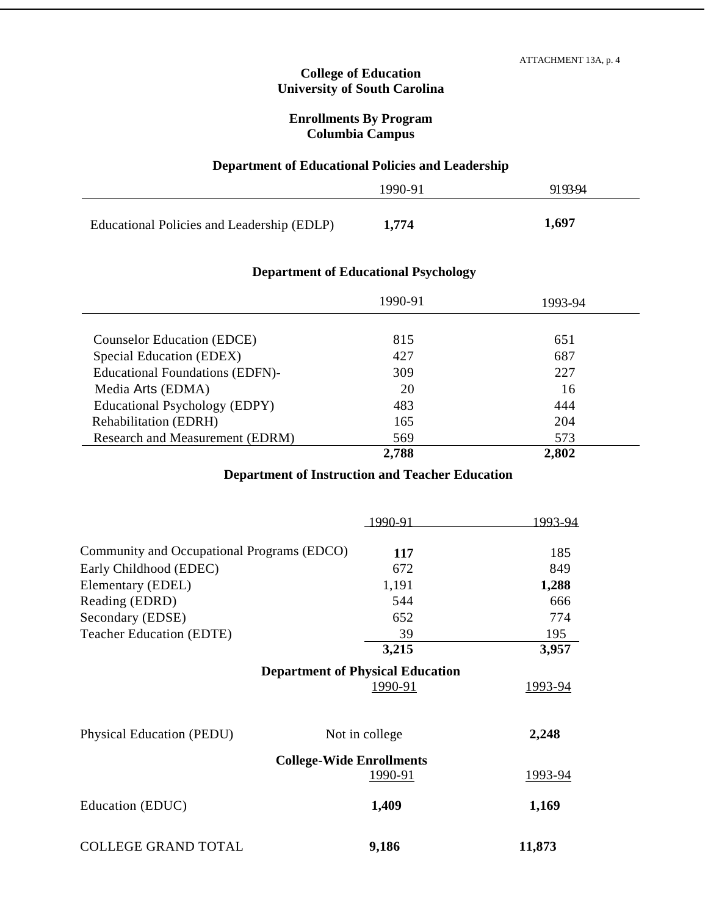ATTACHMENT 13A, p. 4

**College of Education**
**University of South Carolina**

**Enrollments By Program**
**Columbia Campus**

### Department of Educational Policies and Leadership

| | 1990-91 | 9193-94 |
|---|---|---|
| Educational Policies and Leadership (EDLP) | **1,774** | **1,697** |

### Department of Educational Psychology

| | 1990-91 | 1993-94 |
|---|---|---|
| Counselor Education (EDCE) | 815 | 651 |
| Special Education (EDEX) | 427 | 687 |
| Educational Foundations (EDFN)- | 309 | 227 |
| Media Arts (EDMA) | 20 | 16 |
| Educational Psychology (EDPY) | 483 | 444 |
| Rehabilitation (EDRH) | 165 | 204 |
| Research and Measurement (EDRM) | 569 | 573 |
| | **2,788** | **2,802** |

### Department of Instruction and Teacher Education

| | 1990-91 | 1993-94 |
|---|---|---|
| Community and Occupational Programs (EDCO) | **117** | 185 |
| Early Childhood (EDEC) | 672 | 849 |
| Elementary (EDEL) | 1,191 | **1,288** |
| Reading (EDRD) | 544 | 666 |
| Secondary (EDSE) | 652 | 774 |
| Teacher Education (EDTE) | 39 | 195 |
| | **3,215** | **3,957** |

### Department of Physical Education

| | 1990-91 | 1993-94 |
|---|---|---|
| Physical Education (PEDU) | Not in college | **2,248** |

### College-Wide Enrollments

| | 1990-91 | 1993-94 |
|---|---|---|
| Education (EDUC) | **1,409** | **1,169** |
| COLLEGE GRAND TOTAL | **9,186** | **11,873** |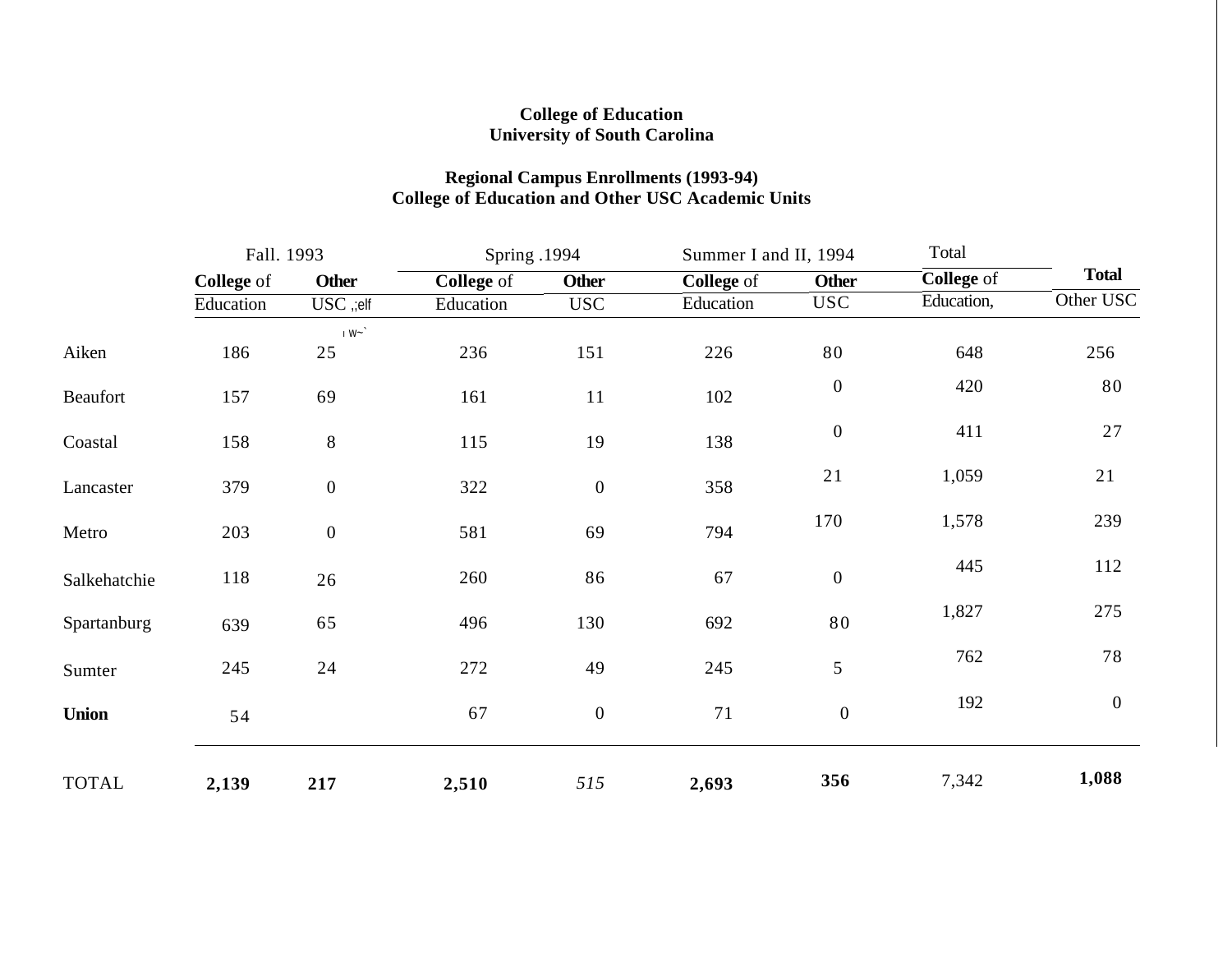**College of Education**
**University of South Carolina**

**Regional Campus Enrollments (1993-94)**
**College of Education and Other USC Academic Units**

| | Fall. 1993 | | Spring .1994 | | Summer I and II, 1994 | | Total | |
|---|---|---|---|---|---|---|---|---|
| | **College** of Education | **Other** USC | **College** of Education | **Other** USC | **College** of Education | **Other** USC | **College** of Education, | **Total** Other USC |
| Aiken | 186 | 25 | 236 | 151 | 226 | 80 | 648 | 256 |
| Beaufort | 157 | 69 | 161 | 11 | 102 | 0 | 420 | 80 |
| Coastal | 158 | 8 | 115 | 19 | 138 | 0 | 411 | 27 |
| Lancaster | 379 | 0 | 322 | 0 | 358 | 21 | 1,059 | 21 |
| Metro | 203 | 0 | 581 | 69 | 794 | 170 | 1,578 | 239 |
| Salkehatchie | 118 | 26 | 260 | 86 | 67 | 0 | 445 | 112 |
| Spartanburg | 639 | 65 | 496 | 130 | 692 | 80 | 1,827 | 275 |
| Sumter | 245 | 24 | 272 | 49 | 245 | 5 | 762 | 78 |
| **Union** | 54 | | 67 | 0 | 71 | 0 | 192 | 0 |
| TOTAL | **2,139** | **217** | **2,510** | *515* | **2,693** | **356** | 7,342 | **1,088** |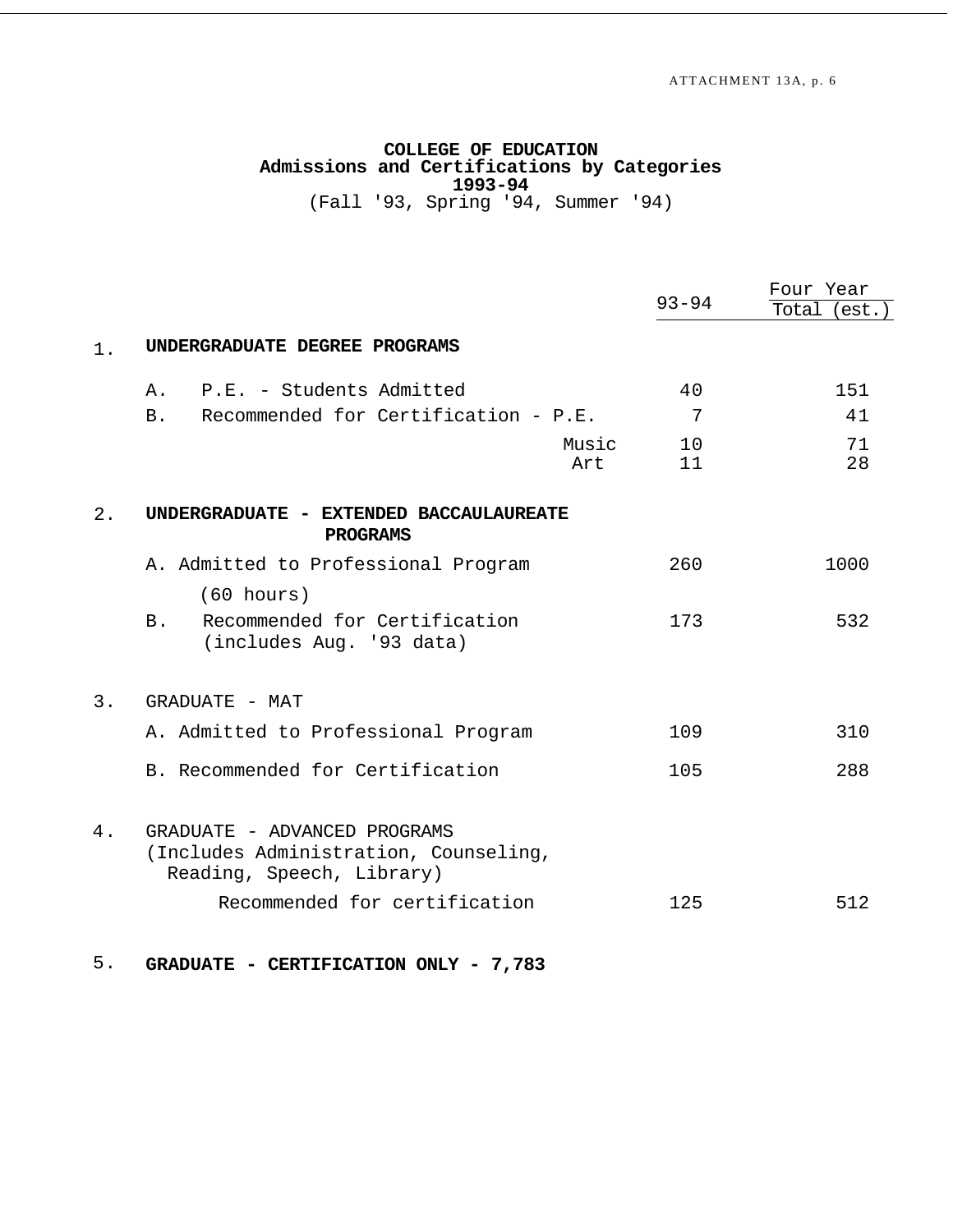ATTACHMENT 13A, p. 6

# COLLEGE OF EDUCATION
## Admissions and Certifications by Categories
### 1993-94
(Fall '93, Spring '94, Summer '94)

| | | 93-94 | Four Year Total (est.) |
|---|---|---|---|
| 1. | **UNDERGRADUATE DEGREE PROGRAMS** | | |
| | A. P.E. - Students Admitted | 40 | 151 |
| | B. Recommended for Certification - P.E. | 7 | 41 |
| | Music | 10 | 71 |
| | Art | 11 | 28 |
| 2. | **UNDERGRADUATE - EXTENDED BACCAULAUREATE PROGRAMS** | | |
| | A. Admitted to Professional Program (60 hours) | 260 | 1000 |
| | B. Recommended for Certification (includes Aug. '93 data) | 173 | 532 |
| 3. | GRADUATE - MAT | | |
| | A. Admitted to Professional Program | 109 | 310 |
| | B. Recommended for Certification | 105 | 288 |
| 4. | GRADUATE - ADVANCED PROGRAMS (Includes Administration, Counseling, Reading, Speech, Library) | | |
| | Recommended for certification | 125 | 512 |

5. **GRADUATE - CERTIFICATION ONLY - 7,783**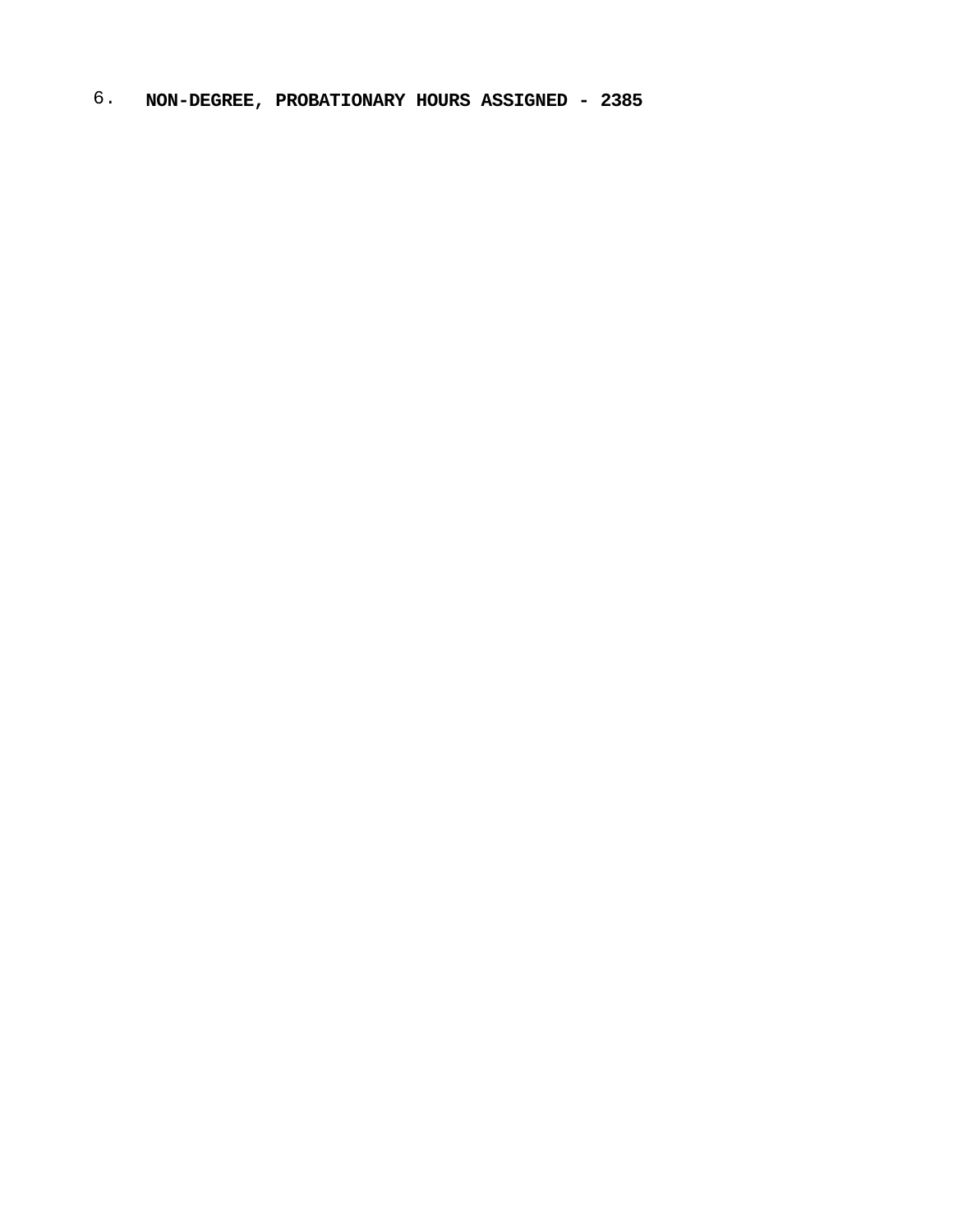6. **NON-DEGREE, PROBATIONARY HOURS ASSIGNED - 2385**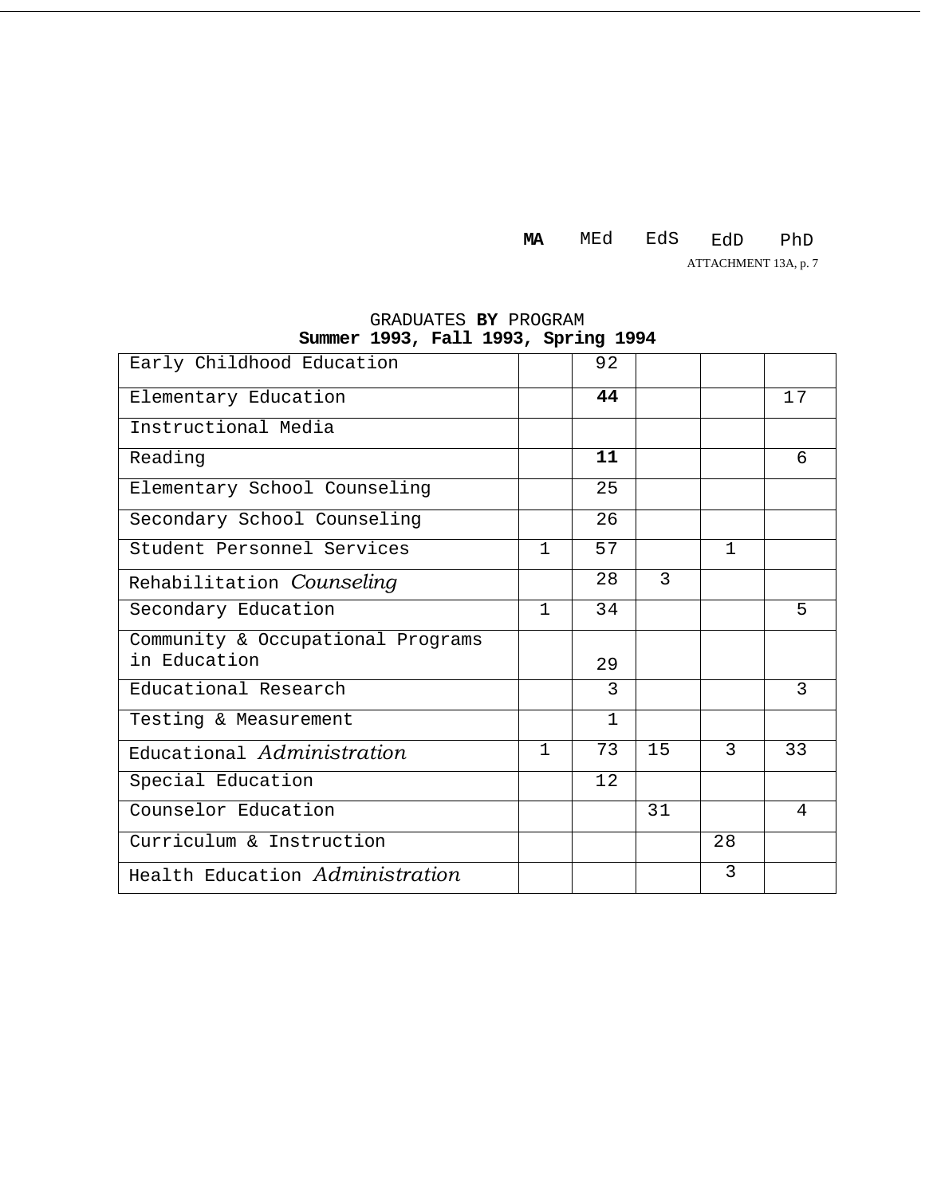ATTACHMENT 13A, p. 7

GRADUATES **BY** PROGRAM
**Summer 1993, Fall 1993, Spring 1994**

| | **MA** | MEd | EdS | EdD | PhD |
|---|---|---|---|---|---|
| Early Childhood Education | | 92 | | | |
| Elementary Education | | **44** | | | 17 |
| Instructional Media | | | | | |
| Reading | | **11** | | | 6 |
| Elementary School Counseling | | 25 | | | |
| Secondary School Counseling | | 26 | | | |
| Student Personnel Services | 1 | 57 | | 1 | |
| Rehabilitation *Counseling* | | 28 | 3 | | |
| Secondary Education | 1 | 34 | | | 5 |
| Community & Occupational Programs in Education | | 29 | | | |
| Educational Research | | 3 | | | 3 |
| Testing & Measurement | | 1 | | | |
| Educational *Administration* | 1 | 73 | 15 | 3 | 33 |
| Special Education | | 12 | | | |
| Counselor Education | | | 31 | | 4 |
| Curriculum & Instruction | | | | 28 | |
| Health Education *Administration* | | | | 3 | |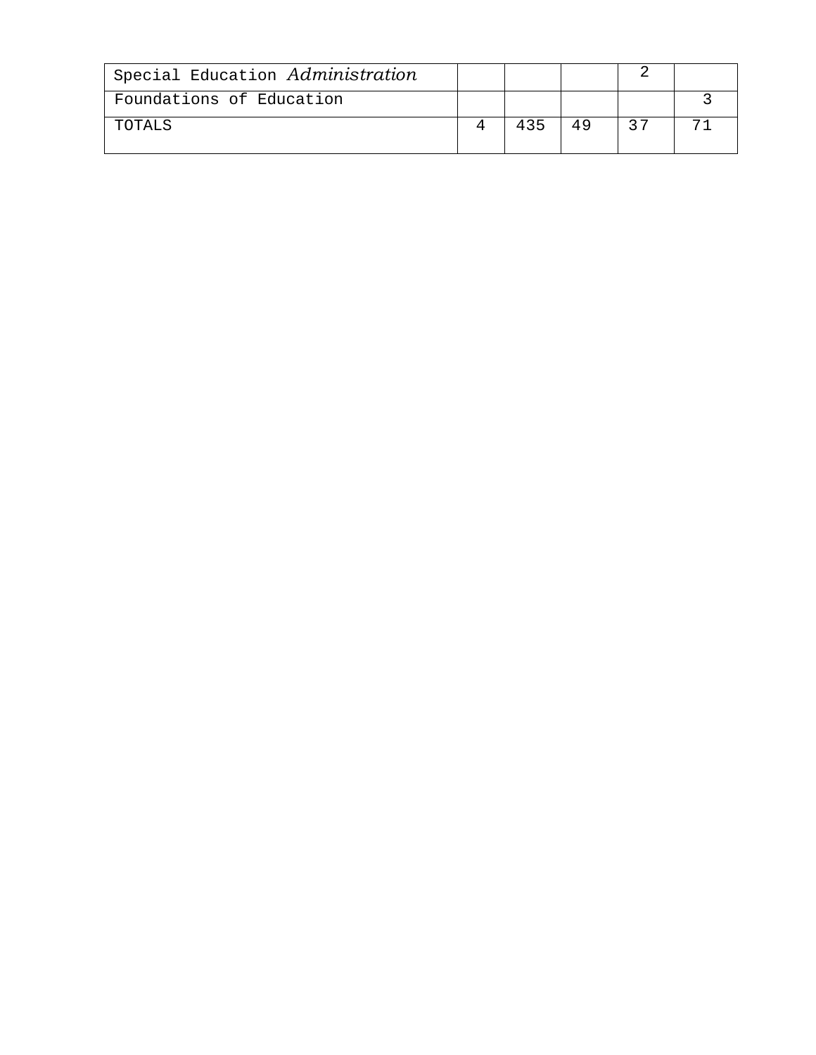| | | | | | |
|---|---|---|---|---|---|
| Special Education *Administration* | | | | 2 | |
| Foundations of Education | | | | | 3 |
| TOTALS | 4 | 435 | 49 | 37 | 71 |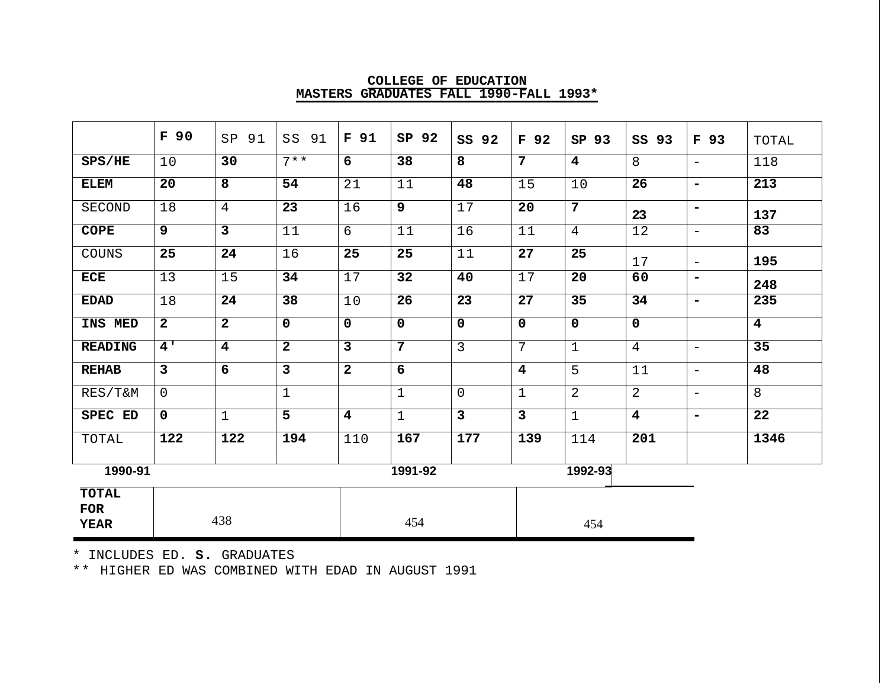**COLLEGE OF EDUCATION**
**MASTERS GRADUATES FALL 1990-FALL 1993***

| | F 90 | SP 91 | SS 91 | F 91 | SP 92 | SS 92 | F 92 | SP 93 | SS 93 | F 93 | TOTAL |
|---|---|---|---|---|---|---|---|---|---|---|---|
| SPS/HE | 10 | 30 | 7** | 6 | 38 | 8 | 7 | 4 | 8 | - | 118 |
| ELEM | 20 | 8 | 54 | 21 | 11 | 48 | 15 | 10 | 26 | - | 213 |
| SECOND | 18 | 4 | 23 | 16 | 9 | 17 | 20 | 7 | 23 | - | 137 |
| COPE | 9 | 3 | 11 | 6 | 11 | 16 | 11 | 4 | 12 | - | 83 |
| COUNS | 25 | 24 | 16 | 25 | 25 | 11 | 27 | 25 | 17 | - | 195 |
| ECE | 13 | 15 | 34 | 17 | 32 | 40 | 17 | 20 | 60 | - | 248 |
| EDAD | 18 | 24 | 38 | 10 | 26 | 23 | 27 | 35 | 34 | - | 235 |
| INS MED | 2 | 2 | 0 | 0 | 0 | 0 | 0 | 0 | 0 | | 4 |
| READING | 4' | 4 | 2 | 3 | 7 | 3 | 7 | 1 | 4 | - | 35 |
| REHAB | 3 | 6 | 3 | 2 | 6 | | 4 | 5 | 11 | - | 48 |
| RES/T&M | 0 | | 1 | | 1 | 0 | 1 | 2 | 2 | - | 8 |
| SPEC ED | 0 | 1 | 5 | 4 | 1 | 3 | 3 | 1 | 4 | - | 22 |
| TOTAL | 122 | 122 | 194 | 110 | 167 | 177 | 139 | 114 | 201 | | 1346 |

| | 1990-91 | 1991-92 | 1992-93 |
|---|---|---|---|
| TOTAL FOR YEAR | 438 | 454 | 454 |

\* INCLUDES ED. S. GRADUATES

** HIGHER ED WAS COMBINED WITH EDAD IN AUGUST 1991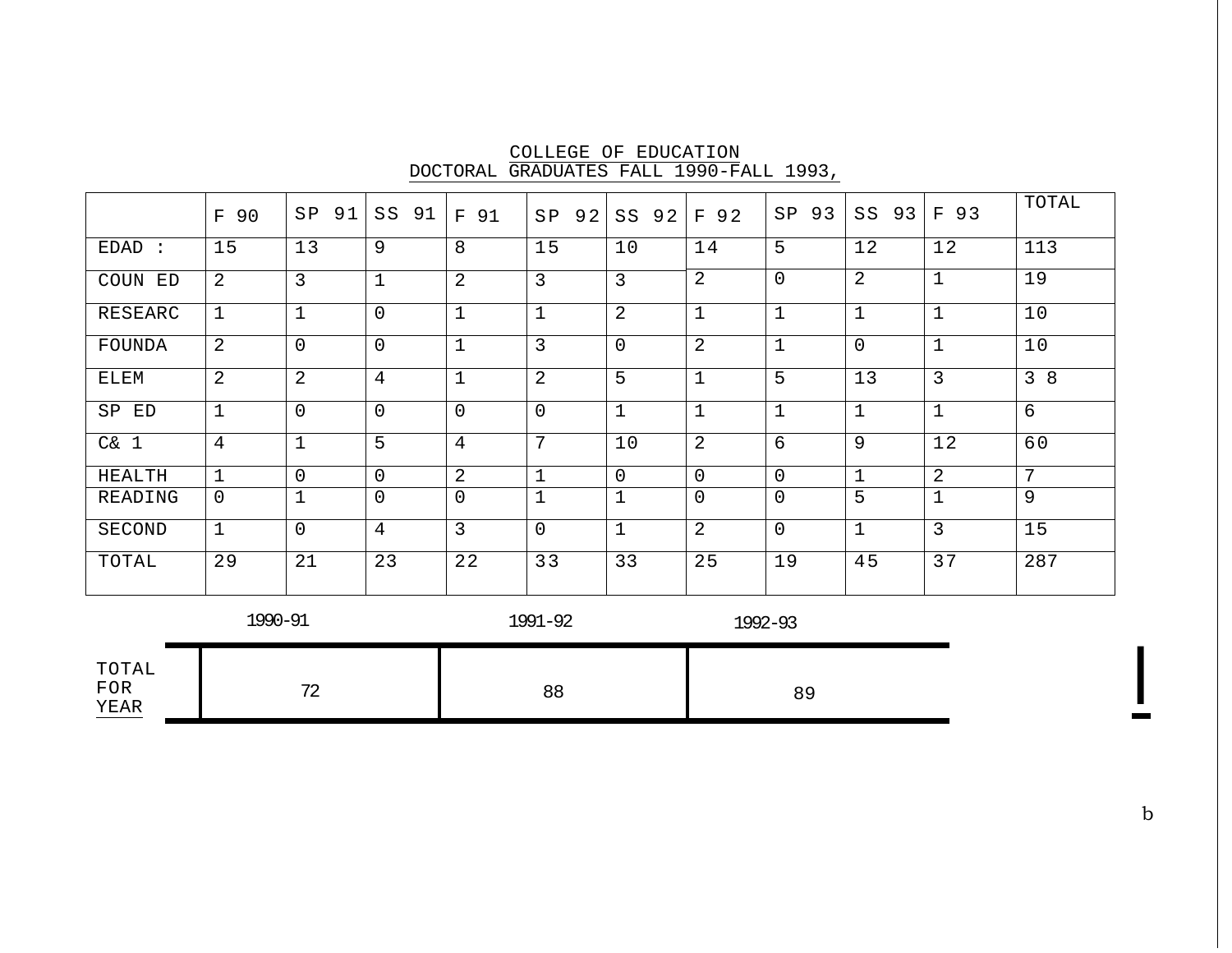COLLEGE OF EDUCATION
DOCTORAL GRADUATES FALL 1990-FALL 1993,

| | F 90 | SP 91 | SS 91 | F 91 | SP 92 | SS 92 | F 92 | SP 93 | SS 93 | F 93 | TOTAL |
|---|---|---|---|---|---|---|---|---|---|---|---|
| EDAD : | 15 | 13 | 9 | 8 | 15 | 10 | 14 | 5 | 12 | 12 | 113 |
| COUN ED | 2 | 3 | 1 | 2 | 3 | 3 | 2 | 0 | 2 | 1 | 19 |
| RESEARC | 1 | 1 | 0 | 1 | 1 | 2 | 1 | 1 | 1 | 1 | 10 |
| FOUNDA | 2 | 0 | 0 | 1 | 3 | 0 | 2 | 1 | 0 | 1 | 10 |
| ELEM | 2 | 2 | 4 | 1 | 2 | 5 | 1 | 5 | 13 | 3 | 3 8 |
| SP ED | 1 | 0 | 0 | 0 | 0 | 1 | 1 | 1 | 1 | 1 | 6 |
| C& 1 | 4 | 1 | 5 | 4 | 7 | 10 | 2 | 6 | 9 | 12 | 60 |
| HEALTH | 1 | 0 | 0 | 2 | 1 | 0 | 0 | 0 | 1 | 2 | 7 |
| READING | 0 | 1 | 0 | 0 | 1 | 1 | 0 | 0 | 5 | 1 | 9 |
| SECOND | 1 | 0 | 4 | 3 | 0 | 1 | 2 | 0 | 1 | 3 | 15 |
| TOTAL | 29 | 21 | 23 | 22 | 33 | 33 | 25 | 19 | 45 | 37 | 287 |

| | 1990-91 | 1991-92 | 1992-93 |
|---|---|---|---|
| TOTAL FOR YEAR | 72 | 88 | 89 |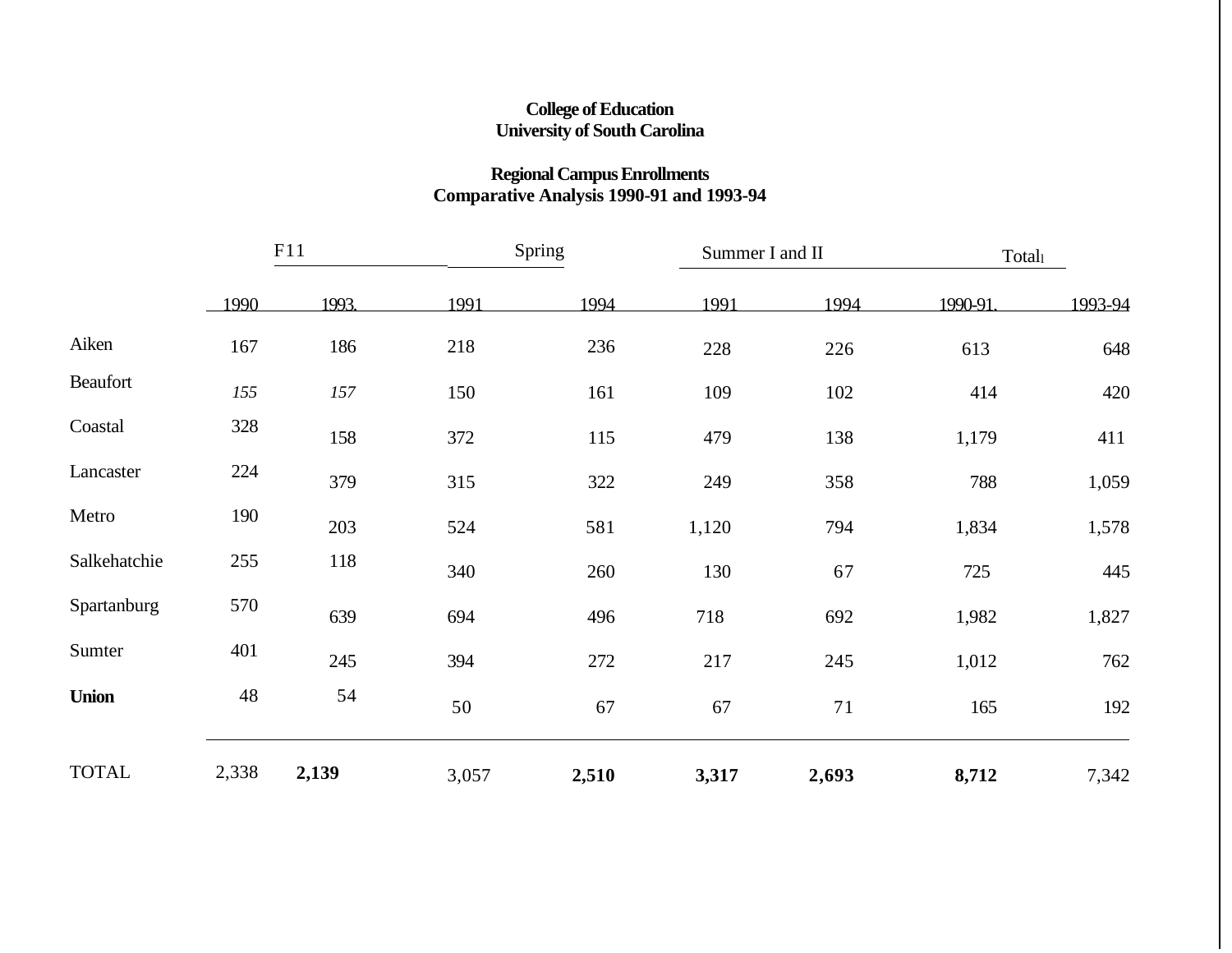**College of Education**
**University of South Carolina**

**Regional Campus Enrollments**
**Comparative Analysis 1990-91 and 1993-94**

| | F11 | | Spring | | Summer I and II | | Total | |
|---|---|---|---|---|---|---|---|---|
| | 1990 | 1993. | 1991 | 1994 | 1991 | 1994 | 1990-91. | 1993-94 |
| Aiken | 167 | 186 | 218 | 236 | 228 | 226 | 613 | 648 |
| Beaufort | *155* | *157* | 150 | 161 | 109 | 102 | 414 | 420 |
| Coastal | 328 | 158 | 372 | 115 | 479 | 138 | 1,179 | 411 |
| Lancaster | 224 | 379 | 315 | 322 | 249 | 358 | 788 | 1,059 |
| Metro | 190 | 203 | 524 | 581 | 1,120 | 794 | 1,834 | 1,578 |
| Salkehatchie | 255 | 118 | 340 | 260 | 130 | 67 | 725 | 445 |
| Spartanburg | 570 | 639 | 694 | 496 | 718 | 692 | 1,982 | 1,827 |
| Sumter | 401 | 245 | 394 | 272 | 217 | 245 | 1,012 | 762 |
| **Union** | 48 | 54 | 50 | 67 | 67 | 71 | 165 | 192 |
| TOTAL | 2,338 | **2,139** | 3,057 | **2,510** | **3,317** | **2,693** | **8,712** | 7,342 |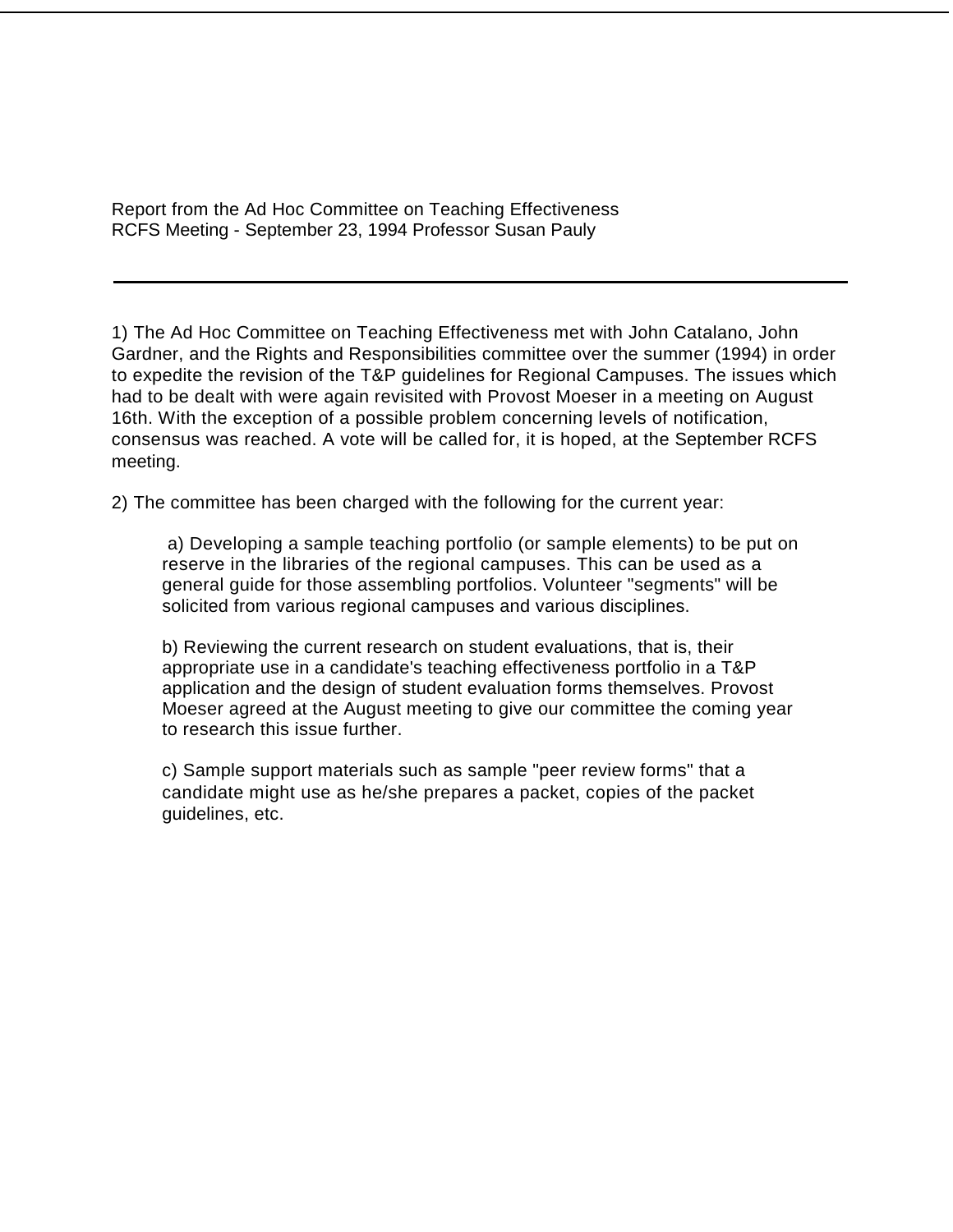Report from the Ad Hoc Committee on Teaching Effectiveness
RCFS Meeting - September 23, 1994 Professor Susan Pauly

---

1) The Ad Hoc Committee on Teaching Effectiveness met with John Catalano, John Gardner, and the Rights and Responsibilities committee over the summer (1994) in order to expedite the revision of the T&P guidelines for Regional Campuses. The issues which had to be dealt with were again revisited with Provost Moeser in a meeting on August 16th. With the exception of a possible problem concerning levels of notification, consensus was reached. A vote will be called for, it is hoped, at the September RCFS meeting.

2) The committee has been charged with the following for the current year:

> a) Developing a sample teaching portfolio (or sample elements) to be put on reserve in the libraries of the regional campuses. This can be used as a general guide for those assembling portfolios. Volunteer "segments" will be solicited from various regional campuses and various disciplines.
>
> b) Reviewing the current research on student evaluations, that is, their appropriate use in a candidate's teaching effectiveness portfolio in a T&P application and the design of student evaluation forms themselves. Provost Moeser agreed at the August meeting to give our committee the coming year to research this issue further.
>
> c) Sample support materials such as sample "peer review forms" that a candidate might use as he/she prepares a packet, copies of the packet guidelines, etc.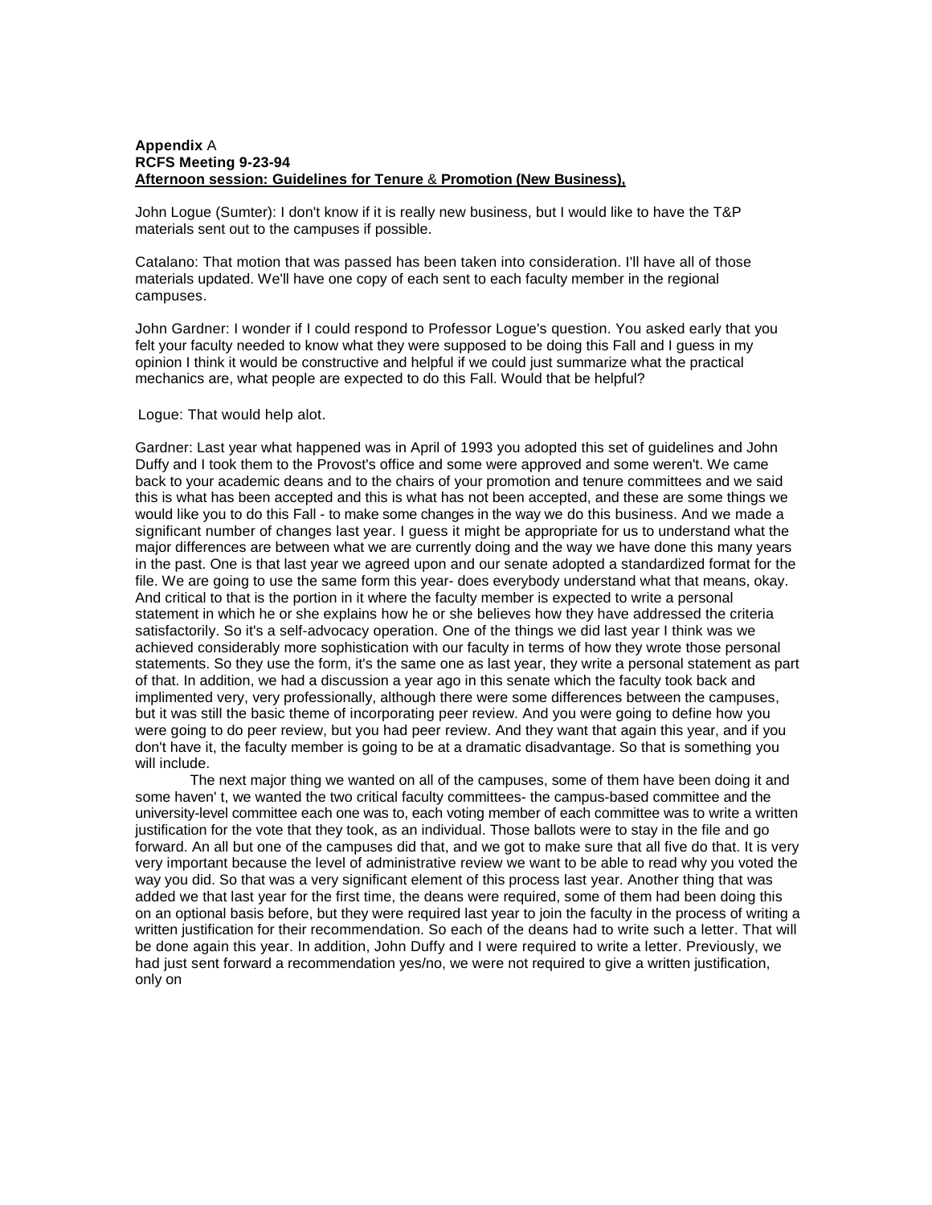**Appendix** A
**RCFS Meeting 9-23-94**
**Afternoon session: Guidelines for Tenure** & **Promotion (New Business),**

John Logue (Sumter): I don't know if it is really new business, but I would like to have the T&P materials sent out to the campuses if possible.

Catalano: That motion that was passed has been taken into consideration. I'll have all of those materials updated. We'll have one copy of each sent to each faculty member in the regional campuses.

John Gardner: I wonder if I could respond to Professor Logue's question. You asked early that you felt your faculty needed to know what they were supposed to be doing this Fall and I guess in my opinion I think it would be constructive and helpful if we could just summarize what the practical mechanics are, what people are expected to do this Fall. Would that be helpful?

Logue: That would help alot.

Gardner: Last year what happened was in April of 1993 you adopted this set of guidelines and John Duffy and I took them to the Provost's office and some were approved and some weren't. We came back to your academic deans and to the chairs of your promotion and tenure committees and we said this is what has been accepted and this is what has not been accepted, and these are some things we would like you to do this Fall - to make some changes in the way we do this business. And we made a significant number of changes last year. I guess it might be appropriate for us to understand what the major differences are between what we are currently doing and the way we have done this many years in the past. One is that last year we agreed upon and our senate adopted a standardized format for the file. We are going to use the same form this year- does everybody understand what that means, okay. And critical to that is the portion in it where the faculty member is expected to write a personal statement in which he or she explains how he or she believes how they have addressed the criteria satisfactorily. So it's a self-advocacy operation. One of the things we did last year I think was we achieved considerably more sophistication with our faculty in terms of how they wrote those personal statements. So they use the form, it's the same one as last year, they write a personal statement as part of that. In addition, we had a discussion a year ago in this senate which the faculty took back and implimented very, very professionally, although there were some differences between the campuses, but it was still the basic theme of incorporating peer review. And you were going to define how you were going to do peer review, but you had peer review. And they want that again this year, and if you don't have it, the faculty member is going to be at a dramatic disadvantage. So that is something you will include.

The next major thing we wanted on all of the campuses, some of them have been doing it and some haven' t, we wanted the two critical faculty committees- the campus-based committee and the university-level committee each one was to, each voting member of each committee was to write a written justification for the vote that they took, as an individual. Those ballots were to stay in the file and go forward. An all but one of the campuses did that, and we got to make sure that all five do that. It is very very important because the level of administrative review we want to be able to read why you voted the way you did. So that was a very significant element of this process last year. Another thing that was added we that last year for the first time, the deans were required, some of them had been doing this on an optional basis before, but they were required last year to join the faculty in the process of writing a written justification for their recommendation. So each of the deans had to write such a letter. That will be done again this year. In addition, John Duffy and I were required to write a letter. Previously, we had just sent forward a recommendation yes/no, we were not required to give a written justification, only on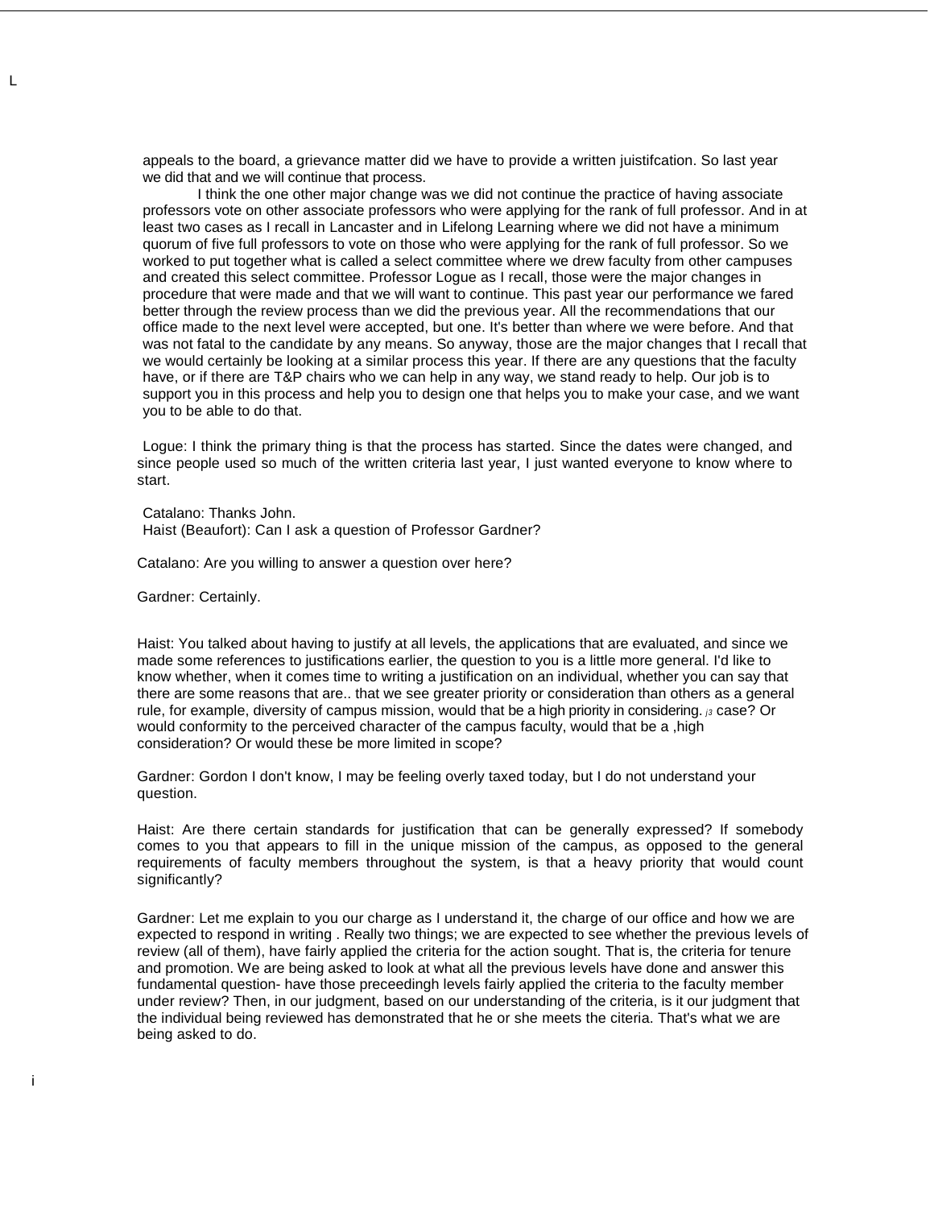appeals to the board, a grievance matter did we have to provide a written juistifcation. So last year we did that and we will continue that process.

I think the one other major change was we did not continue the practice of having associate professors vote on other associate professors who were applying for the rank of full professor. And in at least two cases as I recall in Lancaster and in Lifelong Learning where we did not have a minimum quorum of five full professors to vote on those who were applying for the rank of full professor. So we worked to put together what is called a select committee where we drew faculty from other campuses and created this select committee. Professor Logue as I recall, those were the major changes in procedure that were made and that we will want to continue. This past year our performance we fared better through the review process than we did the previous year. All the recommendations that our office made to the next level were accepted, but one. It's better than where we were before. And that was not fatal to the candidate by any means. So anyway, those are the major changes that I recall that we would certainly be looking at a similar process this year. If there are any questions that the faculty have, or if there are T&P chairs who we can help in any way, we stand ready to help. Our job is to support you in this process and help you to design one that helps you to make your case, and we want you to be able to do that.

Logue: I think the primary thing is that the process has started. Since the dates were changed, and since people used so much of the written criteria last year, I just wanted everyone to know where to start.

Catalano: Thanks John.
Haist (Beaufort): Can I ask a question of Professor Gardner?

Catalano: Are you willing to answer a question over here?

Gardner: Certainly.

Haist: You talked about having to justify at all levels, the applications that are evaluated, and since we made some references to justifications earlier, the question to you is a little more general. I'd like to know whether, when it comes time to writing a justification on an individual, whether you can say that there are some reasons that are.. that we see greater priority or consideration than others as a general rule, for example, diversity of campus mission, would that be a high priority in considering. *j3* case? Or would conformity to the perceived character of the campus faculty, would that be a ,high consideration? Or would these be more limited in scope?

Gardner: Gordon I don't know, I may be feeling overly taxed today, but I do not understand your question.

Haist: Are there certain standards for justification that can be generally expressed? If somebody comes to you that appears to fill in the unique mission of the campus, as opposed to the general requirements of faculty members throughout the system, is that a heavy priority that would count significantly?

Gardner: Let me explain to you our charge as I understand it, the charge of our office and how we are expected to respond in writing . Really two things; we are expected to see whether the previous levels of review (all of them), have fairly applied the criteria for the action sought. That is, the criteria for tenure and promotion. We are being asked to look at what all the previous levels have done and answer this fundamental question- have those preceedingh levels fairly applied the criteria to the faculty member under review? Then, in our judgment, based on our understanding of the criteria, is it our judgment that the individual being reviewed has demonstrated that he or she meets the citeria. That's what we are being asked to do.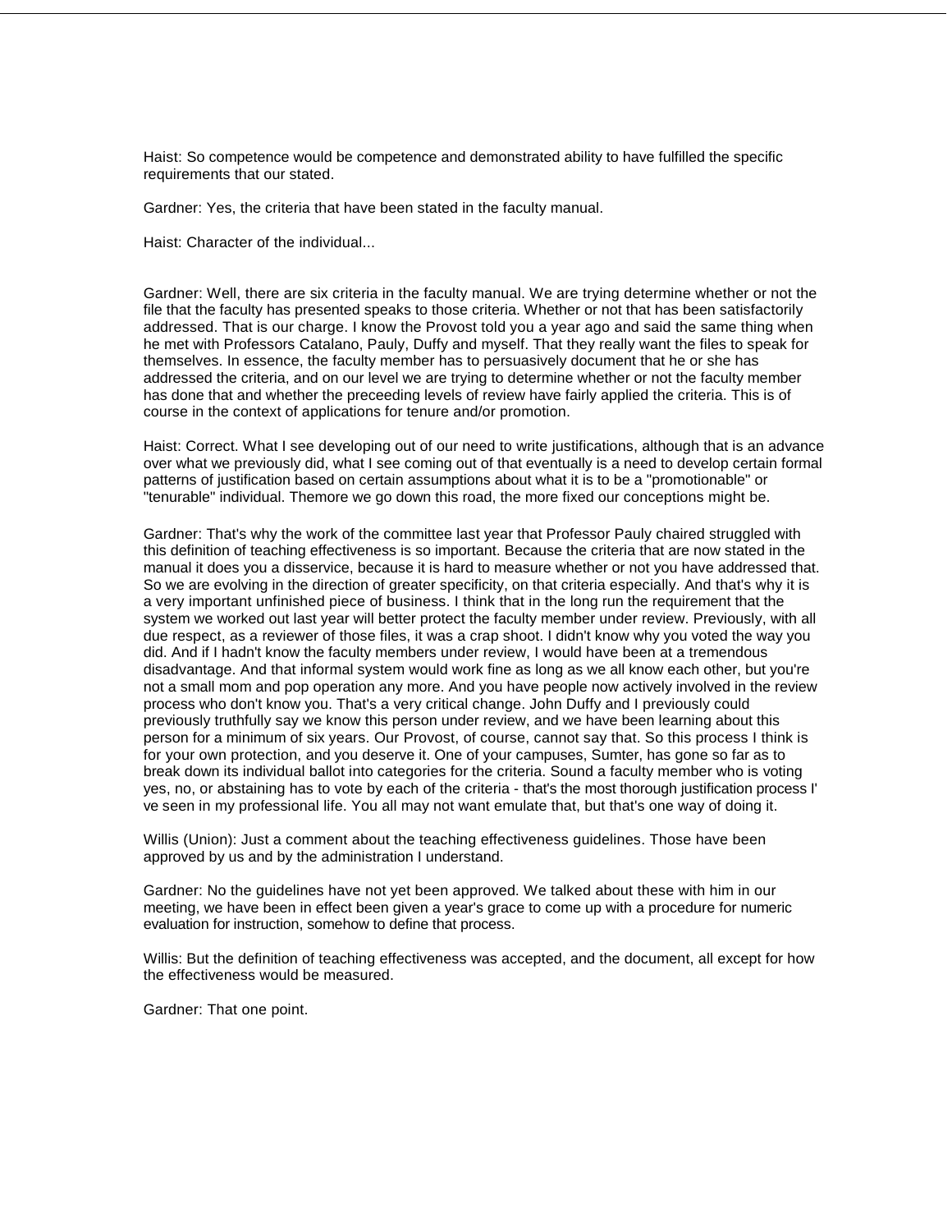Haist: So competence would be competence and demonstrated ability to have fulfilled the specific requirements that our stated.

Gardner: Yes, the criteria that have been stated in the faculty manual.

Haist: Character of the individual...

Gardner: Well, there are six criteria in the faculty manual. We are trying determine whether or not the file that the faculty has presented speaks to those criteria. Whether or not that has been satisfactorily addressed. That is our charge. I know the Provost told you a year ago and said the same thing when he met with Professors Catalano, Pauly, Duffy and myself. That they really want the files to speak for themselves. In essence, the faculty member has to persuasively document that he or she has addressed the criteria, and on our level we are trying to determine whether or not the faculty member has done that and whether the preceeding levels of review have fairly applied the criteria. This is of course in the context of applications for tenure and/or promotion.

Haist: Correct. What I see developing out of our need to write justifications, although that is an advance over what we previously did, what I see coming out of that eventually is a need to develop certain formal patterns of justification based on certain assumptions about what it is to be a "promotionable" or "tenurable" individual. Themore we go down this road, the more fixed our conceptions might be.

Gardner: That's why the work of the committee last year that Professor Pauly chaired struggled with this definition of teaching effectiveness is so important. Because the criteria that are now stated in the manual it does you a disservice, because it is hard to measure whether or not you have addressed that. So we are evolving in the direction of greater specificity, on that criteria especially. And that's why it is a very important unfinished piece of business. I think that in the long run the requirement that the system we worked out last year will better protect the faculty member under review. Previously, with all due respect, as a reviewer of those files, it was a crap shoot. I didn't know why you voted the way you did. And if I hadn't know the faculty members under review, I would have been at a tremendous disadvantage. And that informal system would work fine as long as we all know each other, but you're not a small mom and pop operation any more. And you have people now actively involved in the review process who don't know you. That's a very critical change. John Duffy and I previously could previously truthfully say we know this person under review, and we have been learning about this person for a minimum of six years. Our Provost, of course, cannot say that. So this process I think is for your own protection, and you deserve it. One of your campuses, Sumter, has gone so far as to break down its individual ballot into categories for the criteria. Sound a faculty member who is voting yes, no, or abstaining has to vote by each of the criteria - that's the most thorough justification process I' ve seen in my professional life. You all may not want emulate that, but that's one way of doing it.

Willis (Union): Just a comment about the teaching effectiveness guidelines. Those have been approved by us and by the administration I understand.

Gardner: No the guidelines have not yet been approved. We talked about these with him in our meeting, we have been in effect been given a year's grace to come up with a procedure for numeric evaluation for instruction, somehow to define that process.

Willis: But the definition of teaching effectiveness was accepted, and the document, all except for how the effectiveness would be measured.

Gardner: That one point.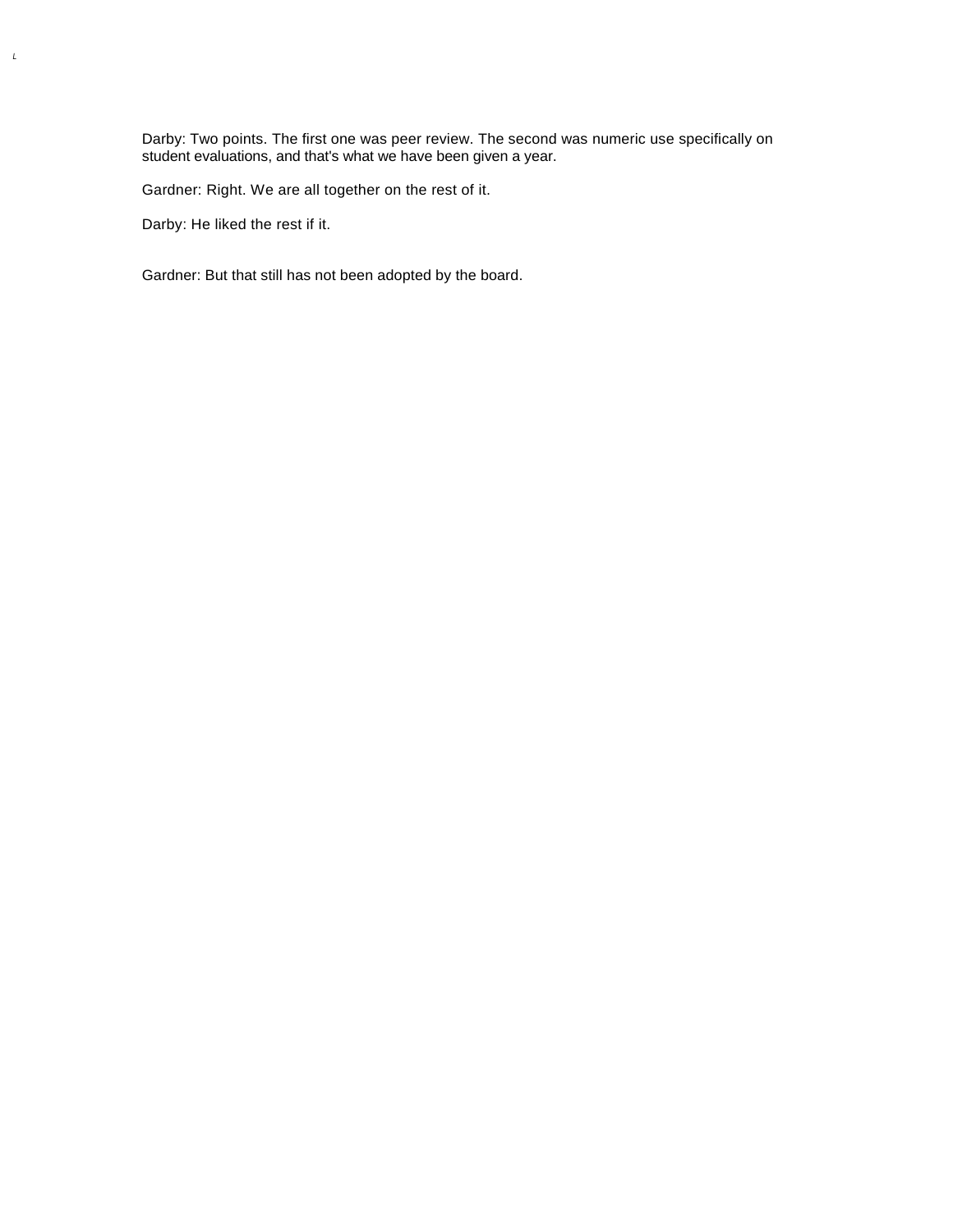Darby: Two points. The first one was peer review. The second was numeric use specifically on student evaluations, and that's what we have been given a year.

Gardner: Right. We are all together on the rest of it.

Darby: He liked the rest if it.

Gardner: But that still has not been adopted by the board.